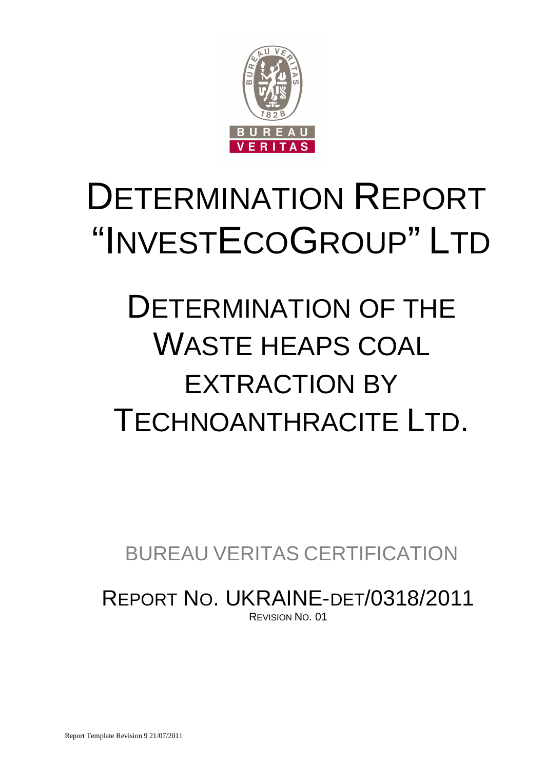# DETERMINATION REPORT "INVESTECOGROUP" LTD

# DETERMINATION OF THE WASTE HEAPS COAL EXTRACTION BY TECHNOANTHRACITE LTD.

BUREAU VERITAS CERTIFICATION

REPORT NO. UKRAINE-DET/0318/2011

REVISION NO. 01

Report Template Revision 9 21/07/2011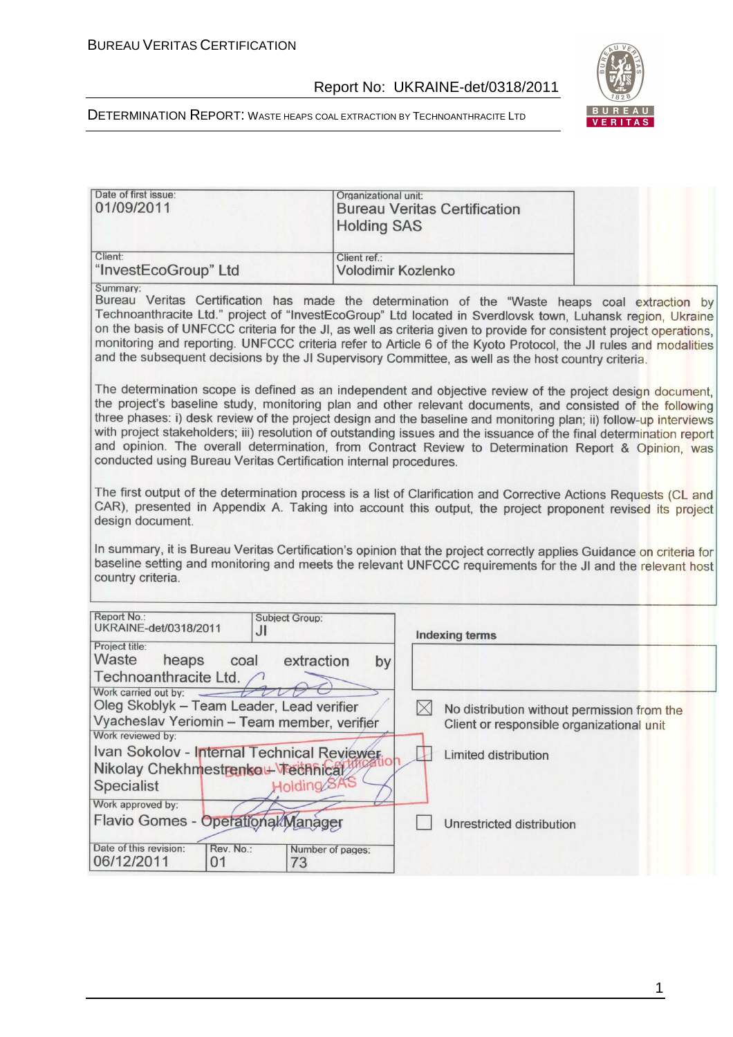| Date of first issue: 01/09/2011 | Organizational unit: Bureau Veritas Certification Holding SAS |
|---|---|
| Client: "InvestEcoGroup" Ltd | Client ref.: Volodimir Kozlenko |

Summary:

Bureau Veritas Certification has made the determination of the "Waste heaps coal extraction by Technoanthracite Ltd." project of "InvestEcoGroup" Ltd located in Sverdlovsk town, Luhansk region, Ukraine on the basis of UNFCCC criteria for the JI, as well as criteria given to provide for consistent project operations, monitoring and reporting. UNFCCC criteria refer to Article 6 of the Kyoto Protocol, the JI rules and modalities and the subsequent decisions by the JI Supervisory Committee, as well as the host country criteria.

The determination scope is defined as an independent and objective review of the project design document, the project's baseline study, monitoring plan and other relevant documents, and consisted of the following three phases: i) desk review of the project design and the baseline and monitoring plan; ii) follow-up interviews with project stakeholders; iii) resolution of outstanding issues and the issuance of the final determination report and opinion. The overall determination, from Contract Review to Determination Report & Opinion, was conducted using Bureau Veritas Certification internal procedures.

The first output of the determination process is a list of Clarification and Corrective Actions Requests (CL and CAR), presented in Appendix A. Taking into account this output, the project proponent revised its project design document.

In summary, it is Bureau Veritas Certification's opinion that the project correctly applies Guidance on criteria for baseline setting and monitoring and meets the relevant UNFCCC requirements for the JI and the relevant host country criteria.

| Report No.: UKRAINE-det/0318/2011 | Subject Group: JI | Indexing terms |
|---|---|---|
| Project title: Waste heaps coal extraction by Technoanthracite Ltd. | | |
| Work carried out by: Oleg Skoblyk – Team Leader, Lead verifier; Vyacheslav Yeriomin – Team member, verifier | | ☒ No distribution without permission from the Client or responsible organizational unit |
| Work reviewed by: Ivan Sokolov - Internal Technical Reviewer; Nikolay Chekhmestrenko - Technical Specialist | | ☐ Limited distribution |
| Work approved by: Flavio Gomes - Operational Manager | | ☐ Unrestricted distribution |
| Date of this revision: 06/12/2011 | Rev. No.: 01 | Number of pages: 73 |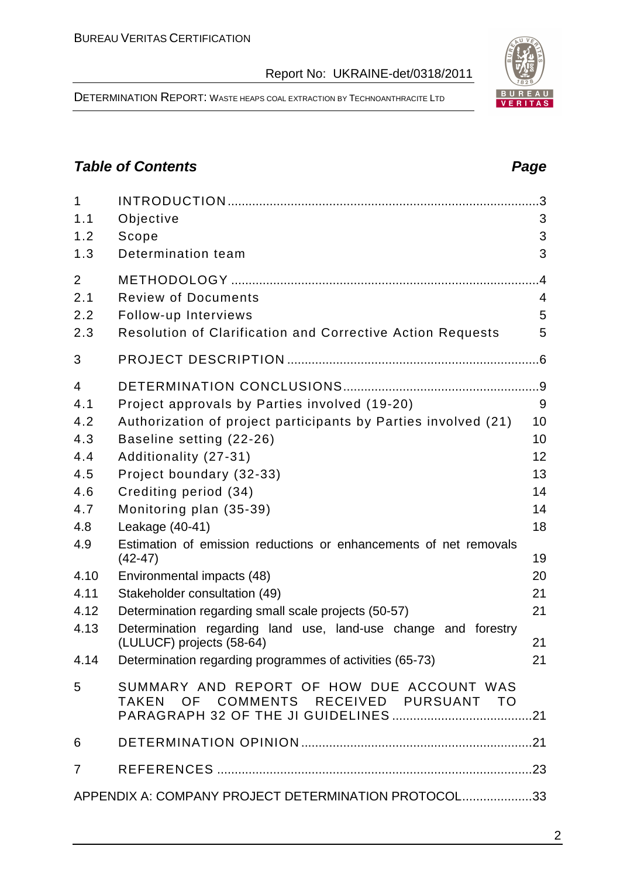## *Table of Contents* *Page*

| | | |
|---|---|---|
| 1 | INTRODUCTION | 3 |
| 1.1 | Objective | 3 |
| 1.2 | Scope | 3 |
| 1.3 | Determination team | 3 |
| 2 | METHODOLOGY | 4 |
| 2.1 | Review of Documents | 4 |
| 2.2 | Follow-up Interviews | 5 |
| 2.3 | Resolution of Clarification and Corrective Action Requests | 5 |
| 3 | PROJECT DESCRIPTION | 6 |
| 4 | DETERMINATION CONCLUSIONS | 9 |
| 4.1 | Project approvals by Parties involved (19-20) | 9 |
| 4.2 | Authorization of project participants by Parties involved (21) | 10 |
| 4.3 | Baseline setting (22-26) | 10 |
| 4.4 | Additionality (27-31) | 12 |
| 4.5 | Project boundary (32-33) | 13 |
| 4.6 | Crediting period (34) | 14 |
| 4.7 | Monitoring plan (35-39) | 14 |
| 4.8 | Leakage (40-41) | 18 |
| 4.9 | Estimation of emission reductions or enhancements of net removals (42-47) | 19 |
| 4.10 | Environmental impacts (48) | 20 |
| 4.11 | Stakeholder consultation (49) | 21 |
| 4.12 | Determination regarding small scale projects (50-57) | 21 |
| 4.13 | Determination regarding land use, land-use change and forestry (LULUCF) projects (58-64) | 21 |
| 4.14 | Determination regarding programmes of activities (65-73) | 21 |
| 5 | SUMMARY AND REPORT OF HOW DUE ACCOUNT WAS TAKEN OF COMMENTS RECEIVED PURSUANT TO PARAGRAPH 32 OF THE JI GUIDELINES | 21 |
| 6 | DETERMINATION OPINION | 21 |
| 7 | REFERENCES | 23 |
| | APPENDIX A: COMPANY PROJECT DETERMINATION PROTOCOL | 33 |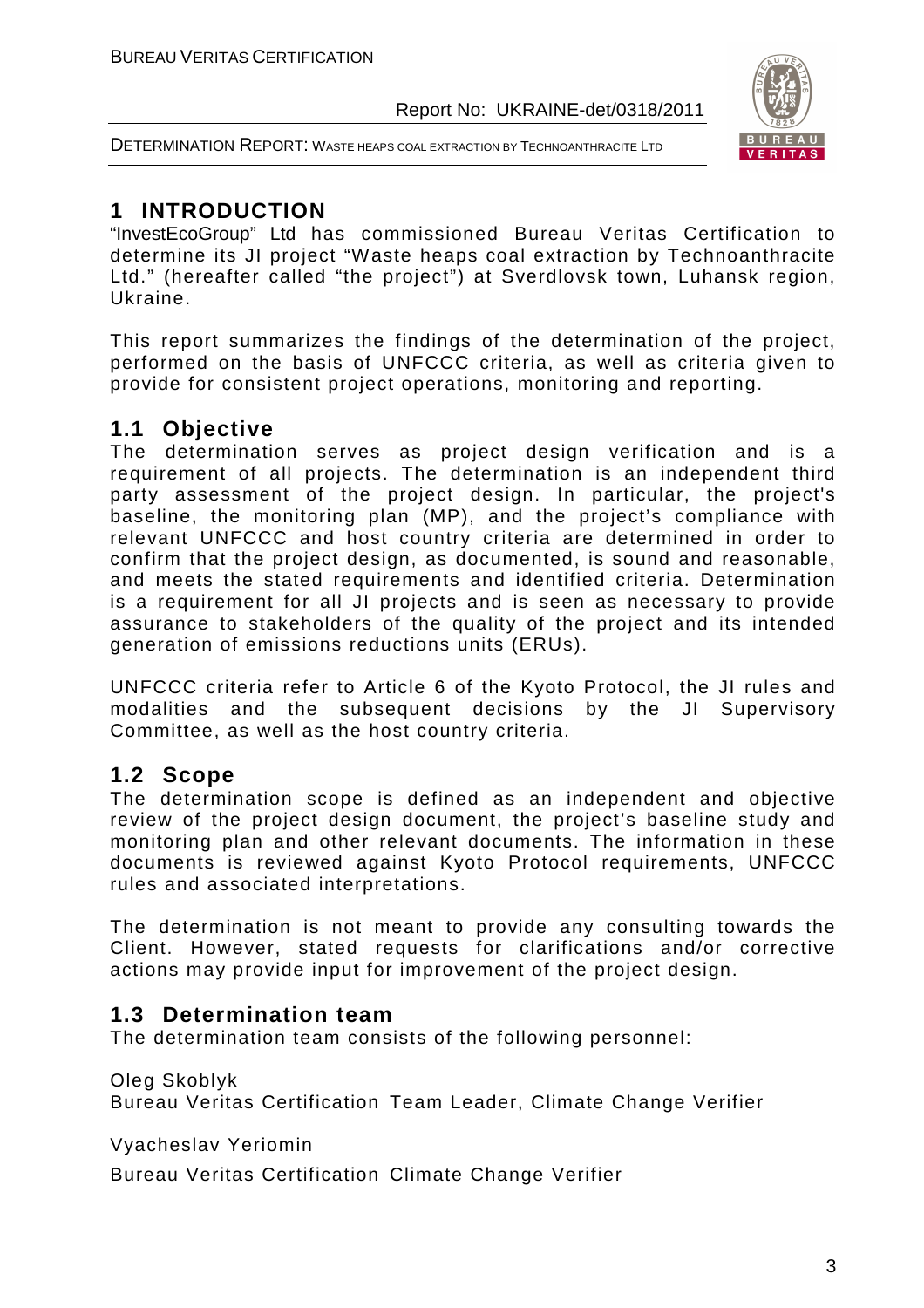# 1 INTRODUCTION

"InvestEcoGroup" Ltd has commissioned Bureau Veritas Certification to determine its JI project "Waste heaps coal extraction by Technoanthracite Ltd." (hereafter called "the project") at Sverdlovsk town, Luhansk region, Ukraine.

This report summarizes the findings of the determination of the project, performed on the basis of UNFCCC criteria, as well as criteria given to provide for consistent project operations, monitoring and reporting.

## 1.1 Objective

The determination serves as project design verification and is a requirement of all projects. The determination is an independent third party assessment of the project design. In particular, the project's baseline, the monitoring plan (MP), and the project's compliance with relevant UNFCCC and host country criteria are determined in order to confirm that the project design, as documented, is sound and reasonable, and meets the stated requirements and identified criteria. Determination is a requirement for all JI projects and is seen as necessary to provide assurance to stakeholders of the quality of the project and its intended generation of emissions reductions units (ERUs).

UNFCCC criteria refer to Article 6 of the Kyoto Protocol, the JI rules and modalities and the subsequent decisions by the JI Supervisory Committee, as well as the host country criteria.

## 1.2 Scope

The determination scope is defined as an independent and objective review of the project design document, the project's baseline study and monitoring plan and other relevant documents. The information in these documents is reviewed against Kyoto Protocol requirements, UNFCCC rules and associated interpretations.

The determination is not meant to provide any consulting towards the Client. However, stated requests for clarifications and/or corrective actions may provide input for improvement of the project design.

## 1.3 Determination team

The determination team consists of the following personnel:

Oleg Skoblyk
Bureau Veritas Certification Team Leader, Climate Change Verifier

Vyacheslav Yeriomin

Bureau Veritas Certification Climate Change Verifier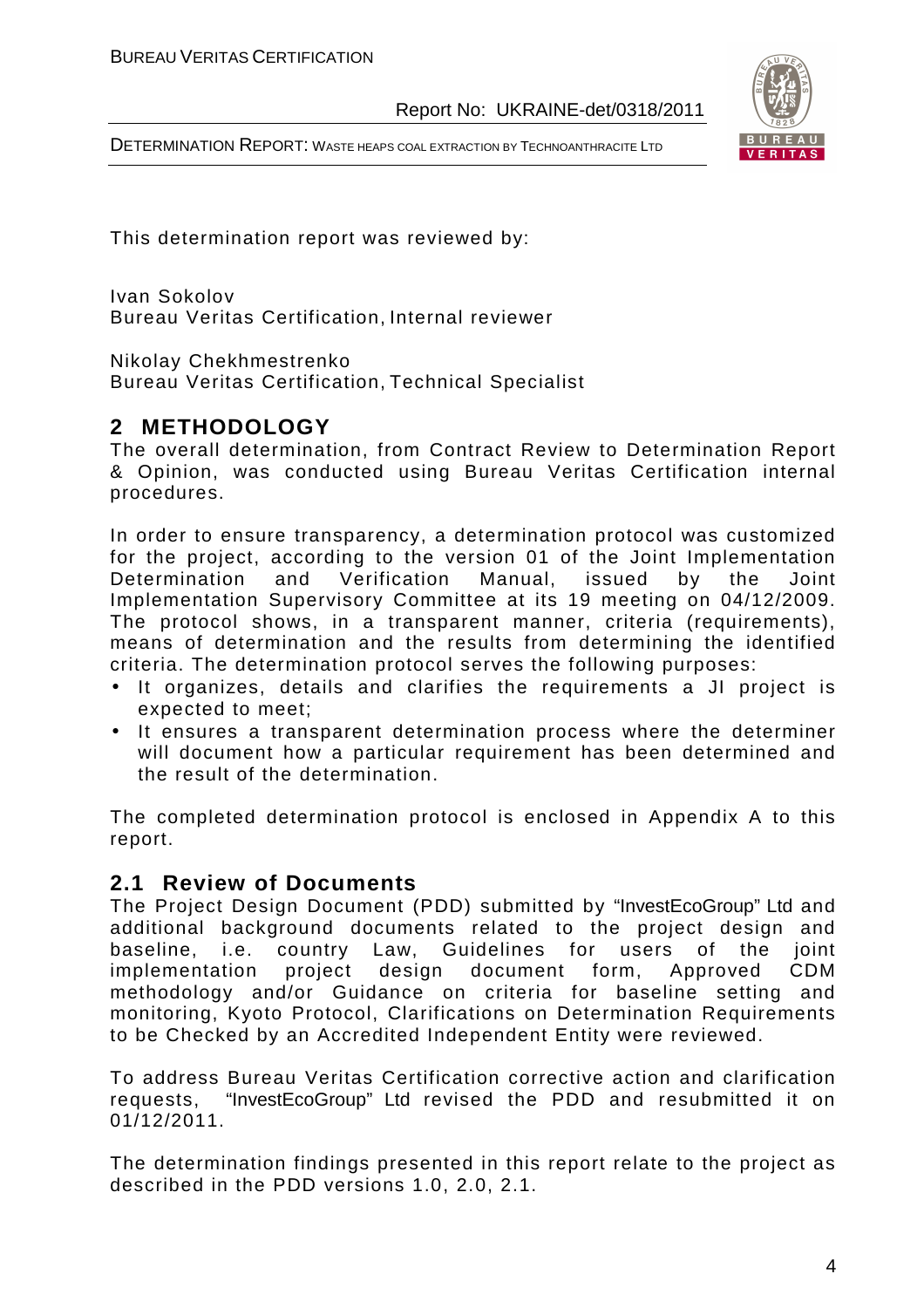This determination report was reviewed by:

Ivan Sokolov
Bureau Veritas Certification, Internal reviewer

Nikolay Chekhmestrenko
Bureau Veritas Certification, Technical Specialist

## 2 METHODOLOGY

The overall determination, from Contract Review to Determination Report & Opinion, was conducted using Bureau Veritas Certification internal procedures.

In order to ensure transparency, a determination protocol was customized for the project, according to the version 01 of the Joint Implementation Determination and Verification Manual, issued by the Joint Implementation Supervisory Committee at its 19 meeting on 04/12/2009. The protocol shows, in a transparent manner, criteria (requirements), means of determination and the results from determining the identified criteria. The determination protocol serves the following purposes:

- It organizes, details and clarifies the requirements a JI project is expected to meet;
- It ensures a transparent determination process where the determiner will document how a particular requirement has been determined and the result of the determination.

The completed determination protocol is enclosed in Appendix A to this report.

### 2.1 Review of Documents

The Project Design Document (PDD) submitted by "InvestEcoGroup" Ltd and additional background documents related to the project design and baseline, i.e. country Law, Guidelines for users of the joint implementation project design document form, Approved CDM methodology and/or Guidance on criteria for baseline setting and monitoring, Kyoto Protocol, Clarifications on Determination Requirements to be Checked by an Accredited Independent Entity were reviewed.

To address Bureau Veritas Certification corrective action and clarification requests, "InvestEcoGroup" Ltd revised the PDD and resubmitted it on 01/12/2011.

The determination findings presented in this report relate to the project as described in the PDD versions 1.0, 2.0, 2.1.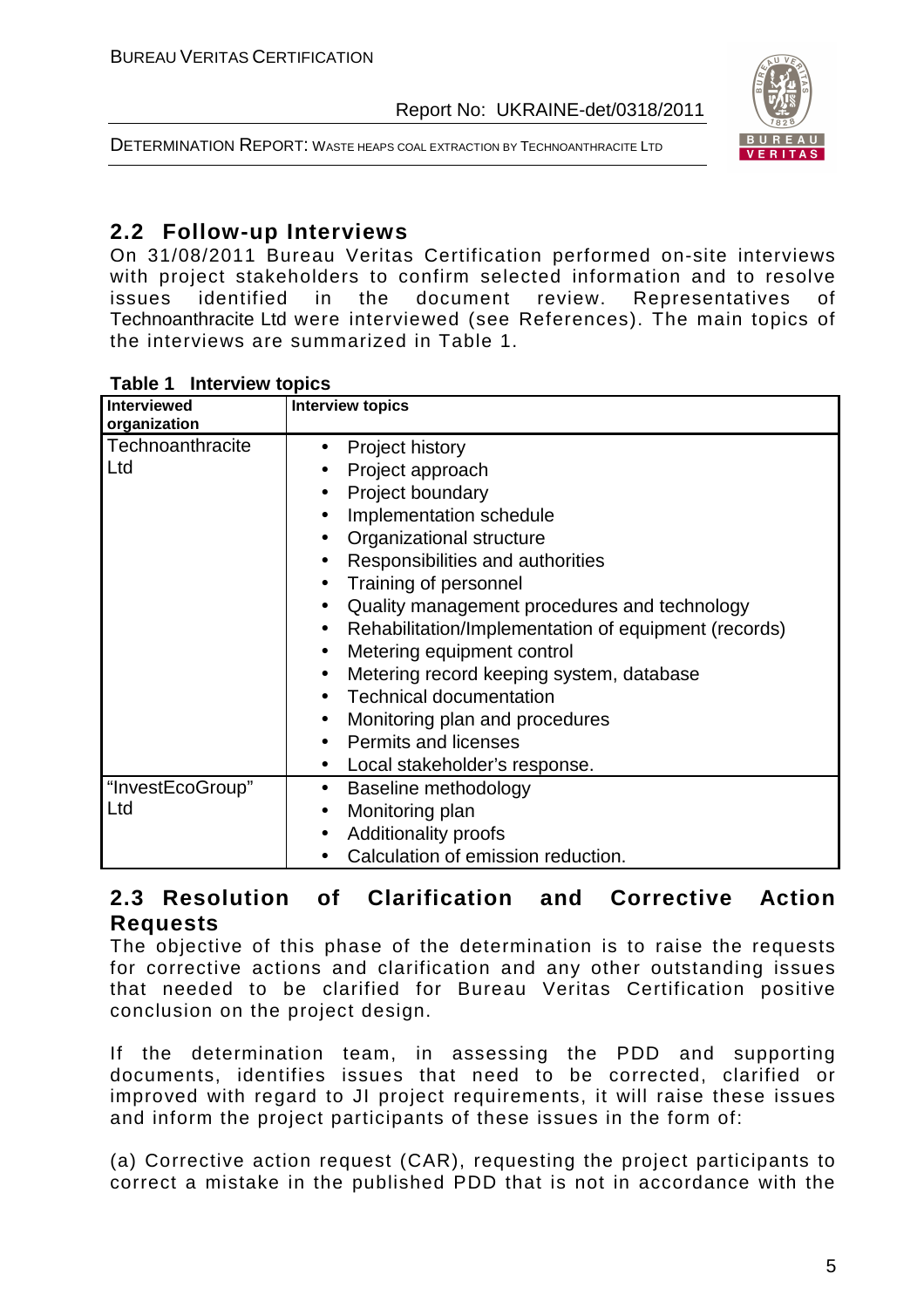## 2.2 Follow-up Interviews

On 31/08/2011 Bureau Veritas Certification performed on-site interviews with project stakeholders to confirm selected information and to resolve issues identified in the document review. Representatives of Technoanthracite Ltd were interviewed (see References). The main topics of the interviews are summarized in Table 1.

**Table 1 Interview topics**

| Interviewed organization | Interview topics |
|---|---|
| Technoanthracite Ltd | • Project history<br>• Project approach<br>• Project boundary<br>• Implementation schedule<br>• Organizational structure<br>• Responsibilities and authorities<br>• Training of personnel<br>• Quality management procedures and technology<br>• Rehabilitation/Implementation of equipment (records)<br>• Metering equipment control<br>• Metering record keeping system, database<br>• Technical documentation<br>• Monitoring plan and procedures<br>• Permits and licenses<br>• Local stakeholder's response. |
| "InvestEcoGroup" Ltd | • Baseline methodology<br>• Monitoring plan<br>• Additionality proofs<br>• Calculation of emission reduction. |

## 2.3 Resolution of Clarification and Corrective Action Requests

The objective of this phase of the determination is to raise the requests for corrective actions and clarification and any other outstanding issues that needed to be clarified for Bureau Veritas Certification positive conclusion on the project design.

If the determination team, in assessing the PDD and supporting documents, identifies issues that need to be corrected, clarified or improved with regard to JI project requirements, it will raise these issues and inform the project participants of these issues in the form of:

(a) Corrective action request (CAR), requesting the project participants to correct a mistake in the published PDD that is not in accordance with the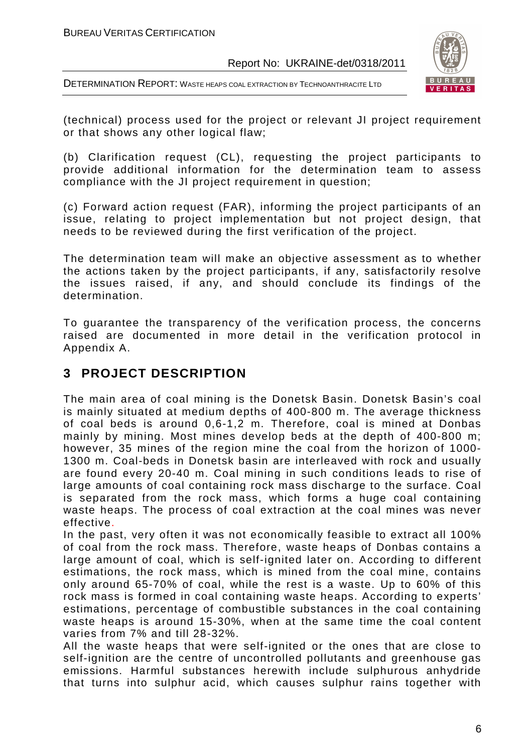(technical) process used for the project or relevant JI project requirement or that shows any other logical flaw;

(b) Clarification request (CL), requesting the project participants to provide additional information for the determination team to assess compliance with the JI project requirement in question;

(c) Forward action request (FAR), informing the project participants of an issue, relating to project implementation but not project design, that needs to be reviewed during the first verification of the project.

The determination team will make an objective assessment as to whether the actions taken by the project participants, if any, satisfactorily resolve the issues raised, if any, and should conclude its findings of the determination.

To guarantee the transparency of the verification process, the concerns raised are documented in more detail in the verification protocol in Appendix A.

# 3 PROJECT DESCRIPTION

The main area of coal mining is the Donetsk Basin. Donetsk Basin's coal is mainly situated at medium depths of 400-800 m. The average thickness of coal beds is around 0,6-1,2 m. Therefore, coal is mined at Donbas mainly by mining. Most mines develop beds at the depth of 400-800 m; however, 35 mines of the region mine the coal from the horizon of 1000-1300 m. Coal-beds in Donetsk basin are interleaved with rock and usually are found every 20-40 m. Coal mining in such conditions leads to rise of large amounts of coal containing rock mass discharge to the surface. Coal is separated from the rock mass, which forms a huge coal containing waste heaps. The process of coal extraction at the coal mines was never effective.

In the past, very often it was not economically feasible to extract all 100% of coal from the rock mass. Therefore, waste heaps of Donbas contains a large amount of coal, which is self-ignited later on. According to different estimations, the rock mass, which is mined from the coal mine, contains only around 65-70% of coal, while the rest is a waste. Up to 60% of this rock mass is formed in coal containing waste heaps. According to experts' estimations, percentage of combustible substances in the coal containing waste heaps is around 15-30%, when at the same time the coal content varies from 7% and till 28-32%.

All the waste heaps that were self-ignited or the ones that are close to self-ignition are the centre of uncontrolled pollutants and greenhouse gas emissions. Harmful substances herewith include sulphurous anhydride that turns into sulphur acid, which causes sulphur rains together with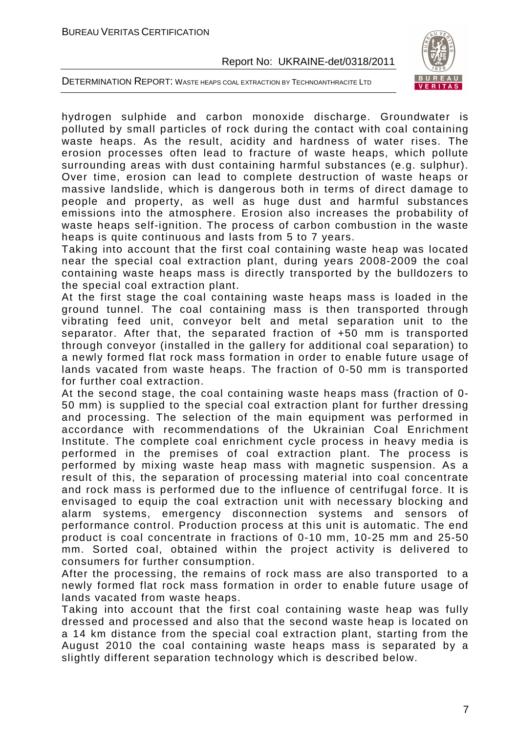hydrogen sulphide and carbon monoxide discharge. Groundwater is polluted by small particles of rock during the contact with coal containing waste heaps. As the result, acidity and hardness of water rises. The erosion processes often lead to fracture of waste heaps, which pollute surrounding areas with dust containing harmful substances (e.g. sulphur). Over time, erosion can lead to complete destruction of waste heaps or massive landslide, which is dangerous both in terms of direct damage to people and property, as well as huge dust and harmful substances emissions into the atmosphere. Erosion also increases the probability of waste heaps self-ignition. The process of carbon combustion in the waste heaps is quite continuous and lasts from 5 to 7 years.

Taking into account that the first coal containing waste heap was located near the special coal extraction plant, during years 2008-2009 the coal containing waste heaps mass is directly transported by the bulldozers to the special coal extraction plant.

At the first stage the coal containing waste heaps mass is loaded in the ground tunnel. The coal containing mass is then transported through vibrating feed unit, conveyor belt and metal separation unit to the separator. After that, the separated fraction of +50 mm is transported through conveyor (installed in the gallery for additional coal separation) to a newly formed flat rock mass formation in order to enable future usage of lands vacated from waste heaps. The fraction of 0-50 mm is transported for further coal extraction.

At the second stage, the coal containing waste heaps mass (fraction of 0-50 mm) is supplied to the special coal extraction plant for further dressing and processing. The selection of the main equipment was performed in accordance with recommendations of the Ukrainian Coal Enrichment Institute. The complete coal enrichment cycle process in heavy media is performed in the premises of coal extraction plant. The process is performed by mixing waste heap mass with magnetic suspension. As a result of this, the separation of processing material into coal concentrate and rock mass is performed due to the influence of centrifugal force. It is envisaged to equip the coal extraction unit with necessary blocking and alarm systems, emergency disconnection systems and sensors of performance control. Production process at this unit is automatic. The end product is coal concentrate in fractions of 0-10 mm, 10-25 mm and 25-50 mm. Sorted coal, obtained within the project activity is delivered to consumers for further consumption.

After the processing, the remains of rock mass are also transported to a newly formed flat rock mass formation in order to enable future usage of lands vacated from waste heaps.

Taking into account that the first coal containing waste heap was fully dressed and processed and also that the second waste heap is located on a 14 km distance from the special coal extraction plant, starting from the August 2010 the coal containing waste heaps mass is separated by a slightly different separation technology which is described below.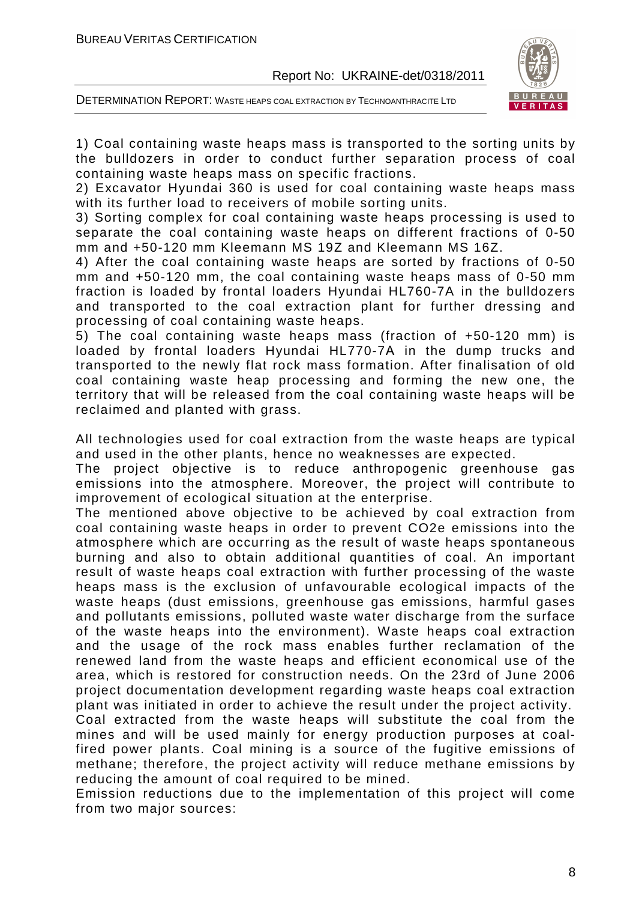1) Coal containing waste heaps mass is transported to the sorting units by the bulldozers in order to conduct further separation process of coal containing waste heaps mass on specific fractions.
2) Excavator Hyundai 360 is used for coal containing waste heaps mass with its further load to receivers of mobile sorting units.
3) Sorting complex for coal containing waste heaps processing is used to separate the coal containing waste heaps on different fractions of 0-50 mm and +50-120 mm Kleemann MS 19Z and Kleemann MS 16Z.
4) After the coal containing waste heaps are sorted by fractions of 0-50 mm and +50-120 mm, the coal containing waste heaps mass of 0-50 mm fraction is loaded by frontal loaders Hyundai HL760-7A in the bulldozers and transported to the coal extraction plant for further dressing and processing of coal containing waste heaps.
5) The coal containing waste heaps mass (fraction of +50-120 mm) is loaded by frontal loaders Hyundai HL770-7A in the dump trucks and transported to the newly flat rock mass formation. After finalisation of old coal containing waste heap processing and forming the new one, the territory that will be released from the coal containing waste heaps will be reclaimed and planted with grass.

All technologies used for coal extraction from the waste heaps are typical and used in the other plants, hence no weaknesses are expected.
The project objective is to reduce anthropogenic greenhouse gas emissions into the atmosphere. Moreover, the project will contribute to improvement of ecological situation at the enterprise.
The mentioned above objective to be achieved by coal extraction from coal containing waste heaps in order to prevent $CO_2e$ emissions into the atmosphere which are occurring as the result of waste heaps spontaneous burning and also to obtain additional quantities of coal. An important result of waste heaps coal extraction with further processing of the waste heaps mass is the exclusion of unfavourable ecological impacts of the waste heaps (dust emissions, greenhouse gas emissions, harmful gases and pollutants emissions, polluted waste water discharge from the surface of the waste heaps into the environment). Waste heaps coal extraction and the usage of the rock mass enables further reclamation of the renewed land from the waste heaps and efficient economical use of the area, which is restored for construction needs. On the 23rd of June 2006 project documentation development regarding waste heaps coal extraction plant was initiated in order to achieve the result under the project activity.
Coal extracted from the waste heaps will substitute the coal from the mines and will be used mainly for energy production purposes at coal-fired power plants. Coal mining is a source of the fugitive emissions of methane; therefore, the project activity will reduce methane emissions by reducing the amount of coal required to be mined.
Emission reductions due to the implementation of this project will come from two major sources: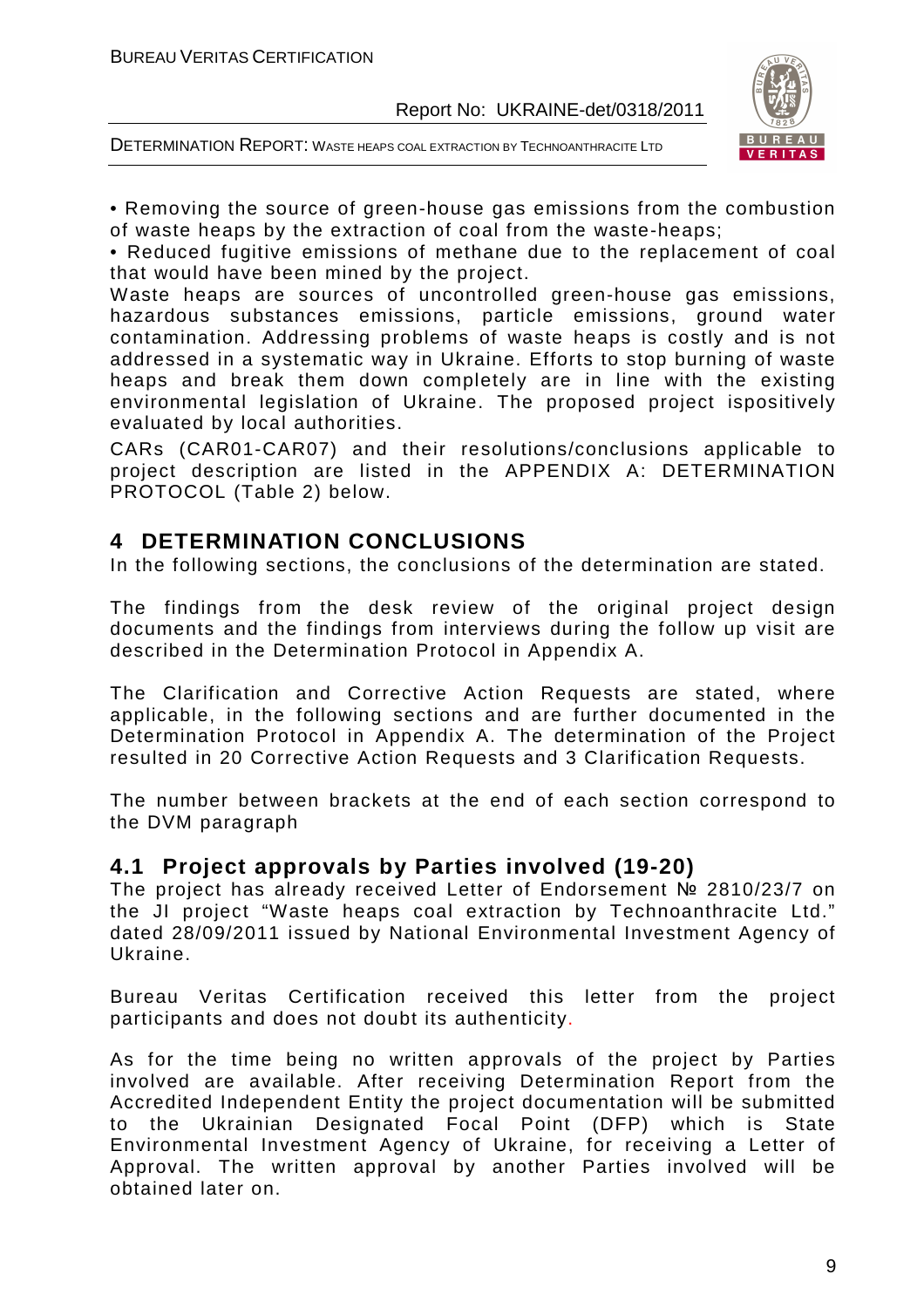• Removing the source of green-house gas emissions from the combustion of waste heaps by the extraction of coal from the waste-heaps;

• Reduced fugitive emissions of methane due to the replacement of coal that would have been mined by the project.

Waste heaps are sources of uncontrolled green-house gas emissions, hazardous substances emissions, particle emissions, ground water contamination. Addressing problems of waste heaps is costly and is not addressed in a systematic way in Ukraine. Efforts to stop burning of waste heaps and break them down completely are in line with the existing environmental legislation of Ukraine. The proposed project ispositively evaluated by local authorities.

CARs (CAR01-CAR07) and their resolutions/conclusions applicable to project description are listed in the APPENDIX A: DETERMINATION PROTOCOL (Table 2) below.

# 4 DETERMINATION CONCLUSIONS

In the following sections, the conclusions of the determination are stated.

The findings from the desk review of the original project design documents and the findings from interviews during the follow up visit are described in the Determination Protocol in Appendix A.

The Clarification and Corrective Action Requests are stated, where applicable, in the following sections and are further documented in the Determination Protocol in Appendix A. The determination of the Project resulted in 20 Corrective Action Requests and 3 Clarification Requests.

The number between brackets at the end of each section correspond to the DVM paragraph

## 4.1 Project approvals by Parties involved (19-20)

The project has already received Letter of Endorsement № 2810/23/7 on the JI project "Waste heaps coal extraction by Technoanthracite Ltd." dated 28/09/2011 issued by National Environmental Investment Agency of Ukraine.

Bureau Veritas Certification received this letter from the project participants and does not doubt its authenticity.

As for the time being no written approvals of the project by Parties involved are available. After receiving Determination Report from the Accredited Independent Entity the project documentation will be submitted to the Ukrainian Designated Focal Point (DFP) which is State Environmental Investment Agency of Ukraine, for receiving a Letter of Approval. The written approval by another Parties involved will be obtained later on.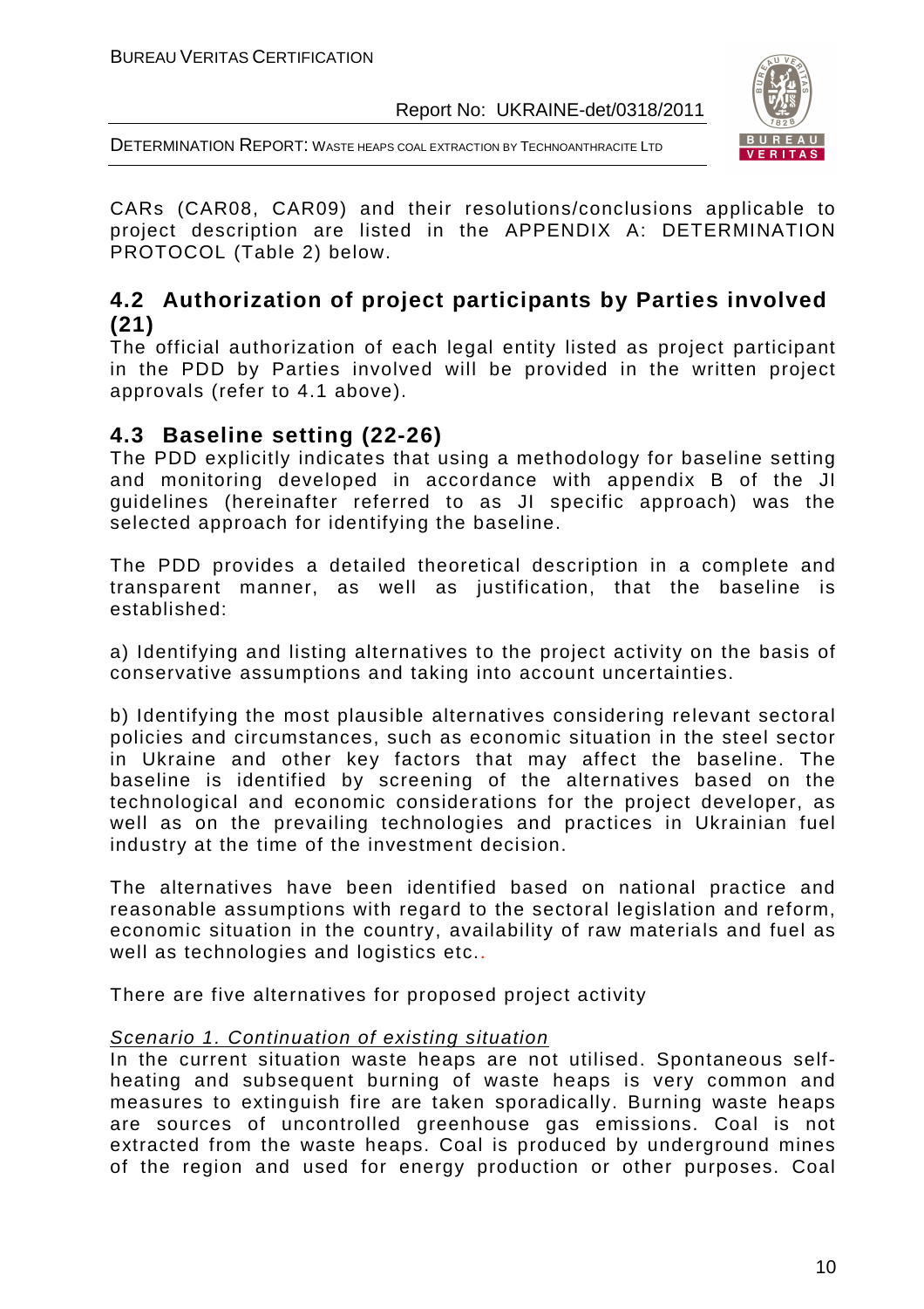CARs (CAR08, CAR09) and their resolutions/conclusions applicable to project description are listed in the APPENDIX A: DETERMINATION PROTOCOL (Table 2) below.

## 4.2 Authorization of project participants by Parties involved (21)

The official authorization of each legal entity listed as project participant in the PDD by Parties involved will be provided in the written project approvals (refer to 4.1 above).

## 4.3 Baseline setting (22-26)

The PDD explicitly indicates that using a methodology for baseline setting and monitoring developed in accordance with appendix B of the JI guidelines (hereinafter referred to as JI specific approach) was the selected approach for identifying the baseline.

The PDD provides a detailed theoretical description in a complete and transparent manner, as well as justification, that the baseline is established:

a) Identifying and listing alternatives to the project activity on the basis of conservative assumptions and taking into account uncertainties.

b) Identifying the most plausible alternatives considering relevant sectoral policies and circumstances, such as economic situation in the steel sector in Ukraine and other key factors that may affect the baseline. The baseline is identified by screening of the alternatives based on the technological and economic considerations for the project developer, as well as on the prevailing technologies and practices in Ukrainian fuel industry at the time of the investment decision.

The alternatives have been identified based on national practice and reasonable assumptions with regard to the sectoral legislation and reform, economic situation in the country, availability of raw materials and fuel as well as technologies and logistics etc..

There are five alternatives for proposed project activity

Scenario 1. Continuation of existing situation

In the current situation waste heaps are not utilised. Spontaneous self-heating and subsequent burning of waste heaps is very common and measures to extinguish fire are taken sporadically. Burning waste heaps are sources of uncontrolled greenhouse gas emissions. Coal is not extracted from the waste heaps. Coal is produced by underground mines of the region and used for energy production or other purposes. Coal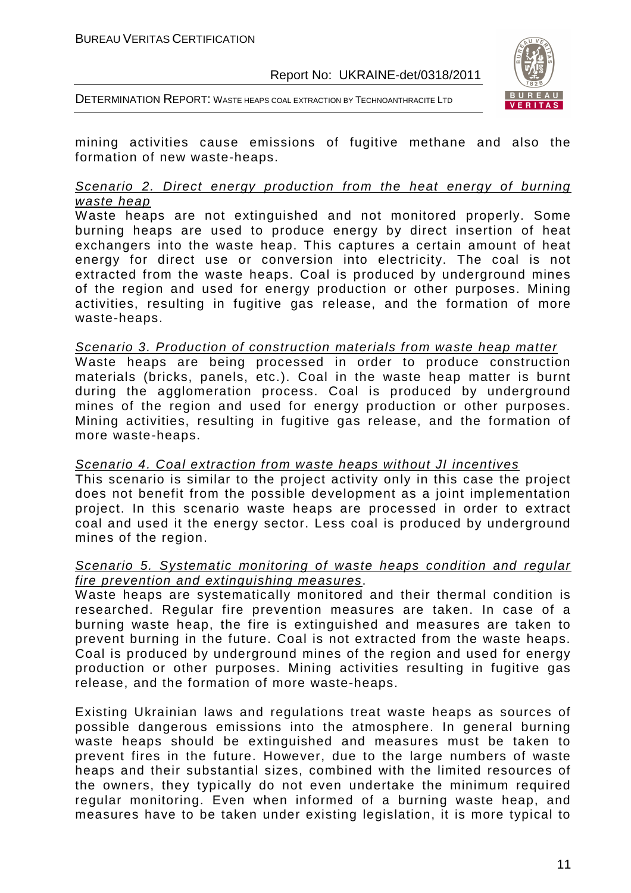mining activities cause emissions of fugitive methane and also the formation of new waste-heaps.

_Scenario 2. Direct energy production from the heat energy of burning waste heap_

Waste heaps are not extinguished and not monitored properly. Some burning heaps are used to produce energy by direct insertion of heat exchangers into the waste heap. This captures a certain amount of heat energy for direct use or conversion into electricity. The coal is not extracted from the waste heaps. Coal is produced by underground mines of the region and used for energy production or other purposes. Mining activities, resulting in fugitive gas release, and the formation of more waste-heaps.

_Scenario 3. Production of construction materials from waste heap matter_

Waste heaps are being processed in order to produce construction materials (bricks, panels, etc.). Coal in the waste heap matter is burnt during the agglomeration process. Coal is produced by underground mines of the region and used for energy production or other purposes. Mining activities, resulting in fugitive gas release, and the formation of more waste-heaps.

_Scenario 4. Coal extraction from waste heaps without JI incentives_

This scenario is similar to the project activity only in this case the project does not benefit from the possible development as a joint implementation project. In this scenario waste heaps are processed in order to extract coal and used it the energy sector. Less coal is produced by underground mines of the region.

_Scenario 5. Systematic monitoring of waste heaps condition and regular fire prevention and extinguishing measures_.

Waste heaps are systematically monitored and their thermal condition is researched. Regular fire prevention measures are taken. In case of a burning waste heap, the fire is extinguished and measures are taken to prevent burning in the future. Coal is not extracted from the waste heaps. Coal is produced by underground mines of the region and used for energy production or other purposes. Mining activities resulting in fugitive gas release, and the formation of more waste-heaps.

Existing Ukrainian laws and regulations treat waste heaps as sources of possible dangerous emissions into the atmosphere. In general burning waste heaps should be extinguished and measures must be taken to prevent fires in the future. However, due to the large numbers of waste heaps and their substantial sizes, combined with the limited resources of the owners, they typically do not even undertake the minimum required regular monitoring. Even when informed of a burning waste heap, and measures have to be taken under existing legislation, it is more typical to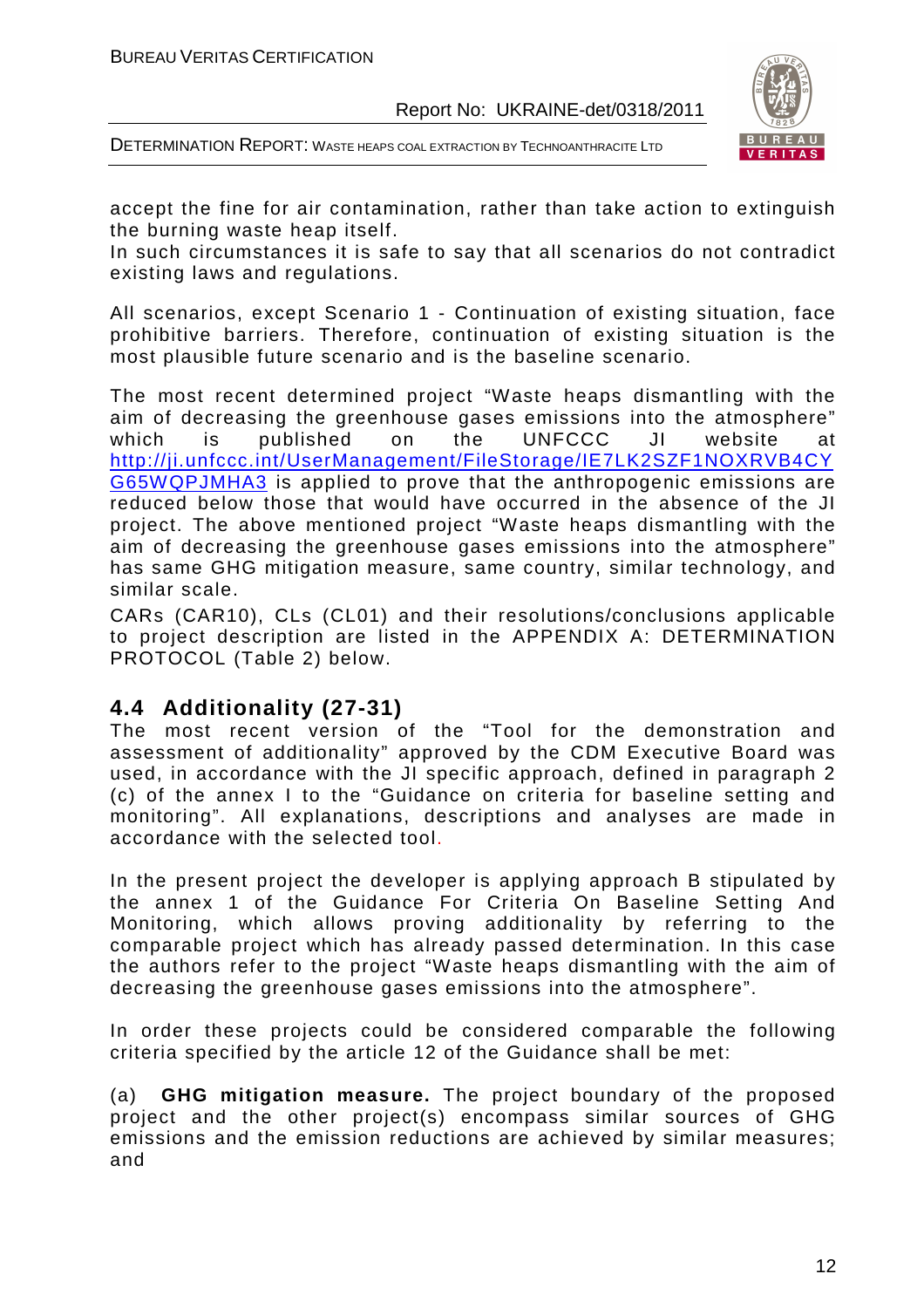accept the fine for air contamination, rather than take action to extinguish the burning waste heap itself.
In such circumstances it is safe to say that all scenarios do not contradict existing laws and regulations.

All scenarios, except Scenario 1 - Continuation of existing situation, face prohibitive barriers. Therefore, continuation of existing situation is the most plausible future scenario and is the baseline scenario.

The most recent determined project "Waste heaps dismantling with the aim of decreasing the greenhouse gases emissions into the atmosphere" which is published on the UNFCCC JI website at http://ji.unfccc.int/UserManagement/FileStorage/IE7LK2SZF1NOXRVB4CYG65WQPJMHA3 is applied to prove that the anthropogenic emissions are reduced below those that would have occurred in the absence of the JI project. The above mentioned project "Waste heaps dismantling with the aim of decreasing the greenhouse gases emissions into the atmosphere" has same GHG mitigation measure, same country, similar technology, and similar scale.

CARs (CAR10), CLs (CL01) and their resolutions/conclusions applicable to project description are listed in the APPENDIX A: DETERMINATION PROTOCOL (Table 2) below.

## 4.4 Additionality (27-31)

The most recent version of the "Tool for the demonstration and assessment of additionality" approved by the CDM Executive Board was used, in accordance with the JI specific approach, defined in paragraph 2 (c) of the annex I to the "Guidance on criteria for baseline setting and monitoring". All explanations, descriptions and analyses are made in accordance with the selected tool.

In the present project the developer is applying approach B stipulated by the annex 1 of the Guidance For Criteria On Baseline Setting And Monitoring, which allows proving additionality by referring to the comparable project which has already passed determination. In this case the authors refer to the project "Waste heaps dismantling with the aim of decreasing the greenhouse gases emissions into the atmosphere".

In order these projects could be considered comparable the following criteria specified by the article 12 of the Guidance shall be met:

(a) **GHG mitigation measure.** The project boundary of the proposed project and the other project(s) encompass similar sources of GHG emissions and the emission reductions are achieved by similar measures; and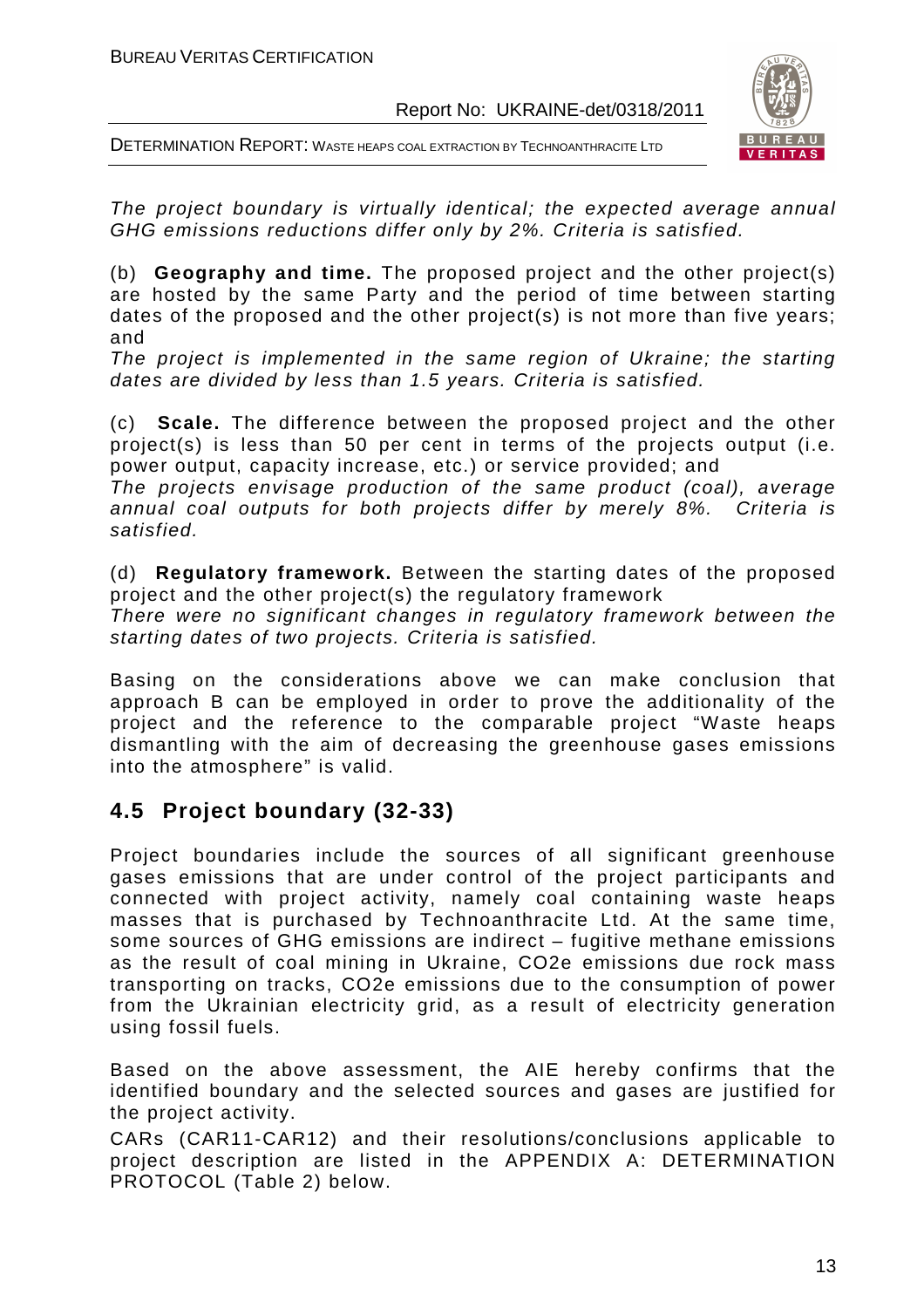*The project boundary is virtually identical; the expected average annual GHG emissions reductions differ only by 2%. Criteria is satisfied.*

(b) **Geography and time.** The proposed project and the other project(s) are hosted by the same Party and the period of time between starting dates of the proposed and the other project(s) is not more than five years; and

*The project is implemented in the same region of Ukraine; the starting dates are divided by less than 1.5 years. Criteria is satisfied.*

(c) **Scale.** The difference between the proposed project and the other project(s) is less than 50 per cent in terms of the projects output (i.e. power output, capacity increase, etc.) or service provided; and

*The projects envisage production of the same product (coal), average annual coal outputs for both projects differ by merely 8%. Criteria is satisfied.*

(d) **Regulatory framework.** Between the starting dates of the proposed project and the other project(s) the regulatory framework

*There were no significant changes in regulatory framework between the starting dates of two projects. Criteria is satisfied.*

Basing on the considerations above we can make conclusion that approach B can be employed in order to prove the additionality of the project and the reference to the comparable project "Waste heaps dismantling with the aim of decreasing the greenhouse gases emissions into the atmosphere" is valid.

## 4.5 Project boundary (32-33)

Project boundaries include the sources of all significant greenhouse gases emissions that are under control of the project participants and connected with project activity, namely coal containing waste heaps masses that is purchased by Technoanthracite Ltd. At the same time, some sources of GHG emissions are indirect – fugitive methane emissions as the result of coal mining in Ukraine, $CO_2e$ emissions due rock mass transporting on tracks, $CO_2e$ emissions due to the consumption of power from the Ukrainian electricity grid, as a result of electricity generation using fossil fuels.

Based on the above assessment, the AIE hereby confirms that the identified boundary and the selected sources and gases are justified for the project activity.

CARs (CAR11-CAR12) and their resolutions/conclusions applicable to project description are listed in the APPENDIX A: DETERMINATION PROTOCOL (Table 2) below.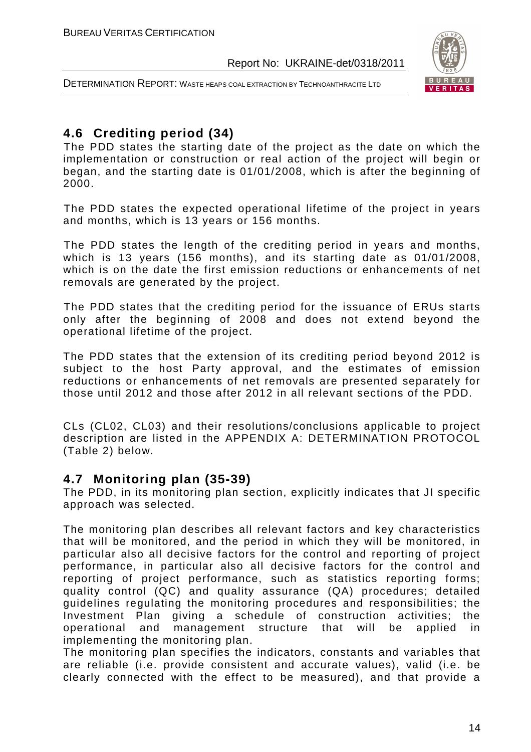## 4.6 Crediting period (34)

The PDD states the starting date of the project as the date on which the implementation or construction or real action of the project will begin or began, and the starting date is 01/01/2008, which is after the beginning of 2000.

The PDD states the expected operational lifetime of the project in years and months, which is 13 years or 156 months.

The PDD states the length of the crediting period in years and months, which is 13 years (156 months), and its starting date as 01/01/2008, which is on the date the first emission reductions or enhancements of net removals are generated by the project.

The PDD states that the crediting period for the issuance of ERUs starts only after the beginning of 2008 and does not extend beyond the operational lifetime of the project.

The PDD states that the extension of its crediting period beyond 2012 is subject to the host Party approval, and the estimates of emission reductions or enhancements of net removals are presented separately for those until 2012 and those after 2012 in all relevant sections of the PDD.

CLs (CL02, CL03) and their resolutions/conclusions applicable to project description are listed in the APPENDIX A: DETERMINATION PROTOCOL (Table 2) below.

## 4.7 Monitoring plan (35-39)

The PDD, in its monitoring plan section, explicitly indicates that JI specific approach was selected.

The monitoring plan describes all relevant factors and key characteristics that will be monitored, and the period in which they will be monitored, in particular also all decisive factors for the control and reporting of project performance, in particular also all decisive factors for the control and reporting of project performance, such as statistics reporting forms; quality control (QC) and quality assurance (QA) procedures; detailed guidelines regulating the monitoring procedures and responsibilities; the Investment Plan giving a schedule of construction activities; the operational and management structure that will be applied in implementing the monitoring plan.

The monitoring plan specifies the indicators, constants and variables that are reliable (i.e. provide consistent and accurate values), valid (i.e. be clearly connected with the effect to be measured), and that provide a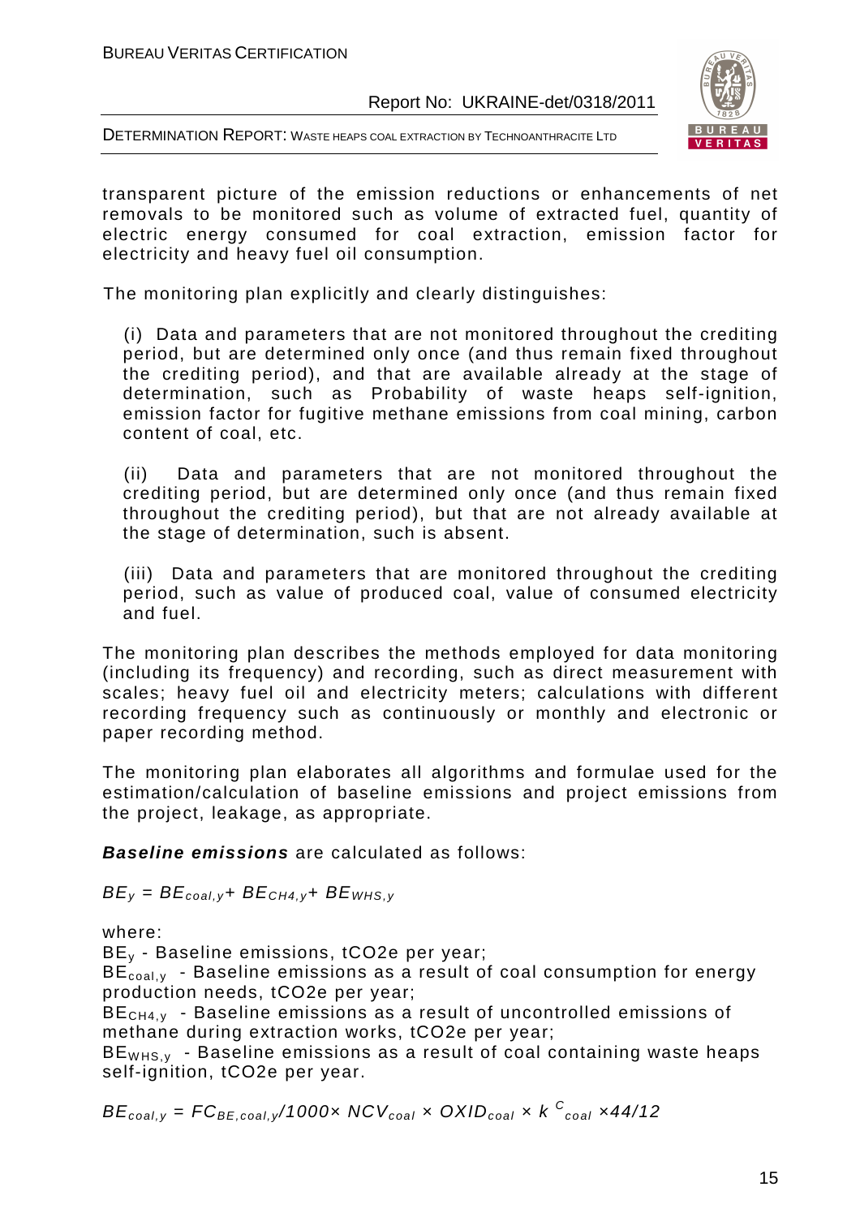transparent picture of the emission reductions or enhancements of net removals to be monitored such as volume of extracted fuel, quantity of electric energy consumed for coal extraction, emission factor for electricity and heavy fuel oil consumption.

The monitoring plan explicitly and clearly distinguishes:

(i) Data and parameters that are not monitored throughout the crediting period, but are determined only once (and thus remain fixed throughout the crediting period), and that are available already at the stage of determination, such as Probability of waste heaps self-ignition, emission factor for fugitive methane emissions from coal mining, carbon content of coal, etc.

(ii) Data and parameters that are not monitored throughout the crediting period, but are determined only once (and thus remain fixed throughout the crediting period), but that are not already available at the stage of determination, such is absent.

(iii) Data and parameters that are monitored throughout the crediting period, such as value of produced coal, value of consumed electricity and fuel.

The monitoring plan describes the methods employed for data monitoring (including its frequency) and recording, such as direct measurement with scales; heavy fuel oil and electricity meters; calculations with different recording frequency such as continuously or monthly and electronic or paper recording method.

The monitoring plan elaborates all algorithms and formulae used for the estimation/calculation of baseline emissions and project emissions from the project, leakage, as appropriate.

***Baseline emissions*** are calculated as follows:

$$BE_y = BE_{coal,y} + BE_{CH4,y} + BE_{WHS,y}$$

where:

$BE_y$ - Baseline emissions, tCO2e per year;

$BE_{coal,y}$ - Baseline emissions as a result of coal consumption for energy production needs, tCO2e per year;

$BE_{CH4,y}$ - Baseline emissions as a result of uncontrolled emissions of methane during extraction works, tCO2e per year;

$BE_{WHS,y}$ - Baseline emissions as a result of coal containing waste heaps self-ignition, tCO2e per year.

$$BE_{coal,y} = FC_{BE,coal,y}/1000 \times NCV_{coal} \times OXID_{coal} \times k^{C}_{coal} \times 44/12$$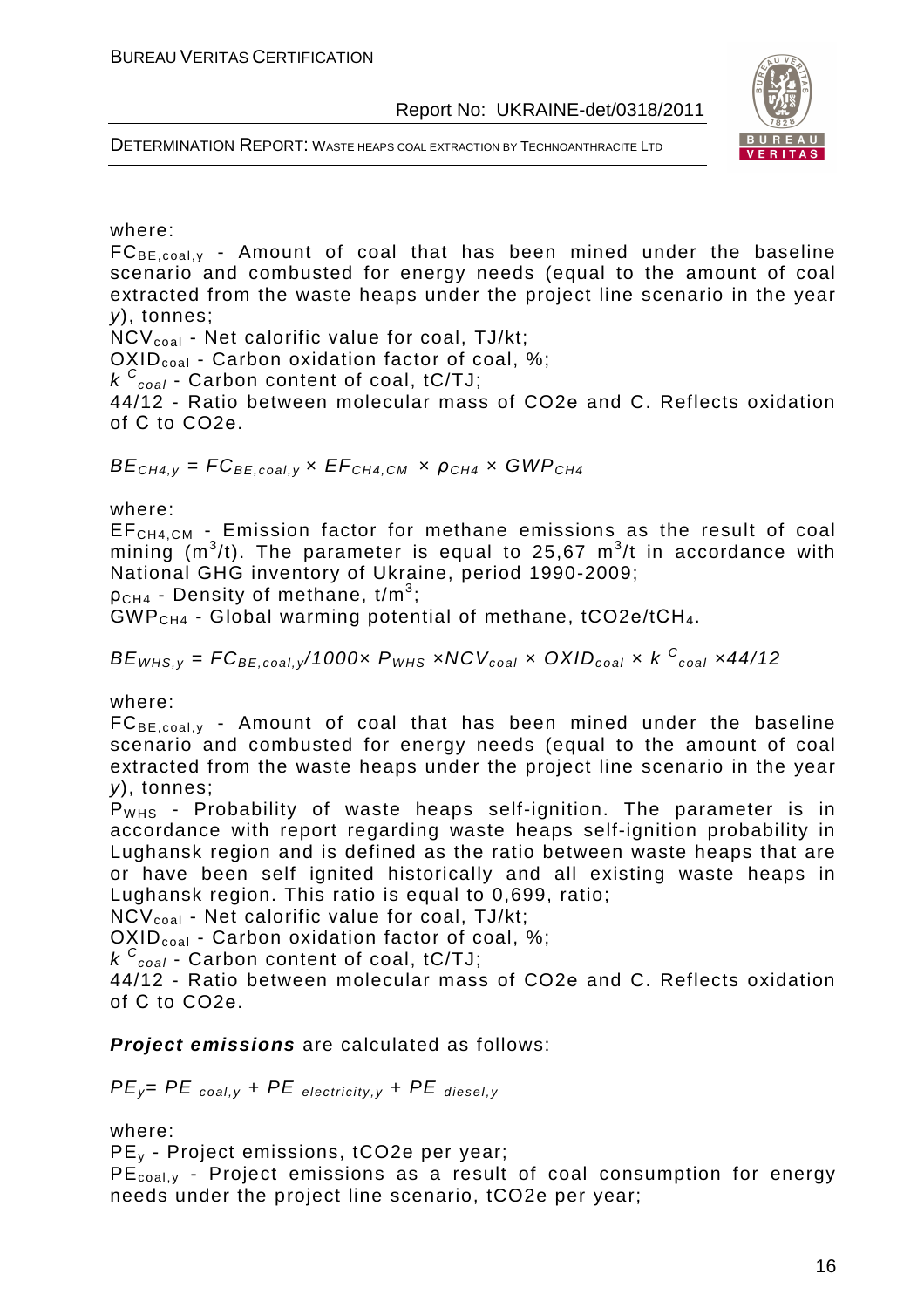where:

$FC_{BE,coal,y}$ - Amount of coal that has been mined under the baseline scenario and combusted for energy needs (equal to the amount of coal extracted from the waste heaps under the project line scenario in the year *y*), tonnes;

$NCV_{coal}$ - Net calorific value for coal, TJ/kt;

$OXID_{coal}$ - Carbon oxidation factor of coal, %;

$k^{C}_{coal}$ - Carbon content of coal, tC/TJ;

44/12 - Ratio between molecular mass of CO2e and C. Reflects oxidation of C to CO2e.

$$BE_{CH4,y} = FC_{BE,coal,y} \times EF_{CH4,CM} \times \rho_{CH4} \times GWP_{CH4}$$

where:

$EF_{CH4,CM}$ - Emission factor for methane emissions as the result of coal mining ($m^3/t$). The parameter is equal to 25,67 $m^3/t$ in accordance with National GHG inventory of Ukraine, period 1990-2009;

$\rho_{CH4}$ - Density of methane, $t/m^3$;

$GWP_{CH4}$ - Global warming potential of methane, $tCO2e/tCH_4$.

$$BE_{WHS,y} = FC_{BE,coal,y}/1000 \times P_{WHS} \times NCV_{coal} \times OXID_{coal} \times k^{C}_{coal} \times 44/12$$

where:

$FC_{BE,coal,y}$ - Amount of coal that has been mined under the baseline scenario and combusted for energy needs (equal to the amount of coal extracted from the waste heaps under the project line scenario in the year *y*), tonnes;

$P_{WHS}$ - Probability of waste heaps self-ignition. The parameter is in accordance with report regarding waste heaps self-ignition probability in Lughansk region and is defined as the ratio between waste heaps that are or have been self ignited historically and all existing waste heaps in Lughansk region. This ratio is equal to 0,699, ratio;

$NCV_{coal}$ - Net calorific value for coal, TJ/kt;

$OXID_{coal}$ - Carbon oxidation factor of coal, %;

$k^{C}_{coal}$ - Carbon content of coal, tC/TJ;

44/12 - Ratio between molecular mass of CO2e and C. Reflects oxidation of C to CO2e.

***Project emissions*** are calculated as follows:

$$PE_y = PE_{coal,y} + PE_{electricity,y} + PE_{diesel,y}$$

where:

$PE_y$ - Project emissions, tCO2e per year;

$PE_{coal,y}$ - Project emissions as a result of coal consumption for energy needs under the project line scenario, tCO2e per year;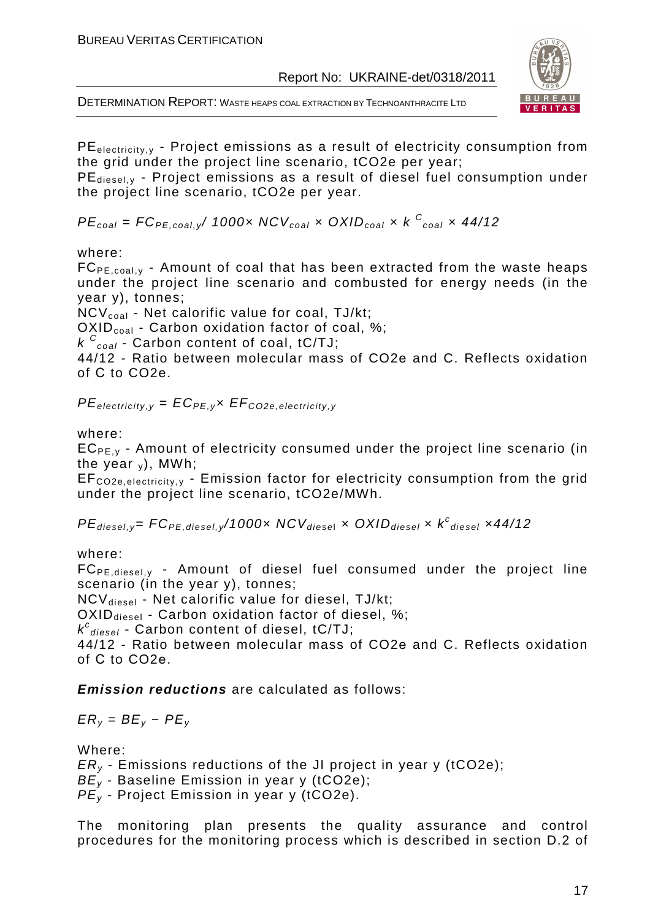$PE_{electricity,y}$ - Project emissions as a result of electricity consumption from the grid under the project line scenario, tCO2e per year;
$PE_{diesel,y}$ - Project emissions as a result of diesel fuel consumption under the project line scenario, tCO2e per year.

$$PE_{coal} = FC_{PE,coal,y} / 1000 \times NCV_{coal} \times OXID_{coal} \times k^{C}_{coal} \times 44/12$$

where:
$FC_{PE,coal,y}$ - Amount of coal that has been extracted from the waste heaps under the project line scenario and combusted for energy needs (in the year y), tonnes;
$NCV_{coal}$ - Net calorific value for coal, TJ/kt;
$OXID_{coal}$ - Carbon oxidation factor of coal, %;
$k^{C}_{coal}$ - Carbon content of coal, tC/TJ;
44/12 - Ratio between molecular mass of CO2e and C. Reflects oxidation of C to CO2e.

$$PE_{electricity,y} = EC_{PE,y} \times EF_{CO2e,electricity,y}$$

where:
$EC_{PE,y}$ - Amount of electricity consumed under the project line scenario (in the year $_{y}$), MWh;
$EF_{CO2e,electricity,y}$ - Emission factor for electricity consumption from the grid under the project line scenario, tCO2e/MWh.

$$PE_{diesel,y} = FC_{PE,diesel,y} / 1000 \times NCV_{diesel} \times OXID_{diesel} \times k^{c}_{diesel} \times 44/12$$

where:
$FC_{PE,diesel,y}$ - Amount of diesel fuel consumed under the project line scenario (in the year y), tonnes;
$NCV_{diesel}$ - Net calorific value for diesel, TJ/kt;
$OXID_{diesel}$ - Carbon oxidation factor of diesel, %;
$k^{c}_{diesel}$ - Carbon content of diesel, tC/TJ;
44/12 - Ratio between molecular mass of CO2e and C. Reflects oxidation of C to CO2e.

***Emission reductions*** are calculated as follows:

$$ER_y = BE_y - PE_y$$

Where:
$ER_y$ - Emissions reductions of the JI project in year y (tCO2e);
$BE_y$ - Baseline Emission in year y (tCO2e);
$PE_y$ - Project Emission in year y (tCO2e).

The monitoring plan presents the quality assurance and control procedures for the monitoring process which is described in section D.2 of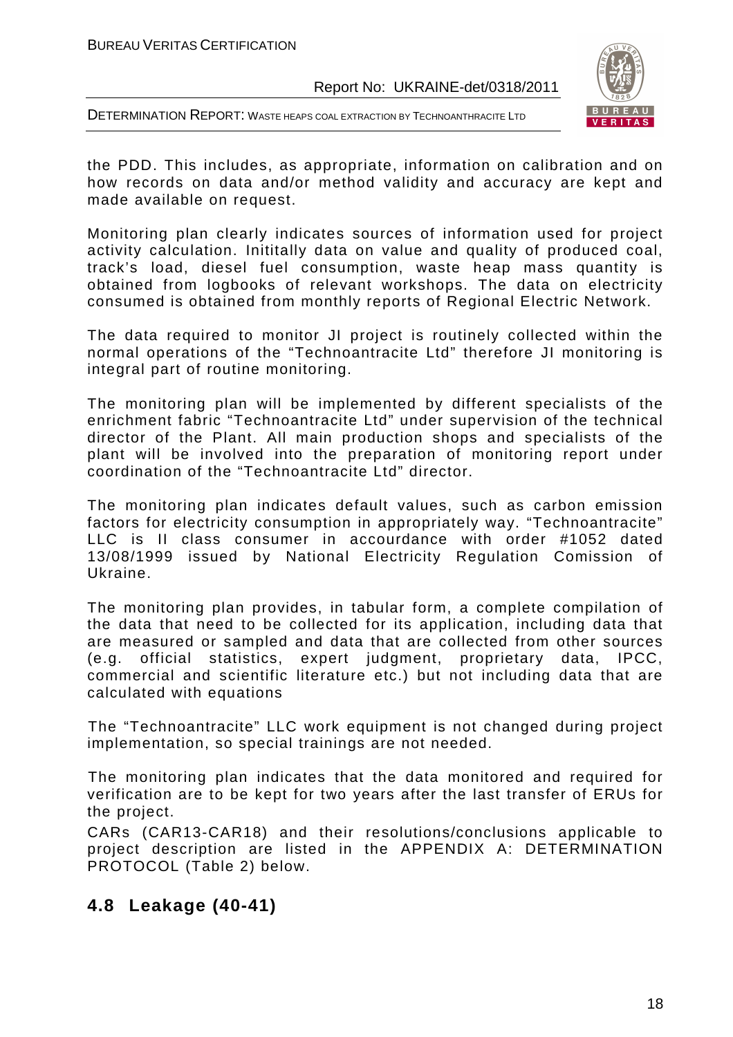the PDD. This includes, as appropriate, information on calibration and on how records on data and/or method validity and accuracy are kept and made available on request.

Monitoring plan clearly indicates sources of information used for project activity calculation. Inititally data on value and quality of produced coal, track's load, diesel fuel consumption, waste heap mass quantity is obtained from logbooks of relevant workshops. The data on electricity consumed is obtained from monthly reports of Regional Electric Network.

The data required to monitor JI project is routinely collected within the normal operations of the "Technoantracite Ltd" therefore JI monitoring is integral part of routine monitoring.

The monitoring plan will be implemented by different specialists of the enrichment fabric "Technoantracite Ltd" under supervision of the technical director of the Plant. All main production shops and specialists of the plant will be involved into the preparation of monitoring report under coordination of the "Technoantracite Ltd" director.

The monitoring plan indicates default values, such as carbon emission factors for electricity consumption in appropriately way. "Technoantracite" LLC is II class consumer in accourdance with order #1052 dated 13/08/1999 issued by National Electricity Regulation Comission of Ukraine.

The monitoring plan provides, in tabular form, a complete compilation of the data that need to be collected for its application, including data that are measured or sampled and data that are collected from other sources (e.g. official statistics, expert judgment, proprietary data, IPCC, commercial and scientific literature etc.) but not including data that are calculated with equations

The "Technoantracite" LLC work equipment is not changed during project implementation, so special trainings are not needed.

The monitoring plan indicates that the data monitored and required for verification are to be kept for two years after the last transfer of ERUs for the project.

CARs (CAR13-CAR18) and their resolutions/conclusions applicable to project description are listed in the APPENDIX A: DETERMINATION PROTOCOL (Table 2) below.

## 4.8 Leakage (40-41)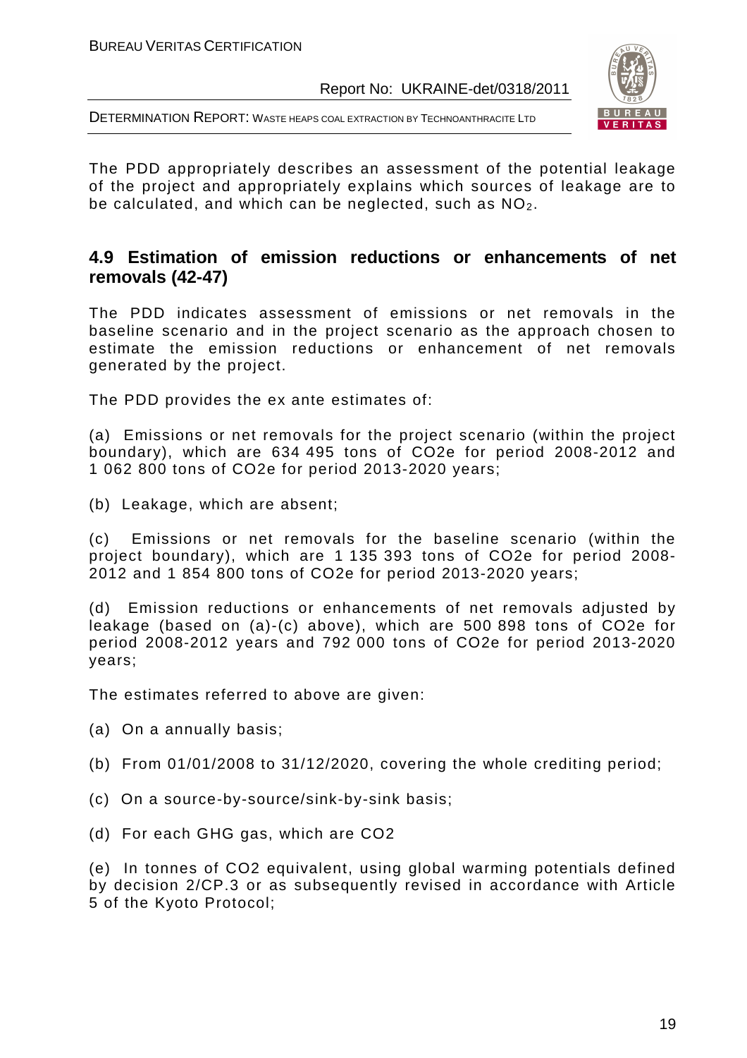The PDD appropriately describes an assessment of the potential leakage of the project and appropriately explains which sources of leakage are to be calculated, and which can be neglected, such as $NO_2$.

## 4.9 Estimation of emission reductions or enhancements of net removals (42-47)

The PDD indicates assessment of emissions or net removals in the baseline scenario and in the project scenario as the approach chosen to estimate the emission reductions or enhancement of net removals generated by the project.

The PDD provides the ex ante estimates of:

(a) Emissions or net removals for the project scenario (within the project boundary), which are 634 495 tons of CO2e for period 2008-2012 and 1 062 800 tons of CO2e for period 2013-2020 years;

(b) Leakage, which are absent;

(c) Emissions or net removals for the baseline scenario (within the project boundary), which are 1 135 393 tons of CO2e for period 2008-2012 and 1 854 800 tons of CO2e for period 2013-2020 years;

(d) Emission reductions or enhancements of net removals adjusted by leakage (based on (a)-(c) above), which are 500 898 tons of CO2e for period 2008-2012 years and 792 000 tons of CO2e for period 2013-2020 years;

The estimates referred to above are given:

(a) On a annually basis;

(b) From 01/01/2008 to 31/12/2020, covering the whole crediting period;

(c) On a source-by-source/sink-by-sink basis;

(d) For each GHG gas, which are CO2

(e) In tonnes of CO2 equivalent, using global warming potentials defined by decision 2/CP.3 or as subsequently revised in accordance with Article 5 of the Kyoto Protocol;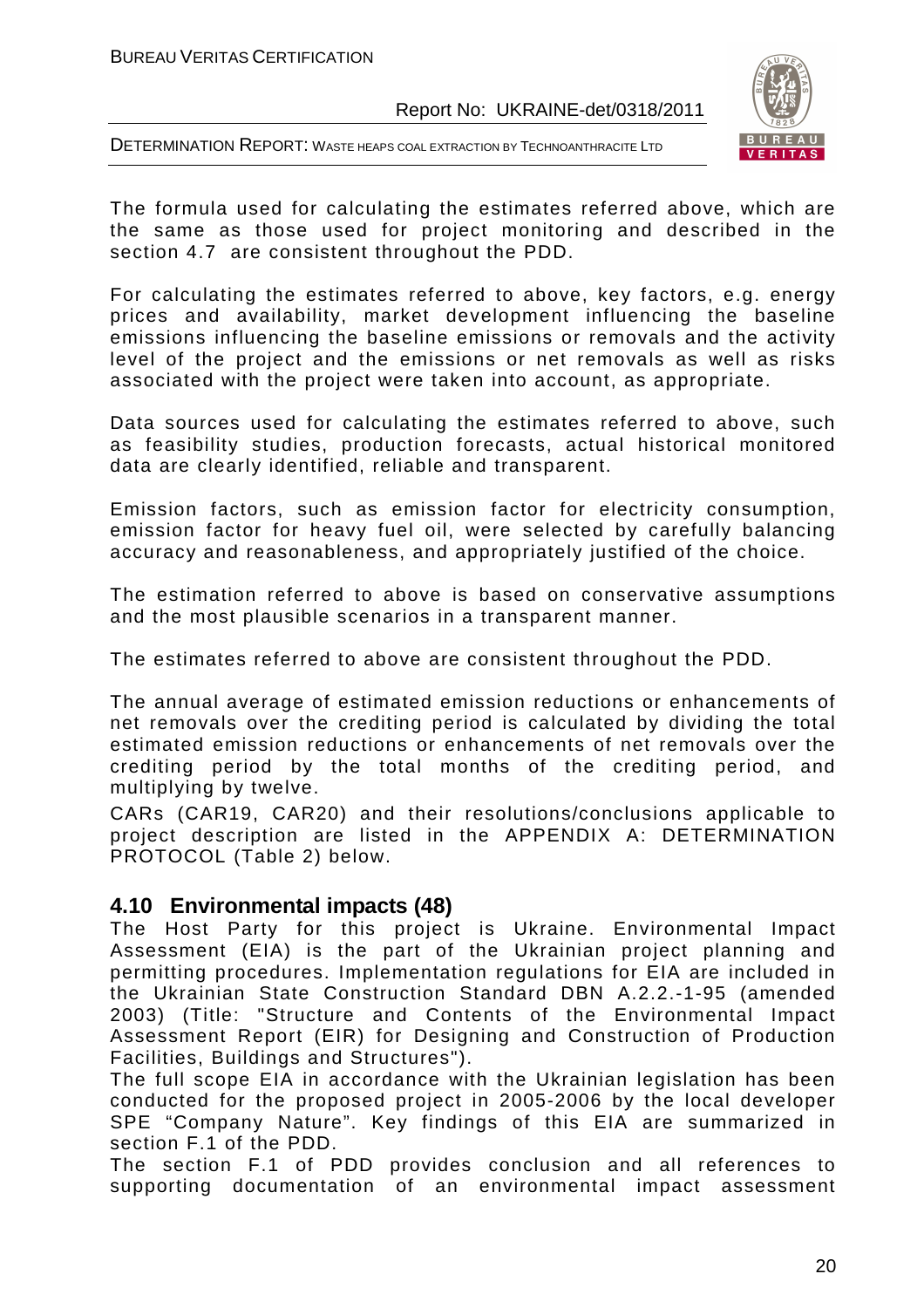The formula used for calculating the estimates referred above, which are the same as those used for project monitoring and described in the section 4.7 are consistent throughout the PDD.

For calculating the estimates referred to above, key factors, e.g. energy prices and availability, market development influencing the baseline emissions influencing the baseline emissions or removals and the activity level of the project and the emissions or net removals as well as risks associated with the project were taken into account, as appropriate.

Data sources used for calculating the estimates referred to above, such as feasibility studies, production forecasts, actual historical monitored data are clearly identified, reliable and transparent.

Emission factors, such as emission factor for electricity consumption, emission factor for heavy fuel oil, were selected by carefully balancing accuracy and reasonableness, and appropriately justified of the choice.

The estimation referred to above is based on conservative assumptions and the most plausible scenarios in a transparent manner.

The estimates referred to above are consistent throughout the PDD.

The annual average of estimated emission reductions or enhancements of net removals over the crediting period is calculated by dividing the total estimated emission reductions or enhancements of net removals over the crediting period by the total months of the crediting period, and multiplying by twelve.

CARs (CAR19, CAR20) and their resolutions/conclusions applicable to project description are listed in the APPENDIX A: DETERMINATION PROTOCOL (Table 2) below.

## 4.10 Environmental impacts (48)

The Host Party for this project is Ukraine. Environmental Impact Assessment (EIA) is the part of the Ukrainian project planning and permitting procedures. Implementation regulations for EIA are included in the Ukrainian State Construction Standard DBN A.2.2.-1-95 (amended 2003) (Title: "Structure and Contents of the Environmental Impact Assessment Report (EIR) for Designing and Construction of Production Facilities, Buildings and Structures").

The full scope EIA in accordance with the Ukrainian legislation has been conducted for the proposed project in 2005-2006 by the local developer SPE "Company Nature". Key findings of this EIA are summarized in section F.1 of the PDD.

The section F.1 of PDD provides conclusion and all references to supporting documentation of an environmental impact assessment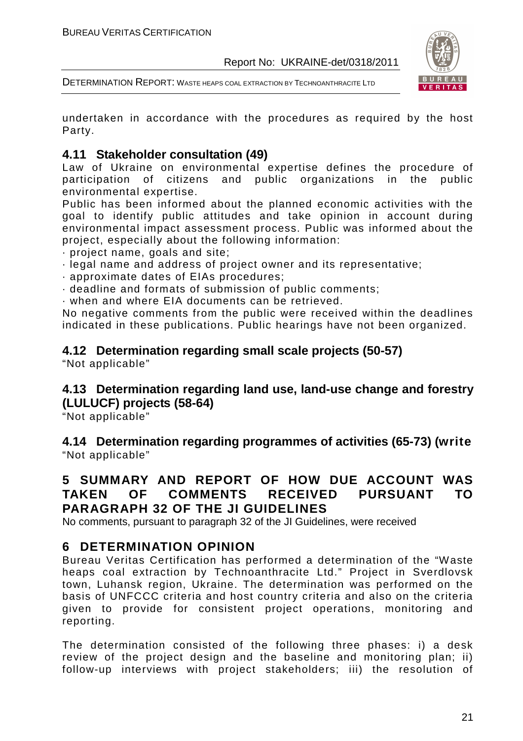undertaken in accordance with the procedures as required by the host Party.

## 4.11 Stakeholder consultation (49)

Law of Ukraine on environmental expertise defines the procedure of participation of citizens and public organizations in the public environmental expertise.

Public has been informed about the planned economic activities with the goal to identify public attitudes and take opinion in account during environmental impact assessment process. Public was informed about the project, especially about the following information:

· project name, goals and site;
· legal name and address of project owner and its representative;
· approximate dates of EIAs procedures;
· deadline and formats of submission of public comments;
· when and where EIA documents can be retrieved.

No negative comments from the public were received within the deadlines indicated in these publications. Public hearings have not been organized.

## 4.12 Determination regarding small scale projects (50-57)

"Not applicable"

## 4.13 Determination regarding land use, land-use change and forestry (LULUCF) projects (58-64)

"Not applicable"

## 4.14 Determination regarding programmes of activities (65-73) (write

"Not applicable"

# 5 SUMMARY AND REPORT OF HOW DUE ACCOUNT WAS TAKEN OF COMMENTS RECEIVED PURSUANT TO PARAGRAPH 32 OF THE JI GUIDELINES

No comments, pursuant to paragraph 32 of the JI Guidelines, were received

# 6 DETERMINATION OPINION

Bureau Veritas Certification has performed a determination of the "Waste heaps coal extraction by Technoanthracite Ltd." Project in Sverdlovsk town, Luhansk region, Ukraine. The determination was performed on the basis of UNFCCC criteria and host country criteria and also on the criteria given to provide for consistent project operations, monitoring and reporting.

The determination consisted of the following three phases: i) a desk review of the project design and the baseline and monitoring plan; ii) follow-up interviews with project stakeholders; iii) the resolution of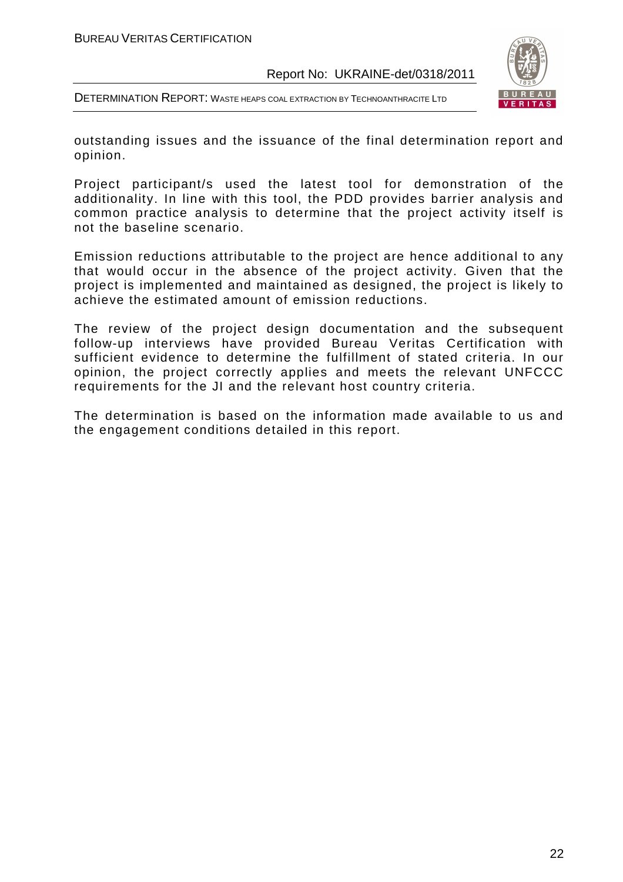outstanding issues and the issuance of the final determination report and opinion.

Project participant/s used the latest tool for demonstration of the additionality. In line with this tool, the PDD provides barrier analysis and common practice analysis to determine that the project activity itself is not the baseline scenario.

Emission reductions attributable to the project are hence additional to any that would occur in the absence of the project activity. Given that the project is implemented and maintained as designed, the project is likely to achieve the estimated amount of emission reductions.

The review of the project design documentation and the subsequent follow-up interviews have provided Bureau Veritas Certification with sufficient evidence to determine the fulfillment of stated criteria. In our opinion, the project correctly applies and meets the relevant UNFCCC requirements for the JI and the relevant host country criteria.

The determination is based on the information made available to us and the engagement conditions detailed in this report.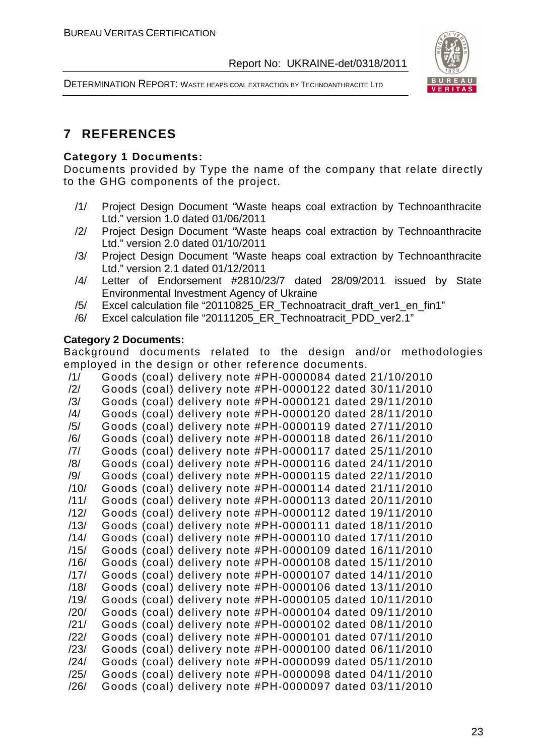# 7 REFERENCES

**Category 1 Documents:**

Documents provided by Type the name of the company that relate directly to the GHG components of the project.

/1/ Project Design Document "Waste heaps coal extraction by Technoanthracite Ltd." version 1.0 dated 01/06/2011

/2/ Project Design Document "Waste heaps coal extraction by Technoanthracite Ltd." version 2.0 dated 01/10/2011

/3/ Project Design Document "Waste heaps coal extraction by Technoanthracite Ltd." version 2.1 dated 01/12/2011

/4/ Letter of Endorsement #2810/23/7 dated 28/09/2011 issued by State Environmental Investment Agency of Ukraine

/5/ Excel calculation file "20110825_ER_Technoatracit_draft_ver1_en_fin1"

/6/ Excel calculation file "20111205_ER_Technoatracit_PDD_ver2.1"

**Category 2 Documents:**

Background documents related to the design and/or methodologies employed in the design or other reference documents.

/1/ Goods (coal) delivery note #PH-0000084 dated 21/10/2010

/2/ Goods (coal) delivery note #PH-0000122 dated 30/11/2010

/3/ Goods (coal) delivery note #PH-0000121 dated 29/11/2010

/4/ Goods (coal) delivery note #PH-0000120 dated 28/11/2010

/5/ Goods (coal) delivery note #PH-0000119 dated 27/11/2010

/6/ Goods (coal) delivery note #PH-0000118 dated 26/11/2010

/7/ Goods (coal) delivery note #PH-0000117 dated 25/11/2010

/8/ Goods (coal) delivery note #PH-0000116 dated 24/11/2010

/9/ Goods (coal) delivery note #PH-0000115 dated 22/11/2010

/10/ Goods (coal) delivery note #PH-0000114 dated 21/11/2010

/11/ Goods (coal) delivery note #PH-0000113 dated 20/11/2010

/12/ Goods (coal) delivery note #PH-0000112 dated 19/11/2010

/13/ Goods (coal) delivery note #PH-0000111 dated 18/11/2010

/14/ Goods (coal) delivery note #PH-0000110 dated 17/11/2010

/15/ Goods (coal) delivery note #PH-0000109 dated 16/11/2010

/16/ Goods (coal) delivery note #PH-0000108 dated 15/11/2010

/17/ Goods (coal) delivery note #PH-0000107 dated 14/11/2010

/18/ Goods (coal) delivery note #PH-0000106 dated 13/11/2010

/19/ Goods (coal) delivery note #PH-0000105 dated 10/11/2010

/20/ Goods (coal) delivery note #PH-0000104 dated 09/11/2010

/21/ Goods (coal) delivery note #PH-0000102 dated 08/11/2010

/22/ Goods (coal) delivery note #PH-0000101 dated 07/11/2010

/23/ Goods (coal) delivery note #PH-0000100 dated 06/11/2010

/24/ Goods (coal) delivery note #PH-0000099 dated 05/11/2010

/25/ Goods (coal) delivery note #PH-0000098 dated 04/11/2010

/26/ Goods (coal) delivery note #PH-0000097 dated 03/11/2010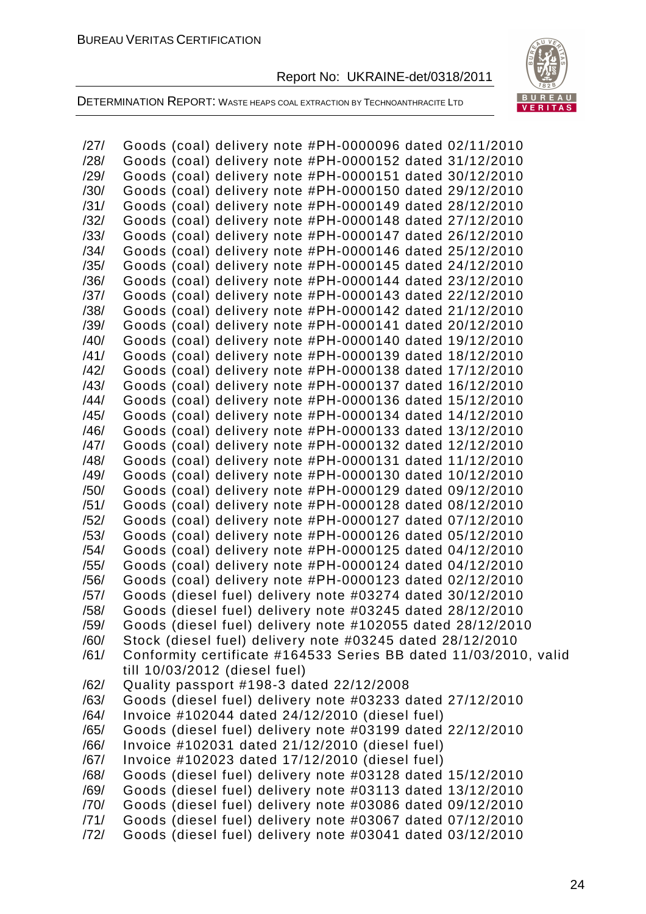/27/ Goods (coal) delivery note #PH-0000096 dated 02/11/2010
/28/ Goods (coal) delivery note #PH-0000152 dated 31/12/2010
/29/ Goods (coal) delivery note #PH-0000151 dated 30/12/2010
/30/ Goods (coal) delivery note #PH-0000150 dated 29/12/2010
/31/ Goods (coal) delivery note #PH-0000149 dated 28/12/2010
/32/ Goods (coal) delivery note #PH-0000148 dated 27/12/2010
/33/ Goods (coal) delivery note #PH-0000147 dated 26/12/2010
/34/ Goods (coal) delivery note #PH-0000146 dated 25/12/2010
/35/ Goods (coal) delivery note #PH-0000145 dated 24/12/2010
/36/ Goods (coal) delivery note #PH-0000144 dated 23/12/2010
/37/ Goods (coal) delivery note #PH-0000143 dated 22/12/2010
/38/ Goods (coal) delivery note #PH-0000142 dated 21/12/2010
/39/ Goods (coal) delivery note #PH-0000141 dated 20/12/2010
/40/ Goods (coal) delivery note #PH-0000140 dated 19/12/2010
/41/ Goods (coal) delivery note #PH-0000139 dated 18/12/2010
/42/ Goods (coal) delivery note #PH-0000138 dated 17/12/2010
/43/ Goods (coal) delivery note #PH-0000137 dated 16/12/2010
/44/ Goods (coal) delivery note #PH-0000136 dated 15/12/2010
/45/ Goods (coal) delivery note #PH-0000134 dated 14/12/2010
/46/ Goods (coal) delivery note #PH-0000133 dated 13/12/2010
/47/ Goods (coal) delivery note #PH-0000132 dated 12/12/2010
/48/ Goods (coal) delivery note #PH-0000131 dated 11/12/2010
/49/ Goods (coal) delivery note #PH-0000130 dated 10/12/2010
/50/ Goods (coal) delivery note #PH-0000129 dated 09/12/2010
/51/ Goods (coal) delivery note #PH-0000128 dated 08/12/2010
/52/ Goods (coal) delivery note #PH-0000127 dated 07/12/2010
/53/ Goods (coal) delivery note #PH-0000126 dated 05/12/2010
/54/ Goods (coal) delivery note #PH-0000125 dated 04/12/2010
/55/ Goods (coal) delivery note #PH-0000124 dated 04/12/2010
/56/ Goods (coal) delivery note #PH-0000123 dated 02/12/2010
/57/ Goods (diesel fuel) delivery note #03274 dated 30/12/2010
/58/ Goods (diesel fuel) delivery note #03245 dated 28/12/2010
/59/ Goods (diesel fuel) delivery note #102055 dated 28/12/2010
/60/ Stock (diesel fuel) delivery note #03245 dated 28/12/2010
/61/ Conformity certificate #164533 Series BB dated 11/03/2010, valid till 10/03/2012 (diesel fuel)
/62/ Quality passport #198-3 dated 22/12/2008
/63/ Goods (diesel fuel) delivery note #03233 dated 27/12/2010
/64/ Invoice #102044 dated 24/12/2010 (diesel fuel)
/65/ Goods (diesel fuel) delivery note #03199 dated 22/12/2010
/66/ Invoice #102031 dated 21/12/2010 (diesel fuel)
/67/ Invoice #102023 dated 17/12/2010 (diesel fuel)
/68/ Goods (diesel fuel) delivery note #03128 dated 15/12/2010
/69/ Goods (diesel fuel) delivery note #03113 dated 13/12/2010
/70/ Goods (diesel fuel) delivery note #03086 dated 09/12/2010
/71/ Goods (diesel fuel) delivery note #03067 dated 07/12/2010
/72/ Goods (diesel fuel) delivery note #03041 dated 03/12/2010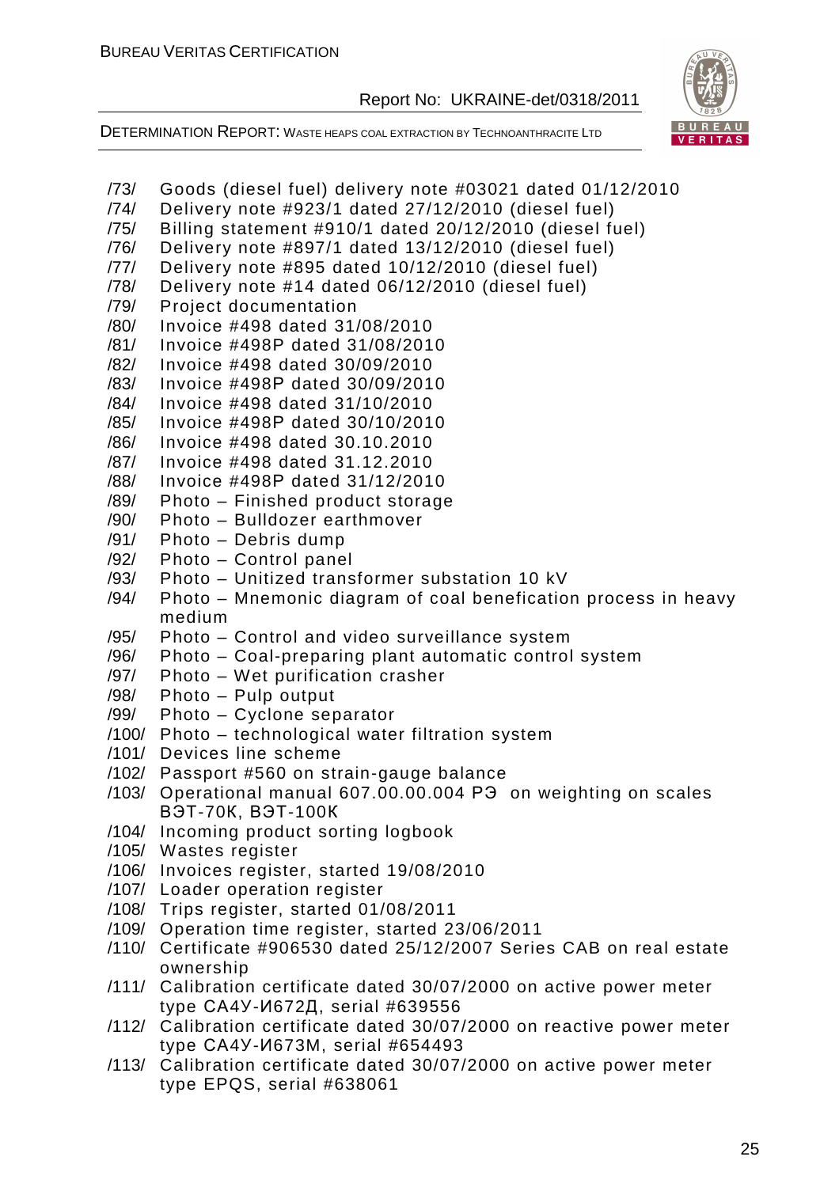/73/ Goods (diesel fuel) delivery note #03021 dated 01/12/2010

/74/ Delivery note #923/1 dated 27/12/2010 (diesel fuel)

/75/ Billing statement #910/1 dated 20/12/2010 (diesel fuel)

/76/ Delivery note #897/1 dated 13/12/2010 (diesel fuel)

/77/ Delivery note #895 dated 10/12/2010 (diesel fuel)

/78/ Delivery note #14 dated 06/12/2010 (diesel fuel)

/79/ Project documentation

/80/ Invoice #498 dated 31/08/2010

/81/ Invoice #498P dated 31/08/2010

/82/ Invoice #498 dated 30/09/2010

/83/ Invoice #498P dated 30/09/2010

/84/ Invoice #498 dated 31/10/2010

/85/ Invoice #498P dated 30/10/2010

/86/ Invoice #498 dated 30.10.2010

/87/ Invoice #498 dated 31.12.2010

/88/ Invoice #498P dated 31/12/2010

/89/ Photo – Finished product storage

/90/ Photo – Bulldozer earthmover

/91/ Photo – Debris dump

/92/ Photo – Control panel

/93/ Photo – Unitized transformer substation 10 kV

/94/ Photo – Mnemonic diagram of coal benefication process in heavy medium

/95/ Photo – Control and video surveillance system

/96/ Photo – Coal-preparing plant automatic control system

/97/ Photo – Wet purification crasher

/98/ Photo – Pulp output

/99/ Photo – Cyclone separator

/100/ Photo – technological water filtration system

/101/ Devices line scheme

/102/ Passport #560 on strain-gauge balance

/103/ Operational manual 607.00.00.004 РЭ on weighting on scales ВЭТ-70К, ВЭТ-100К

/104/ Incoming product sorting logbook

/105/ Wastes register

/106/ Invoices register, started 19/08/2010

/107/ Loader operation register

/108/ Trips register, started 01/08/2011

/109/ Operation time register, started 23/06/2011

/110/ Certificate #906530 dated 25/12/2007 Series САВ on real estate ownership

/111/ Calibration certificate dated 30/07/2000 on active power meter type СА4У-И672Д, serial #639556

/112/ Calibration certificate dated 30/07/2000 on reactive power meter type СА4У-И673М, serial #654493

/113/ Calibration certificate dated 30/07/2000 on active power meter type EPQS, serial #638061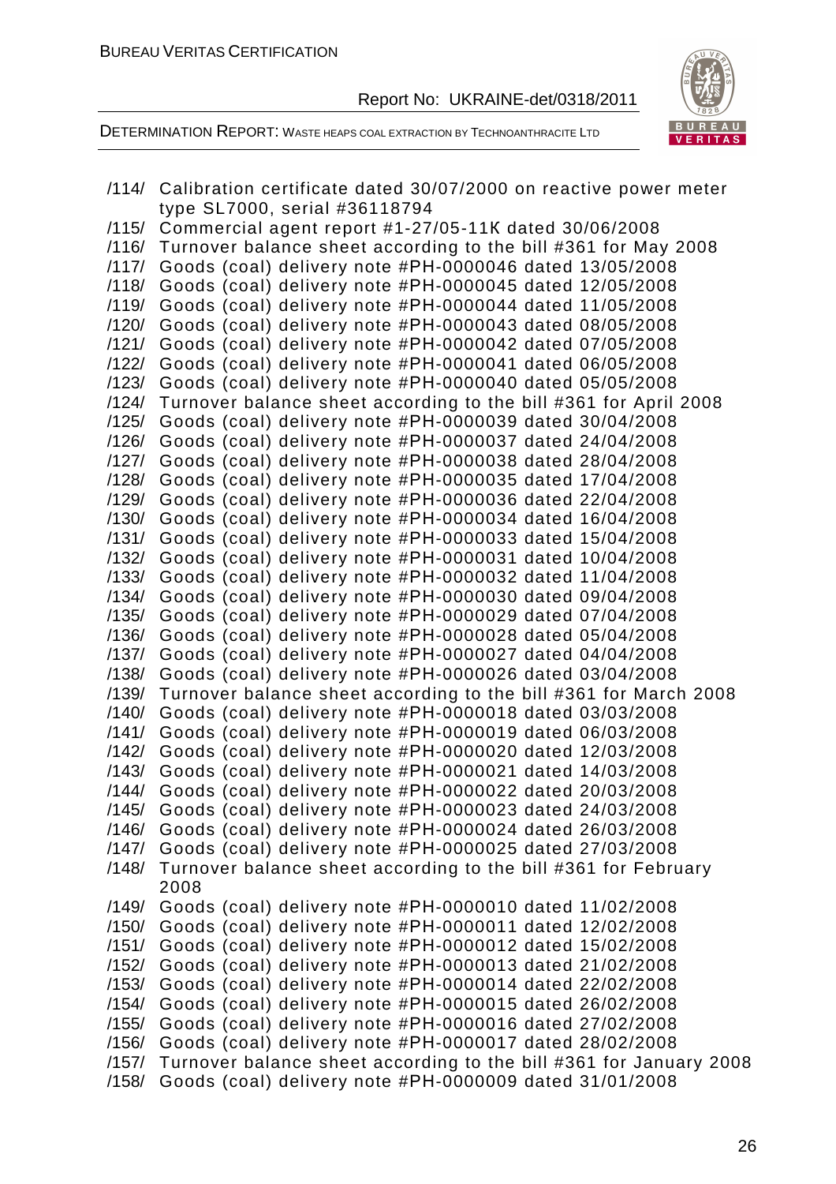/114/ Calibration certificate dated 30/07/2000 on reactive power meter type SL7000, serial #36118794
/115/ Commercial agent report #1-27/05-11K dated 30/06/2008
/116/ Turnover balance sheet according to the bill #361 for May 2008
/117/ Goods (coal) delivery note #PH-0000046 dated 13/05/2008
/118/ Goods (coal) delivery note #PH-0000045 dated 12/05/2008
/119/ Goods (coal) delivery note #PH-0000044 dated 11/05/2008
/120/ Goods (coal) delivery note #PH-0000043 dated 08/05/2008
/121/ Goods (coal) delivery note #PH-0000042 dated 07/05/2008
/122/ Goods (coal) delivery note #PH-0000041 dated 06/05/2008
/123/ Goods (coal) delivery note #PH-0000040 dated 05/05/2008
/124/ Turnover balance sheet according to the bill #361 for April 2008
/125/ Goods (coal) delivery note #PH-0000039 dated 30/04/2008
/126/ Goods (coal) delivery note #PH-0000037 dated 24/04/2008
/127/ Goods (coal) delivery note #PH-0000038 dated 28/04/2008
/128/ Goods (coal) delivery note #PH-0000035 dated 17/04/2008
/129/ Goods (coal) delivery note #PH-0000036 dated 22/04/2008
/130/ Goods (coal) delivery note #PH-0000034 dated 16/04/2008
/131/ Goods (coal) delivery note #PH-0000033 dated 15/04/2008
/132/ Goods (coal) delivery note #PH-0000031 dated 10/04/2008
/133/ Goods (coal) delivery note #PH-0000032 dated 11/04/2008
/134/ Goods (coal) delivery note #PH-0000030 dated 09/04/2008
/135/ Goods (coal) delivery note #PH-0000029 dated 07/04/2008
/136/ Goods (coal) delivery note #PH-0000028 dated 05/04/2008
/137/ Goods (coal) delivery note #PH-0000027 dated 04/04/2008
/138/ Goods (coal) delivery note #PH-0000026 dated 03/04/2008
/139/ Turnover balance sheet according to the bill #361 for March 2008
/140/ Goods (coal) delivery note #PH-0000018 dated 03/03/2008
/141/ Goods (coal) delivery note #PH-0000019 dated 06/03/2008
/142/ Goods (coal) delivery note #PH-0000020 dated 12/03/2008
/143/ Goods (coal) delivery note #PH-0000021 dated 14/03/2008
/144/ Goods (coal) delivery note #PH-0000022 dated 20/03/2008
/145/ Goods (coal) delivery note #PH-0000023 dated 24/03/2008
/146/ Goods (coal) delivery note #PH-0000024 dated 26/03/2008
/147/ Goods (coal) delivery note #PH-0000025 dated 27/03/2008
/148/ Turnover balance sheet according to the bill #361 for February 2008
/149/ Goods (coal) delivery note #PH-0000010 dated 11/02/2008
/150/ Goods (coal) delivery note #PH-0000011 dated 12/02/2008
/151/ Goods (coal) delivery note #PH-0000012 dated 15/02/2008
/152/ Goods (coal) delivery note #PH-0000013 dated 21/02/2008
/153/ Goods (coal) delivery note #PH-0000014 dated 22/02/2008
/154/ Goods (coal) delivery note #PH-0000015 dated 26/02/2008
/155/ Goods (coal) delivery note #PH-0000016 dated 27/02/2008
/156/ Goods (coal) delivery note #PH-0000017 dated 28/02/2008
/157/ Turnover balance sheet according to the bill #361 for January 2008
/158/ Goods (coal) delivery note #PH-0000009 dated 31/01/2008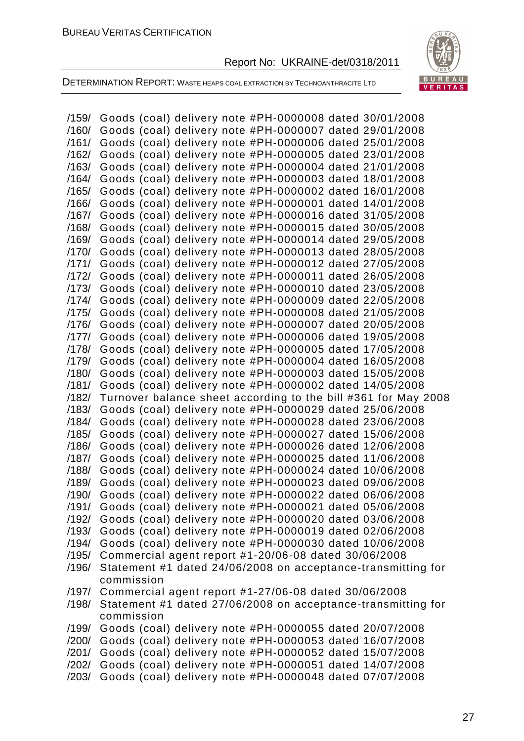/159/ Goods (coal) delivery note #PH-0000008 dated 30/01/2008
/160/ Goods (coal) delivery note #PH-0000007 dated 29/01/2008
/161/ Goods (coal) delivery note #PH-0000006 dated 25/01/2008
/162/ Goods (coal) delivery note #PH-0000005 dated 23/01/2008
/163/ Goods (coal) delivery note #PH-0000004 dated 21/01/2008
/164/ Goods (coal) delivery note #PH-0000003 dated 18/01/2008
/165/ Goods (coal) delivery note #PH-0000002 dated 16/01/2008
/166/ Goods (coal) delivery note #PH-0000001 dated 14/01/2008
/167/ Goods (coal) delivery note #PH-0000016 dated 31/05/2008
/168/ Goods (coal) delivery note #PH-0000015 dated 30/05/2008
/169/ Goods (coal) delivery note #PH-0000014 dated 29/05/2008
/170/ Goods (coal) delivery note #PH-0000013 dated 28/05/2008
/171/ Goods (coal) delivery note #PH-0000012 dated 27/05/2008
/172/ Goods (coal) delivery note #PH-0000011 dated 26/05/2008
/173/ Goods (coal) delivery note #PH-0000010 dated 23/05/2008
/174/ Goods (coal) delivery note #PH-0000009 dated 22/05/2008
/175/ Goods (coal) delivery note #PH-0000008 dated 21/05/2008
/176/ Goods (coal) delivery note #PH-0000007 dated 20/05/2008
/177/ Goods (coal) delivery note #PH-0000006 dated 19/05/2008
/178/ Goods (coal) delivery note #PH-0000005 dated 17/05/2008
/179/ Goods (coal) delivery note #PH-0000004 dated 16/05/2008
/180/ Goods (coal) delivery note #PH-0000003 dated 15/05/2008
/181/ Goods (coal) delivery note #PH-0000002 dated 14/05/2008
/182/ Turnover balance sheet according to the bill #361 for May 2008
/183/ Goods (coal) delivery note #PH-0000029 dated 25/06/2008
/184/ Goods (coal) delivery note #PH-0000028 dated 23/06/2008
/185/ Goods (coal) delivery note #PH-0000027 dated 15/06/2008
/186/ Goods (coal) delivery note #PH-0000026 dated 12/06/2008
/187/ Goods (coal) delivery note #PH-0000025 dated 11/06/2008
/188/ Goods (coal) delivery note #PH-0000024 dated 10/06/2008
/189/ Goods (coal) delivery note #PH-0000023 dated 09/06/2008
/190/ Goods (coal) delivery note #PH-0000022 dated 06/06/2008
/191/ Goods (coal) delivery note #PH-0000021 dated 05/06/2008
/192/ Goods (coal) delivery note #PH-0000020 dated 03/06/2008
/193/ Goods (coal) delivery note #PH-0000019 dated 02/06/2008
/194/ Goods (coal) delivery note #PH-0000030 dated 10/06/2008
/195/ Commercial agent report #1-20/06-08 dated 30/06/2008
/196/ Statement #1 dated 24/06/2008 on acceptance-transmitting for commission
/197/ Commercial agent report #1-27/06-08 dated 30/06/2008
/198/ Statement #1 dated 27/06/2008 on acceptance-transmitting for commission
/199/ Goods (coal) delivery note #PH-0000055 dated 20/07/2008
/200/ Goods (coal) delivery note #PH-0000053 dated 16/07/2008
/201/ Goods (coal) delivery note #PH-0000052 dated 15/07/2008
/202/ Goods (coal) delivery note #PH-0000051 dated 14/07/2008
/203/ Goods (coal) delivery note #PH-0000048 dated 07/07/2008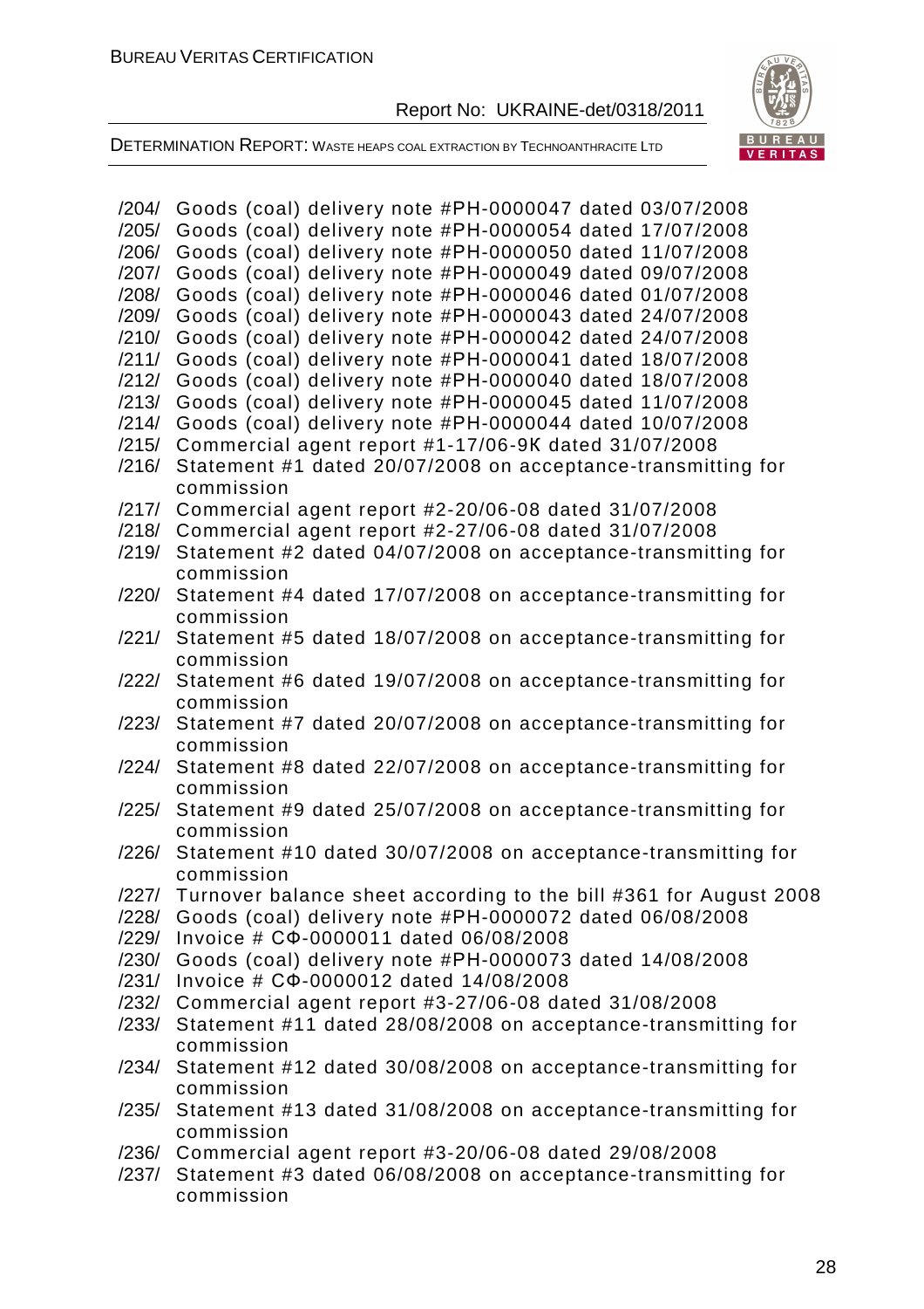/204/ Goods (coal) delivery note #PH-0000047 dated 03/07/2008
/205/ Goods (coal) delivery note #PH-0000054 dated 17/07/2008
/206/ Goods (coal) delivery note #PH-0000050 dated 11/07/2008
/207/ Goods (coal) delivery note #PH-0000049 dated 09/07/2008
/208/ Goods (coal) delivery note #PH-0000046 dated 01/07/2008
/209/ Goods (coal) delivery note #PH-0000043 dated 24/07/2008
/210/ Goods (coal) delivery note #PH-0000042 dated 24/07/2008
/211/ Goods (coal) delivery note #PH-0000041 dated 18/07/2008
/212/ Goods (coal) delivery note #PH-0000040 dated 18/07/2008
/213/ Goods (coal) delivery note #PH-0000045 dated 11/07/2008
/214/ Goods (coal) delivery note #PH-0000044 dated 10/07/2008
/215/ Commercial agent report #1-17/06-9K dated 31/07/2008
/216/ Statement #1 dated 20/07/2008 on acceptance-transmitting for commission
/217/ Commercial agent report #2-20/06-08 dated 31/07/2008
/218/ Commercial agent report #2-27/06-08 dated 31/07/2008
/219/ Statement #2 dated 04/07/2008 on acceptance-transmitting for commission
/220/ Statement #4 dated 17/07/2008 on acceptance-transmitting for commission
/221/ Statement #5 dated 18/07/2008 on acceptance-transmitting for commission
/222/ Statement #6 dated 19/07/2008 on acceptance-transmitting for commission
/223/ Statement #7 dated 20/07/2008 on acceptance-transmitting for commission
/224/ Statement #8 dated 22/07/2008 on acceptance-transmitting for commission
/225/ Statement #9 dated 25/07/2008 on acceptance-transmitting for commission
/226/ Statement #10 dated 30/07/2008 on acceptance-transmitting for commission
/227/ Turnover balance sheet according to the bill #361 for August 2008
/228/ Goods (coal) delivery note #PH-0000072 dated 06/08/2008
/229/ Invoice # CФ-0000011 dated 06/08/2008
/230/ Goods (coal) delivery note #PH-0000073 dated 14/08/2008
/231/ Invoice # CФ-0000012 dated 14/08/2008
/232/ Commercial agent report #3-27/06-08 dated 31/08/2008
/233/ Statement #11 dated 28/08/2008 on acceptance-transmitting for commission
/234/ Statement #12 dated 30/08/2008 on acceptance-transmitting for commission
/235/ Statement #13 dated 31/08/2008 on acceptance-transmitting for commission
/236/ Commercial agent report #3-20/06-08 dated 29/08/2008
/237/ Statement #3 dated 06/08/2008 on acceptance-transmitting for commission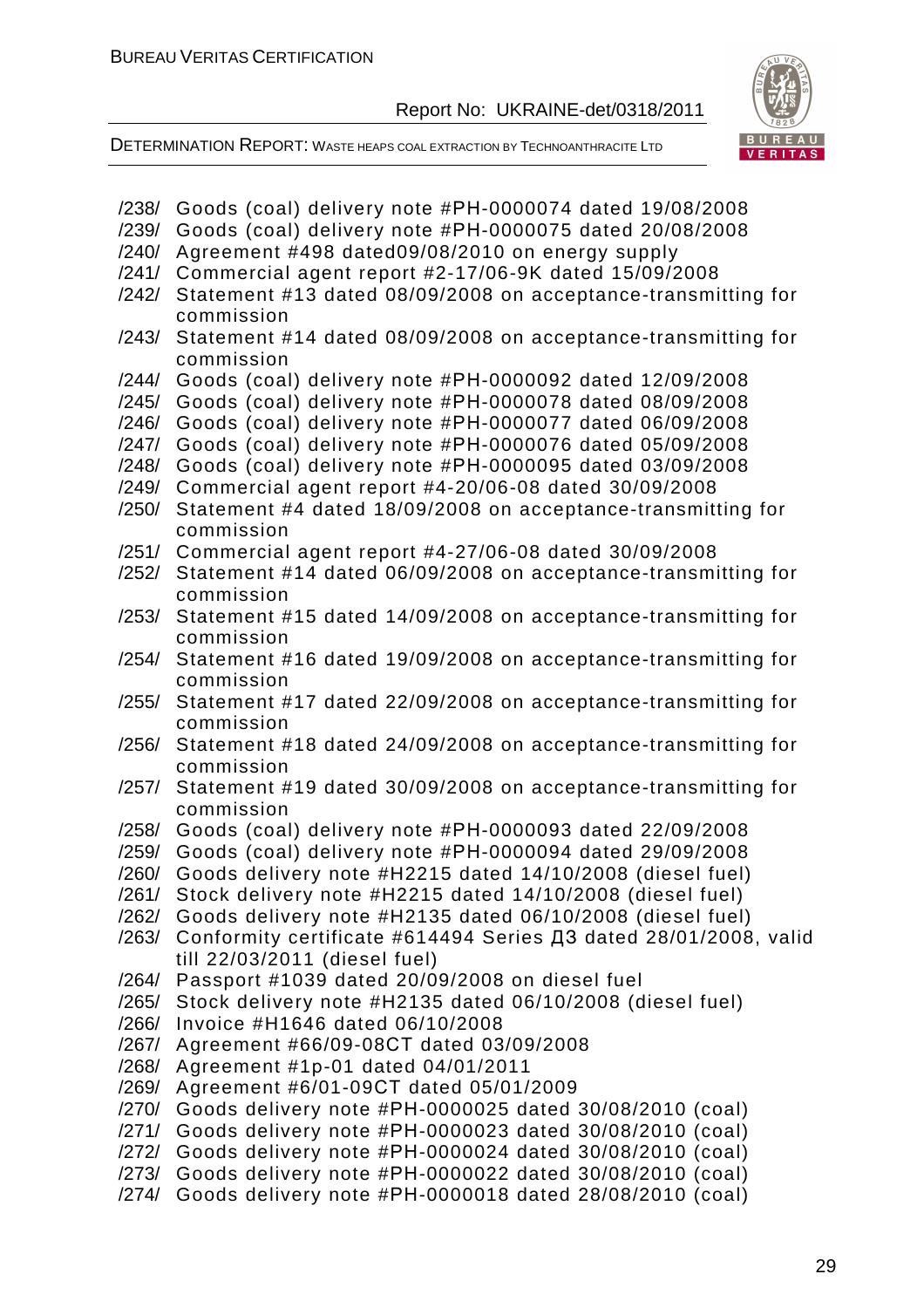/238/ Goods (coal) delivery note #PH-0000074 dated 19/08/2008
/239/ Goods (coal) delivery note #PH-0000075 dated 20/08/2008
/240/ Agreement #498 dated09/08/2010 on energy supply
/241/ Commercial agent report #2-17/06-9K dated 15/09/2008
/242/ Statement #13 dated 08/09/2008 on acceptance-transmitting for commission
/243/ Statement #14 dated 08/09/2008 on acceptance-transmitting for commission
/244/ Goods (coal) delivery note #PH-0000092 dated 12/09/2008
/245/ Goods (coal) delivery note #PH-0000078 dated 08/09/2008
/246/ Goods (coal) delivery note #PH-0000077 dated 06/09/2008
/247/ Goods (coal) delivery note #PH-0000076 dated 05/09/2008
/248/ Goods (coal) delivery note #PH-0000095 dated 03/09/2008
/249/ Commercial agent report #4-20/06-08 dated 30/09/2008
/250/ Statement #4 dated 18/09/2008 on acceptance-transmitting for commission
/251/ Commercial agent report #4-27/06-08 dated 30/09/2008
/252/ Statement #14 dated 06/09/2008 on acceptance-transmitting for commission
/253/ Statement #15 dated 14/09/2008 on acceptance-transmitting for commission
/254/ Statement #16 dated 19/09/2008 on acceptance-transmitting for commission
/255/ Statement #17 dated 22/09/2008 on acceptance-transmitting for commission
/256/ Statement #18 dated 24/09/2008 on acceptance-transmitting for commission
/257/ Statement #19 dated 30/09/2008 on acceptance-transmitting for commission
/258/ Goods (coal) delivery note #PH-0000093 dated 22/09/2008
/259/ Goods (coal) delivery note #PH-0000094 dated 29/09/2008
/260/ Goods delivery note #H2215 dated 14/10/2008 (diesel fuel)
/261/ Stock delivery note #H2215 dated 14/10/2008 (diesel fuel)
/262/ Goods delivery note #H2135 dated 06/10/2008 (diesel fuel)
/263/ Conformity certificate #614494 Series ДЗ dated 28/01/2008, valid till 22/03/2011 (diesel fuel)
/264/ Passport #1039 dated 20/09/2008 on diesel fuel
/265/ Stock delivery note #H2135 dated 06/10/2008 (diesel fuel)
/266/ Invoice #H1646 dated 06/10/2008
/267/ Agreement #66/09-08CT dated 03/09/2008
/268/ Agreement #1p-01 dated 04/01/2011
/269/ Agreement #6/01-09CT dated 05/01/2009
/270/ Goods delivery note #PH-0000025 dated 30/08/2010 (coal)
/271/ Goods delivery note #PH-0000023 dated 30/08/2010 (coal)
/272/ Goods delivery note #PH-0000024 dated 30/08/2010 (coal)
/273/ Goods delivery note #PH-0000022 dated 30/08/2010 (coal)
/274/ Goods delivery note #PH-0000018 dated 28/08/2010 (coal)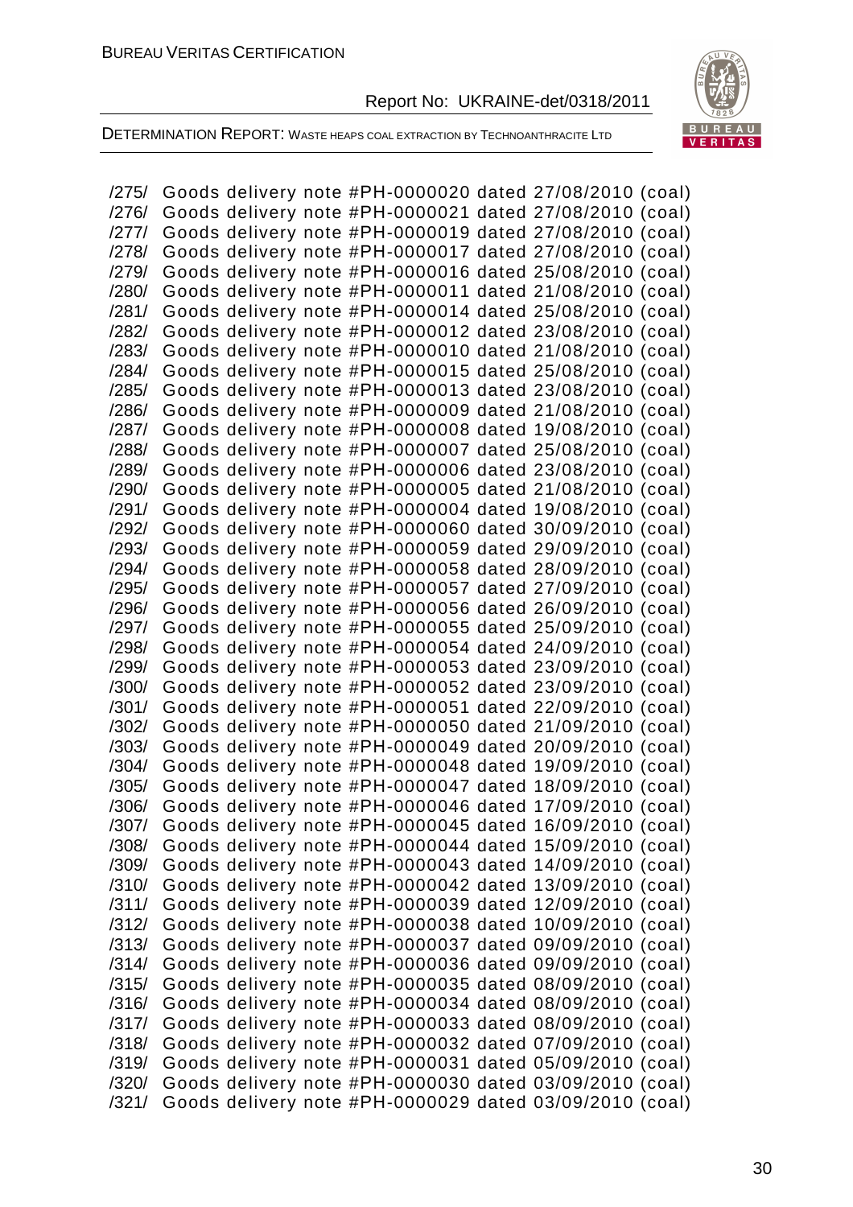/275/ Goods delivery note #PH-0000020 dated 27/08/2010 (coal)
/276/ Goods delivery note #PH-0000021 dated 27/08/2010 (coal)
/277/ Goods delivery note #PH-0000019 dated 27/08/2010 (coal)
/278/ Goods delivery note #PH-0000017 dated 27/08/2010 (coal)
/279/ Goods delivery note #PH-0000016 dated 25/08/2010 (coal)
/280/ Goods delivery note #PH-0000011 dated 21/08/2010 (coal)
/281/ Goods delivery note #PH-0000014 dated 25/08/2010 (coal)
/282/ Goods delivery note #PH-0000012 dated 23/08/2010 (coal)
/283/ Goods delivery note #PH-0000010 dated 21/08/2010 (coal)
/284/ Goods delivery note #PH-0000015 dated 25/08/2010 (coal)
/285/ Goods delivery note #PH-0000013 dated 23/08/2010 (coal)
/286/ Goods delivery note #PH-0000009 dated 21/08/2010 (coal)
/287/ Goods delivery note #PH-0000008 dated 19/08/2010 (coal)
/288/ Goods delivery note #PH-0000007 dated 25/08/2010 (coal)
/289/ Goods delivery note #PH-0000006 dated 23/08/2010 (coal)
/290/ Goods delivery note #PH-0000005 dated 21/08/2010 (coal)
/291/ Goods delivery note #PH-0000004 dated 19/08/2010 (coal)
/292/ Goods delivery note #PH-0000060 dated 30/09/2010 (coal)
/293/ Goods delivery note #PH-0000059 dated 29/09/2010 (coal)
/294/ Goods delivery note #PH-0000058 dated 28/09/2010 (coal)
/295/ Goods delivery note #PH-0000057 dated 27/09/2010 (coal)
/296/ Goods delivery note #PH-0000056 dated 26/09/2010 (coal)
/297/ Goods delivery note #PH-0000055 dated 25/09/2010 (coal)
/298/ Goods delivery note #PH-0000054 dated 24/09/2010 (coal)
/299/ Goods delivery note #PH-0000053 dated 23/09/2010 (coal)
/300/ Goods delivery note #PH-0000052 dated 23/09/2010 (coal)
/301/ Goods delivery note #PH-0000051 dated 22/09/2010 (coal)
/302/ Goods delivery note #PH-0000050 dated 21/09/2010 (coal)
/303/ Goods delivery note #PH-0000049 dated 20/09/2010 (coal)
/304/ Goods delivery note #PH-0000048 dated 19/09/2010 (coal)
/305/ Goods delivery note #PH-0000047 dated 18/09/2010 (coal)
/306/ Goods delivery note #PH-0000046 dated 17/09/2010 (coal)
/307/ Goods delivery note #PH-0000045 dated 16/09/2010 (coal)
/308/ Goods delivery note #PH-0000044 dated 15/09/2010 (coal)
/309/ Goods delivery note #PH-0000043 dated 14/09/2010 (coal)
/310/ Goods delivery note #PH-0000042 dated 13/09/2010 (coal)
/311/ Goods delivery note #PH-0000039 dated 12/09/2010 (coal)
/312/ Goods delivery note #PH-0000038 dated 10/09/2010 (coal)
/313/ Goods delivery note #PH-0000037 dated 09/09/2010 (coal)
/314/ Goods delivery note #PH-0000036 dated 09/09/2010 (coal)
/315/ Goods delivery note #PH-0000035 dated 08/09/2010 (coal)
/316/ Goods delivery note #PH-0000034 dated 08/09/2010 (coal)
/317/ Goods delivery note #PH-0000033 dated 08/09/2010 (coal)
/318/ Goods delivery note #PH-0000032 dated 07/09/2010 (coal)
/319/ Goods delivery note #PH-0000031 dated 05/09/2010 (coal)
/320/ Goods delivery note #PH-0000030 dated 03/09/2010 (coal)
/321/ Goods delivery note #PH-0000029 dated 03/09/2010 (coal)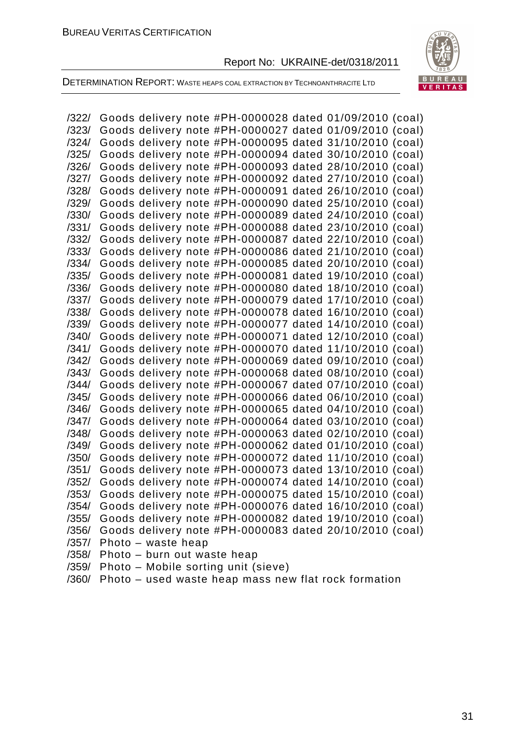/322/ Goods delivery note #PH-0000028 dated 01/09/2010 (coal)
/323/ Goods delivery note #PH-0000027 dated 01/09/2010 (coal)
/324/ Goods delivery note #PH-0000095 dated 31/10/2010 (coal)
/325/ Goods delivery note #PH-0000094 dated 30/10/2010 (coal)
/326/ Goods delivery note #PH-0000093 dated 28/10/2010 (coal)
/327/ Goods delivery note #PH-0000092 dated 27/10/2010 (coal)
/328/ Goods delivery note #PH-0000091 dated 26/10/2010 (coal)
/329/ Goods delivery note #PH-0000090 dated 25/10/2010 (coal)
/330/ Goods delivery note #PH-0000089 dated 24/10/2010 (coal)
/331/ Goods delivery note #PH-0000088 dated 23/10/2010 (coal)
/332/ Goods delivery note #PH-0000087 dated 22/10/2010 (coal)
/333/ Goods delivery note #PH-0000086 dated 21/10/2010 (coal)
/334/ Goods delivery note #PH-0000085 dated 20/10/2010 (coal)
/335/ Goods delivery note #PH-0000081 dated 19/10/2010 (coal)
/336/ Goods delivery note #PH-0000080 dated 18/10/2010 (coal)
/337/ Goods delivery note #PH-0000079 dated 17/10/2010 (coal)
/338/ Goods delivery note #PH-0000078 dated 16/10/2010 (coal)
/339/ Goods delivery note #PH-0000077 dated 14/10/2010 (coal)
/340/ Goods delivery note #PH-0000071 dated 12/10/2010 (coal)
/341/ Goods delivery note #PH-0000070 dated 11/10/2010 (coal)
/342/ Goods delivery note #PH-0000069 dated 09/10/2010 (coal)
/343/ Goods delivery note #PH-0000068 dated 08/10/2010 (coal)
/344/ Goods delivery note #PH-0000067 dated 07/10/2010 (coal)
/345/ Goods delivery note #PH-0000066 dated 06/10/2010 (coal)
/346/ Goods delivery note #PH-0000065 dated 04/10/2010 (coal)
/347/ Goods delivery note #PH-0000064 dated 03/10/2010 (coal)
/348/ Goods delivery note #PH-0000063 dated 02/10/2010 (coal)
/349/ Goods delivery note #PH-0000062 dated 01/10/2010 (coal)
/350/ Goods delivery note #PH-0000072 dated 11/10/2010 (coal)
/351/ Goods delivery note #PH-0000073 dated 13/10/2010 (coal)
/352/ Goods delivery note #PH-0000074 dated 14/10/2010 (coal)
/353/ Goods delivery note #PH-0000075 dated 15/10/2010 (coal)
/354/ Goods delivery note #PH-0000076 dated 16/10/2010 (coal)
/355/ Goods delivery note #PH-0000082 dated 19/10/2010 (coal)
/356/ Goods delivery note #PH-0000083 dated 20/10/2010 (coal)
/357/ Photo – waste heap
/358/ Photo – burn out waste heap
/359/ Photo – Mobile sorting unit (sieve)
/360/ Photo – used waste heap mass new flat rock formation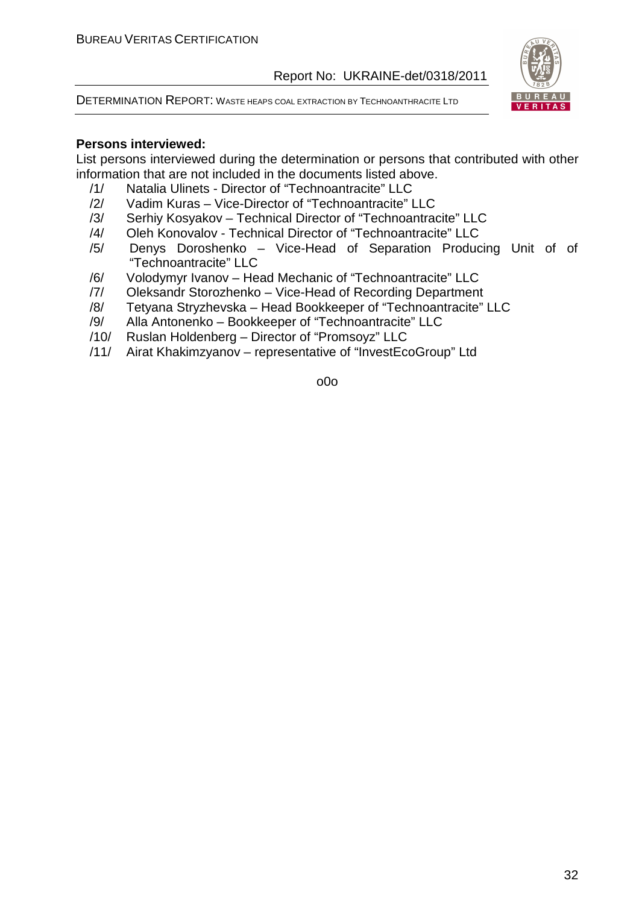**Persons interviewed:**

List persons interviewed during the determination or persons that contributed with other information that are not included in the documents listed above.

/1/ Natalia Ulinets - Director of “Technoantracite” LLC

/2/ Vadim Kuras – Vice-Director of “Technoantracite” LLC

/3/ Serhiy Kosyakov – Technical Director of “Technoantracite” LLC

/4/ Oleh Konovalov - Technical Director of “Technoantracite” LLC

/5/ Denys Doroshenko – Vice-Head of Separation Producing Unit of of “Technoantracite” LLC

/6/ Volodymyr Ivanov – Head Mechanic of “Technoantracite” LLC

/7/ Oleksandr Storozhenko – Vice-Head of Recording Department

/8/ Tetyana Stryzhevska – Head Bookkeeper of “Technoantracite” LLC

/9/ Alla Antonenko – Bookkeeper of “Technoantracite” LLC

/10/ Ruslan Holdenberg – Director of “Promsoyz” LLC

/11/ Airat Khakimzyanov – representative of “InvestEcoGroup” Ltd

o0o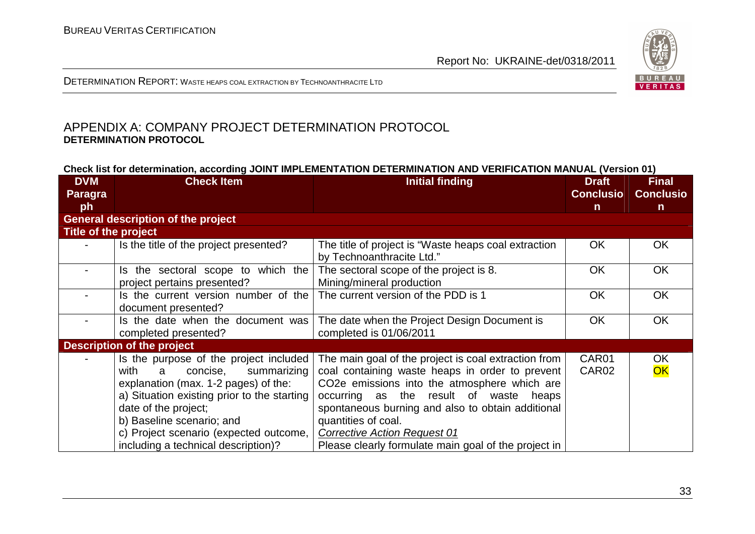## APPENDIX A: COMPANY PROJECT DETERMINATION PROTOCOL

**DETERMINATION PROTOCOL**

**Check list for determination, according JOINT IMPLEMENTATION DETERMINATION AND VERIFICATION MANUAL (Version 01)**

| DVM Paragraph | Check Item | Initial finding | Draft Conclusion | Final Conclusion |
|---|---|---|---|---|
| **General description of the project** | | | | |
| **Title of the project** | | | | |
| - | Is the title of the project presented? | The title of project is "Waste heaps coal extraction by Technoanthracite Ltd." | OK | OK |
| - | Is the sectoral scope to which the project pertains presented? | The sectoral scope of the project is 8. Mining/mineral production | OK | OK |
| - | Is the current version number of the document presented? | The current version of the PDD is 1 | OK | OK |
| - | Is the date when the document was completed presented? | The date when the Project Design Document is completed is 01/06/2011 | OK | OK |
| **Description of the project** | | | | |
| - | Is the purpose of the project included with a concise, summarizing explanation (max. 1-2 pages) of the:<br>a) Situation existing prior to the starting date of the project;<br>b) Baseline scenario; and<br>c) Project scenario (expected outcome, including a technical description)? | The main goal of the project is coal extraction from coal containing waste heaps in order to prevent CO2e emissions into the atmosphere which are occurring as the result of waste heaps spontaneous burning and also to obtain additional quantities of coal.<br>*Corrective Action Request 01*<br>Please clearly formulate main goal of the project in | CAR01<br>CAR02 | OK<br>OK |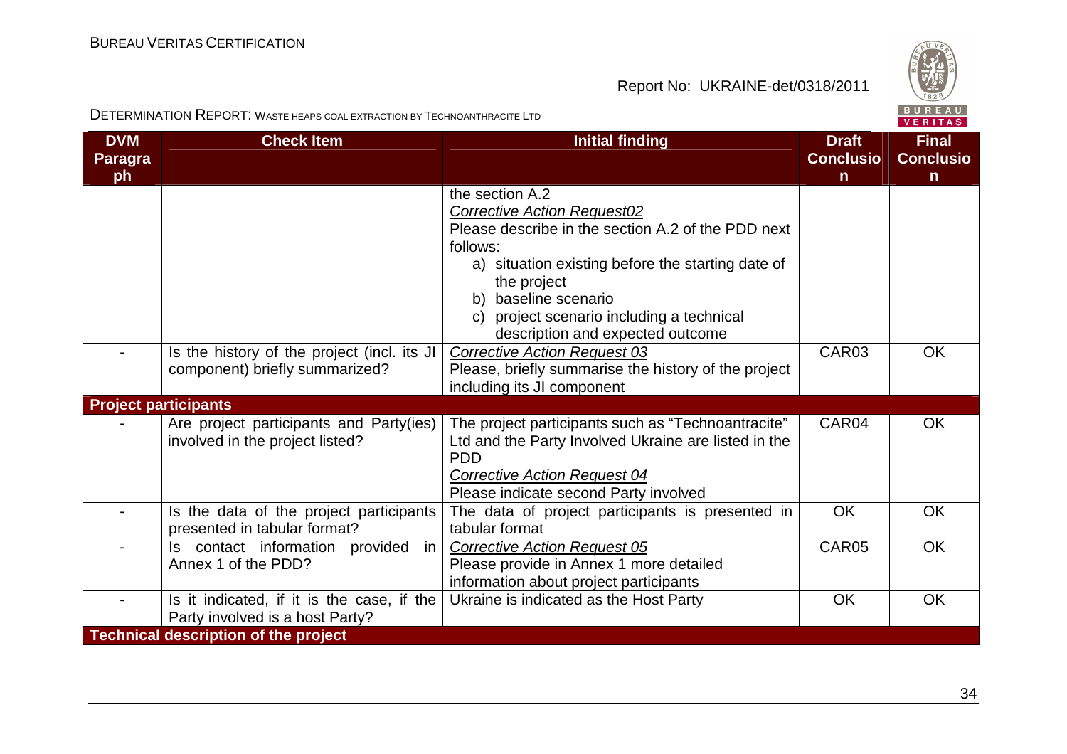| DVM Paragraph | Check Item | Initial finding | Draft Conclusion | Final Conclusion |
|---|---|---|---|---|
| | | the section A.2<br>*Corrective Action Request02*<br>Please describe in the section A.2 of the PDD next follows:<br>a) situation existing before the starting date of the project<br>b) baseline scenario<br>c) project scenario including a technical description and expected outcome | | |
| - | Is the history of the project (incl. its JI component) briefly summarized? | *Corrective Action Request 03*<br>Please, briefly summarise the history of the project including its JI component | CAR03 | OK |
| **Project participants** | | | | |
| - | Are project participants and Party(ies) involved in the project listed? | The project participants such as "Technoantracite" Ltd and the Party Involved Ukraine are listed in the PDD<br>*Corrective Action Request 04*<br>Please indicate second Party involved | CAR04 | OK |
| - | Is the data of the project participants presented in tabular format? | The data of project participants is presented in tabular format | OK | OK |
| - | Is contact information provided in Annex 1 of the PDD? | *Corrective Action Request 05*<br>Please provide in Annex 1 more detailed information about project participants | CAR05 | OK |
| - | Is it indicated, if it is the case, if the Party involved is a host Party? | Ukraine is indicated as the Host Party | OK | OK |
| **Technical description of the project** | | | | |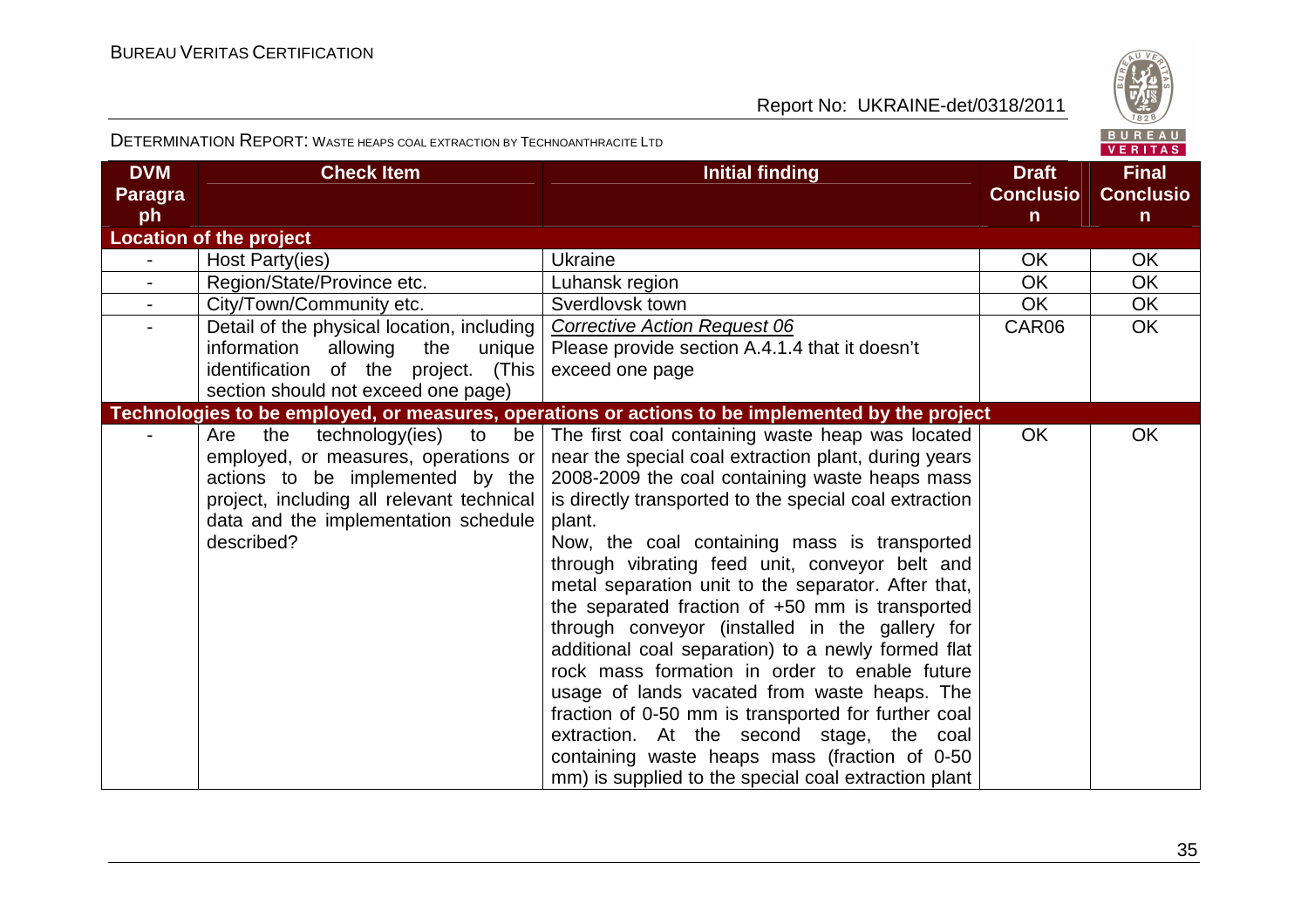| DVM Paragraph | Check Item | Initial finding | Draft Conclusion | Final Conclusion |
|---|---|---|---|---|
| **Location of the project** | | | | |
| - | Host Party(ies) | Ukraine | OK | OK |
| - | Region/State/Province etc. | Luhansk region | OK | OK |
| - | City/Town/Community etc. | Sverdlovsk town | OK | OK |
| - | Detail of the physical location, including information allowing the unique identification of the project. (This section should not exceed one page) | *Corrective Action Request 06* Please provide section A.4.1.4 that it doesn't exceed one page | CAR06 | OK |
| **Technologies to be employed, or measures, operations or actions to be implemented by the project** | | | | |
| - | Are the technology(ies) to be employed, or measures, operations or actions to be implemented by the project, including all relevant technical data and the implementation schedule described? | The first coal containing waste heap was located near the special coal extraction plant, during years 2008-2009 the coal containing waste heaps mass is directly transported to the special coal extraction plant. Now, the coal containing mass is transported through vibrating feed unit, conveyor belt and metal separation unit to the separator. After that, the separated fraction of +50 mm is transported through conveyor (installed in the gallery for additional coal separation) to a newly formed flat rock mass formation in order to enable future usage of lands vacated from waste heaps. The fraction of 0-50 mm is transported for further coal extraction. At the second stage, the coal containing waste heaps mass (fraction of 0-50 mm) is supplied to the special coal extraction plant | OK | OK |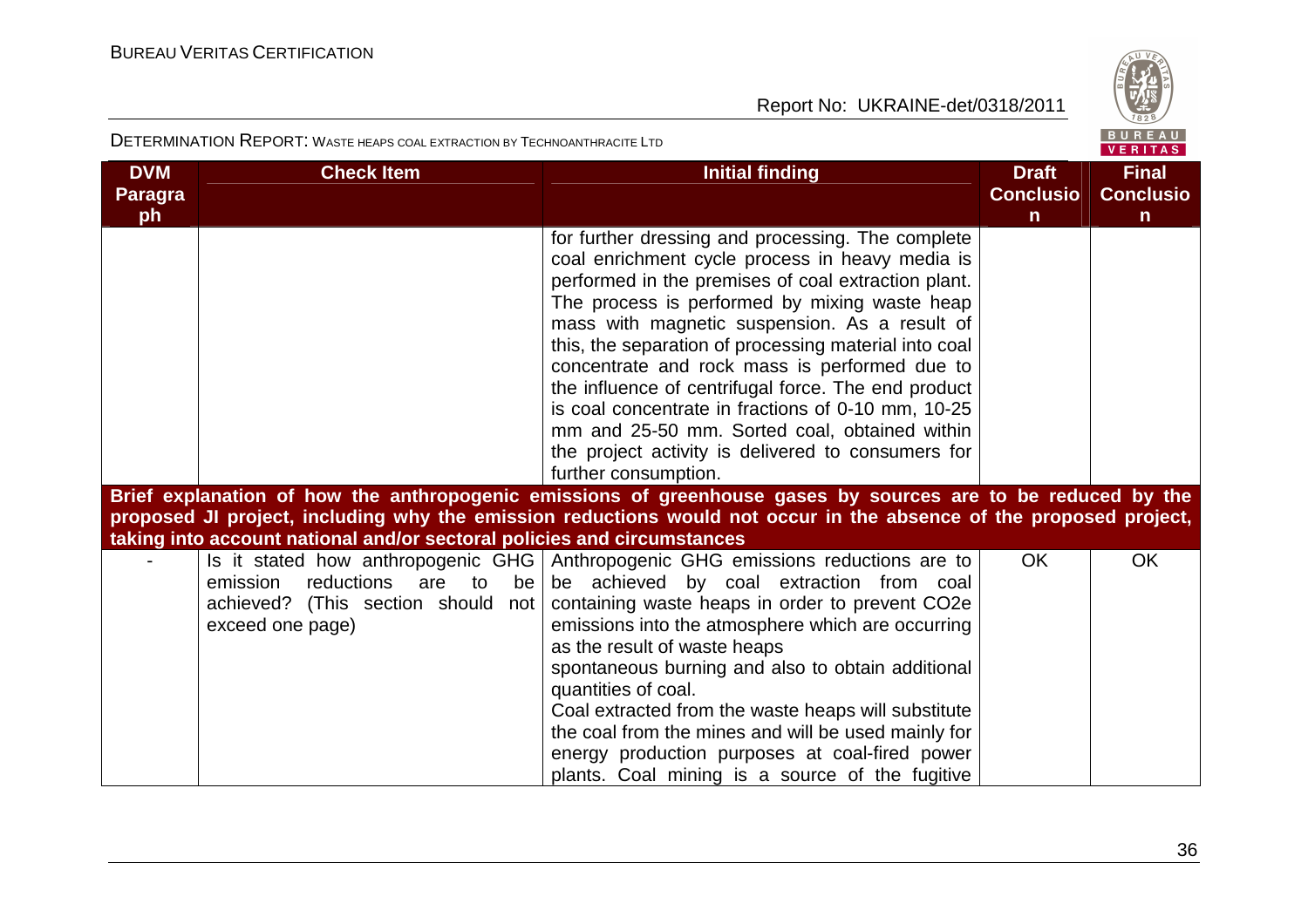| DVM Paragraph | Check Item | Initial finding | Draft Conclusion | Final Conclusion |
|---|---|---|---|---|
| | | for further dressing and processing. The complete coal enrichment cycle process in heavy media is performed in the premises of coal extraction plant. The process is performed by mixing waste heap mass with magnetic suspension. As a result of this, the separation of processing material into coal concentrate and rock mass is performed due to the influence of centrifugal force. The end product is coal concentrate in fractions of 0-10 mm, 10-25 mm and 25-50 mm. Sorted coal, obtained within the project activity is delivered to consumers for further consumption. | | |
| **Brief explanation of how the anthropogenic emissions of greenhouse gases by sources are to be reduced by the proposed JI project, including why the emission reductions would not occur in the absence of the proposed project, taking into account national and/or sectoral policies and circumstances** | | | | |
| - | Is it stated how anthropogenic GHG emission reductions are to be achieved? (This section should not exceed one page) | Anthropogenic GHG emissions reductions are to be achieved by coal extraction from coal containing waste heaps in order to prevent $CO_2e$ emissions into the atmosphere which are occurring as the result of waste heaps spontaneous burning and also to obtain additional quantities of coal.<br>Coal extracted from the waste heaps will substitute the coal from the mines and will be used mainly for energy production purposes at coal-fired power plants. Coal mining is a source of the fugitive | OK | OK |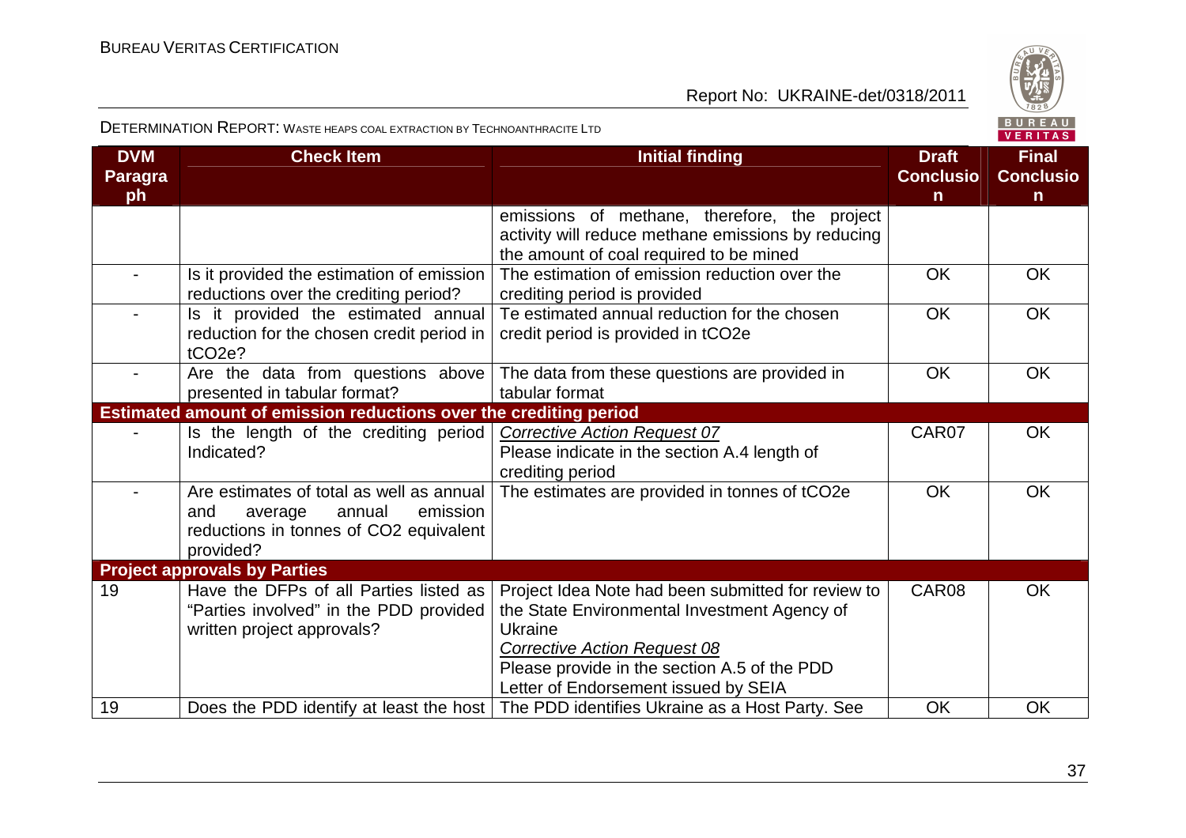| DVM Paragraph | Check Item | Initial finding | Draft Conclusion | Final Conclusion |
|---|---|---|---|---|
| | | emissions of methane, therefore, the project activity will reduce methane emissions by reducing the amount of coal required to be mined | | |
| - | Is it provided the estimation of emission reductions over the crediting period? | The estimation of emission reduction over the crediting period is provided | OK | OK |
| - | Is it provided the estimated annual reduction for the chosen credit period in tCO2e? | Te estimated annual reduction for the chosen credit period is provided in tCO2e | OK | OK |
| - | Are the data from questions above presented in tabular format? | The data from these questions are provided in tabular format | OK | OK |
| **Estimated amount of emission reductions over the crediting period** | | | | |
| - | Is the length of the crediting period Indicated? | *Corrective Action Request 07*<br>Please indicate in the section A.4 length of crediting period | CAR07 | OK |
| - | Are estimates of total as well as annual and average annual emission reductions in tonnes of CO2 equivalent provided? | The estimates are provided in tonnes of tCO2e | OK | OK |
| **Project approvals by Parties** | | | | |
| 19 | Have the DFPs of all Parties listed as "Parties involved" in the PDD provided written project approvals? | Project Idea Note had been submitted for review to the State Environmental Investment Agency of Ukraine<br>*Corrective Action Request 08*<br>Please provide in the section A.5 of the PDD Letter of Endorsement issued by SEIA | CAR08 | OK |
| 19 | Does the PDD identify at least the host | The PDD identifies Ukraine as a Host Party. See | OK | OK |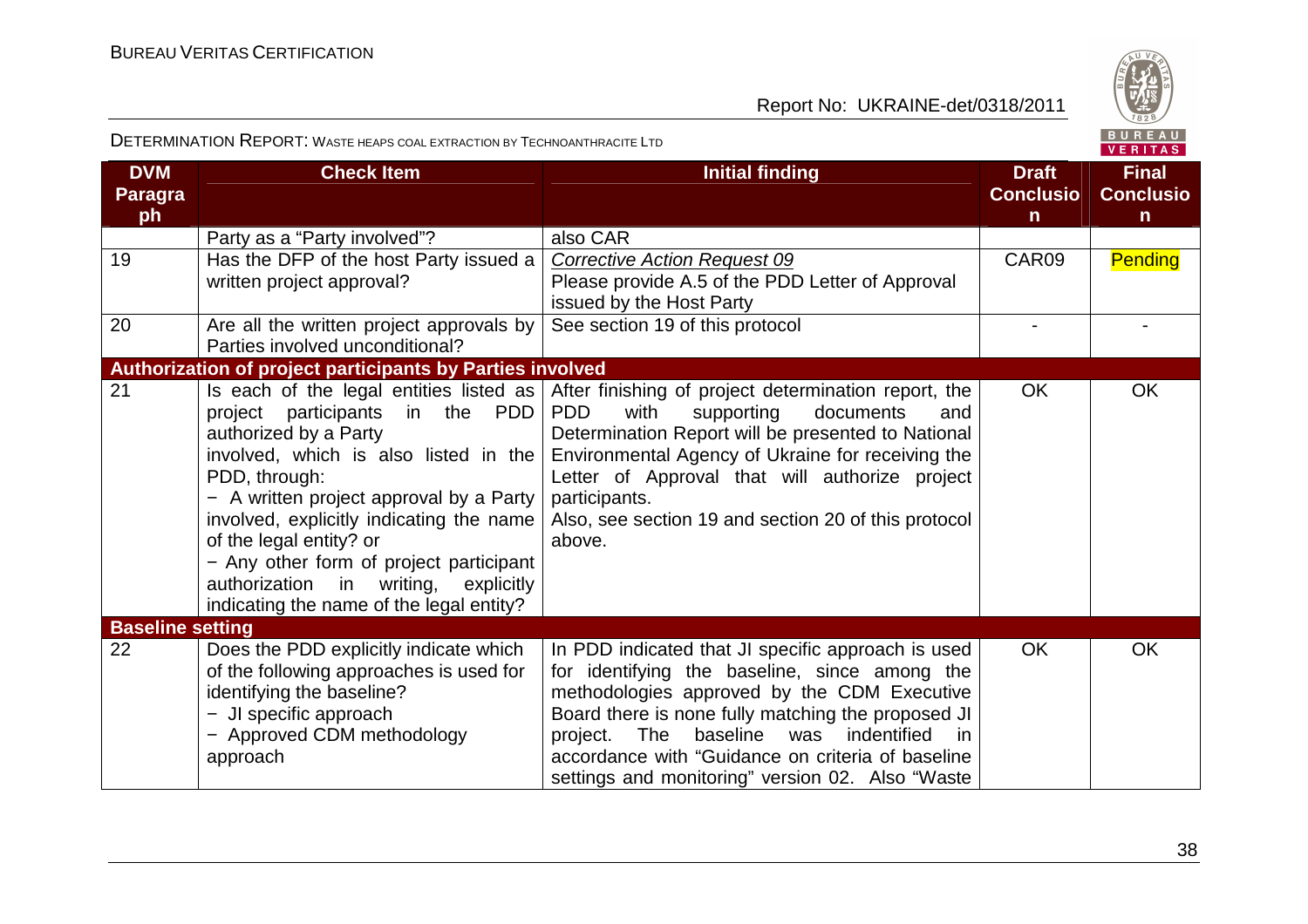| DVM Paragraph | Check Item | Initial finding | Draft Conclusion | Final Conclusion |
|---|---|---|---|---|
| | Party as a "Party involved"? | also CAR | | |
| 19 | Has the DFP of the host Party issued a written project approval? | *Corrective Action Request 09*<br>Please provide A.5 of the PDD Letter of Approval issued by the Host Party | CAR09 | Pending |
| 20 | Are all the written project approvals by Parties involved unconditional? | See section 19 of this protocol | - | - |
| **Authorization of project participants by Parties involved** | | | | |
| 21 | Is each of the legal entities listed as project participants in the PDD authorized by a Party involved, which is also listed in the PDD, through:<br>− A written project approval by a Party involved, explicitly indicating the name of the legal entity? or<br>− Any other form of project participant authorization in writing, explicitly indicating the name of the legal entity? | After finishing of project determination report, the PDD with supporting documents and Determination Report will be presented to National Environmental Agency of Ukraine for receiving the Letter of Approval that will authorize project participants.<br>Also, see section 19 and section 20 of this protocol above. | OK | OK |
| **Baseline setting** | | | | |
| 22 | Does the PDD explicitly indicate which of the following approaches is used for identifying the baseline?<br>− JI specific approach<br>− Approved CDM methodology approach | In PDD indicated that JI specific approach is used for identifying the baseline, since among the methodologies approved by the CDM Executive Board there is none fully matching the proposed JI project. The baseline was indentified in accordance with "Guidance on criteria of baseline settings and monitoring" version 02. Also "Waste | OK | OK |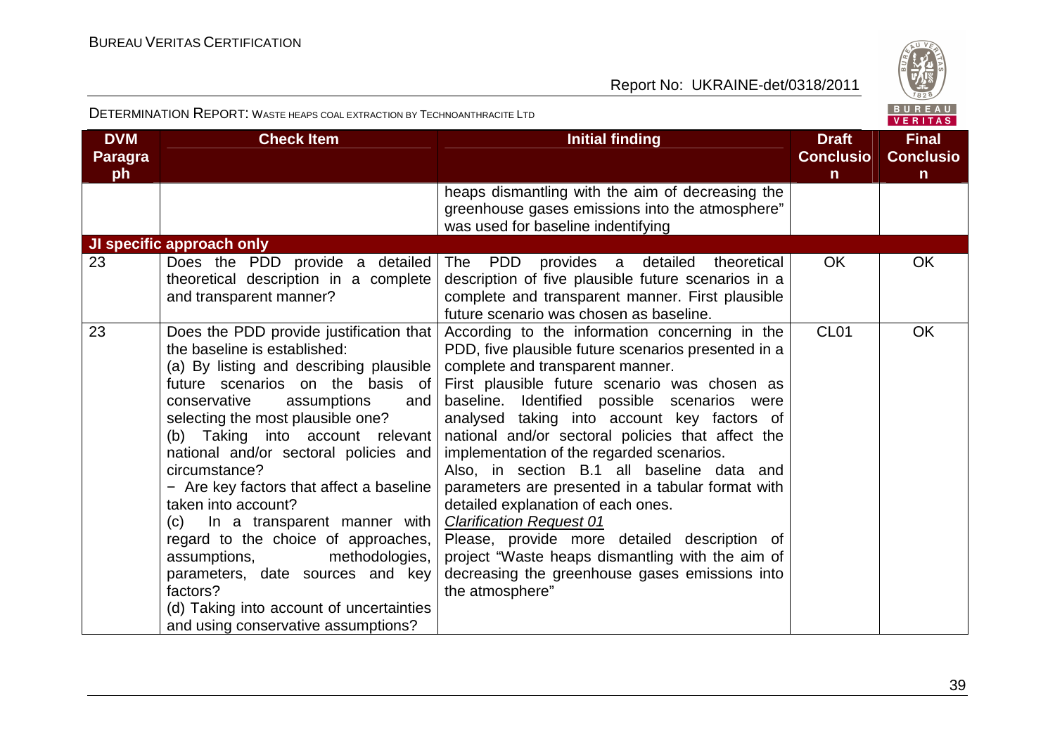| DVM Paragraph | Check Item | Initial finding | Draft Conclusion | Final Conclusion |
|---|---|---|---|---|
| | | heaps dismantling with the aim of decreasing the greenhouse gases emissions into the atmosphere" was used for baseline indentifying | | |
| **JI specific approach only** | | | | |
| 23 | Does the PDD provide a detailed theoretical description in a complete and transparent manner? | The PDD provides a detailed theoretical description of five plausible future scenarios in a complete and transparent manner. First plausible future scenario was chosen as baseline. | OK | OK |
| 23 | Does the PDD provide justification that the baseline is established:<br>(a) By listing and describing plausible future scenarios on the basis of conservative assumptions and selecting the most plausible one?<br>(b) Taking into account relevant national and/or sectoral policies and circumstance?<br>− Are key factors that affect a baseline taken into account?<br>(c) In a transparent manner with regard to the choice of approaches, assumptions, methodologies, parameters, date sources and key factors?<br>(d) Taking into account of uncertainties and using conservative assumptions? | According to the information concerning in the PDD, five plausible future scenarios presented in a complete and transparent manner.<br>First plausible future scenario was chosen as baseline. Identified possible scenarios were analysed taking into account key factors of national and/or sectoral policies that affect the implementation of the regarded scenarios.<br>Also, in section B.1 all baseline data and parameters are presented in a tabular format with detailed explanation of each ones.<br>*Clarification Request 01*<br>Please, provide more detailed description of project "Waste heaps dismantling with the aim of decreasing the greenhouse gases emissions into the atmosphere" | CL01 | OK |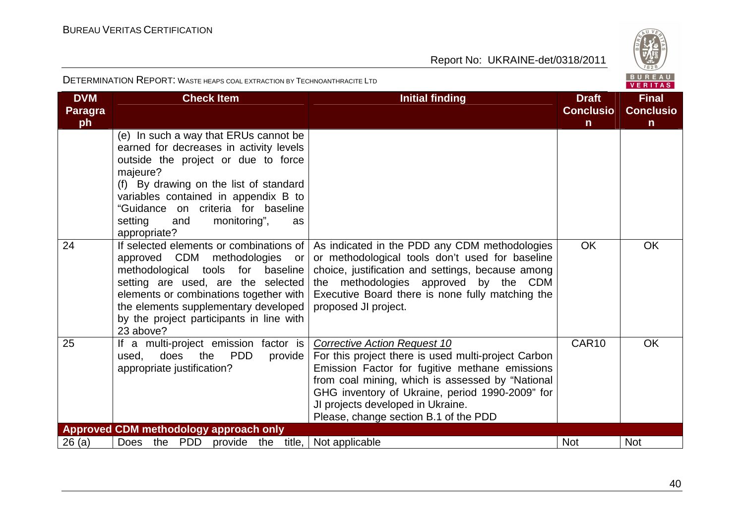| DVM Paragraph | Check Item | Initial finding | Draft Conclusion | Final Conclusion |
|---|---|---|---|---|
| | (e) In such a way that ERUs cannot be earned for decreases in activity levels outside the project or due to force majeure?<br>(f) By drawing on the list of standard variables contained in appendix B to "Guidance on criteria for baseline setting and monitoring", as appropriate? | | | |
| 24 | If selected elements or combinations of approved CDM methodologies or methodological tools for baseline setting are used, are the selected elements or combinations together with the elements supplementary developed by the project participants in line with 23 above? | As indicated in the PDD any CDM methodologies or methodological tools don't used for baseline choice, justification and settings, because among the methodologies approved by the CDM Executive Board there is none fully matching the proposed JI project. | OK | OK |
| 25 | If a multi-project emission factor is used, does the PDD provide appropriate justification? | *Corrective Action Request 10*<br>For this project there is used multi-project Carbon Emission Factor for fugitive methane emissions from coal mining, which is assessed by "National GHG inventory of Ukraine, period 1990-2009" for JI projects developed in Ukraine.<br>Please, change section B.1 of the PDD | CAR10 | OK |
| **Approved CDM methodology approach only** | | | | |
| 26 (a) | Does the PDD provide the title, | Not applicable | Not | Not |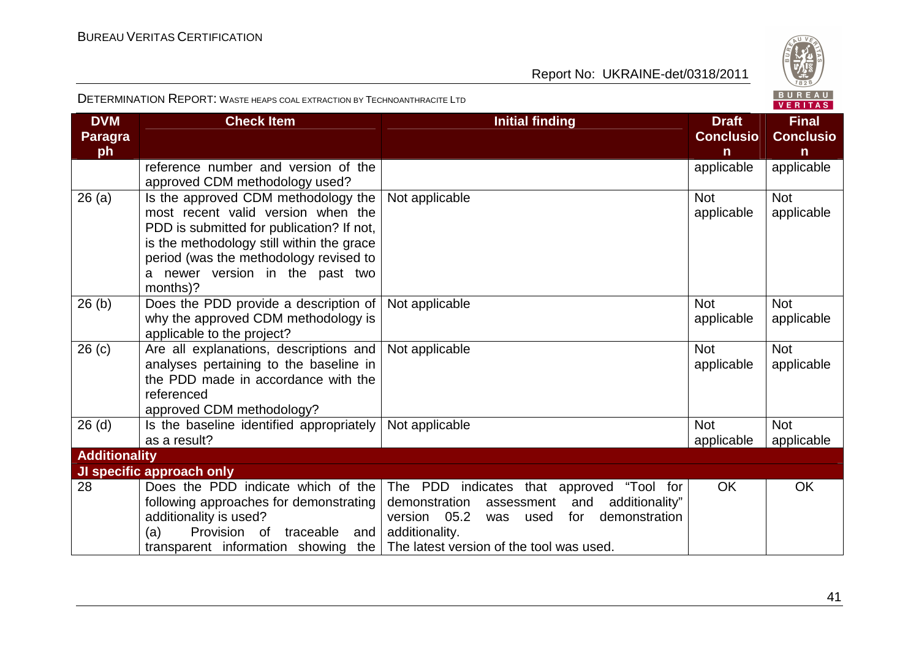| DVM Paragraph | Check Item | Initial finding | Draft Conclusion | Final Conclusion |
|---|---|---|---|---|
| | reference number and version of the approved CDM methodology used? | | applicable | applicable |
| 26 (a) | Is the approved CDM methodology the most recent valid version when the PDD is submitted for publication? If not, is the methodology still within the grace period (was the methodology revised to a newer version in the past two months)? | Not applicable | Not applicable | Not applicable |
| 26 (b) | Does the PDD provide a description of why the approved CDM methodology is applicable to the project? | Not applicable | Not applicable | Not applicable |
| 26 (c) | Are all explanations, descriptions and analyses pertaining to the baseline in the PDD made in accordance with the referenced approved CDM methodology? | Not applicable | Not applicable | Not applicable |
| 26 (d) | Is the baseline identified appropriately as a result? | Not applicable | Not applicable | Not applicable |
| **Additionality** | | | | |
| **JI specific approach only** | | | | |
| 28 | Does the PDD indicate which of the following approaches for demonstrating additionality is used? (a) Provision of traceable and transparent information showing the | The PDD indicates that approved "Tool for demonstration assessment and additionality" version 05.2 was used for demonstration additionality. The latest version of the tool was used. | OK | OK |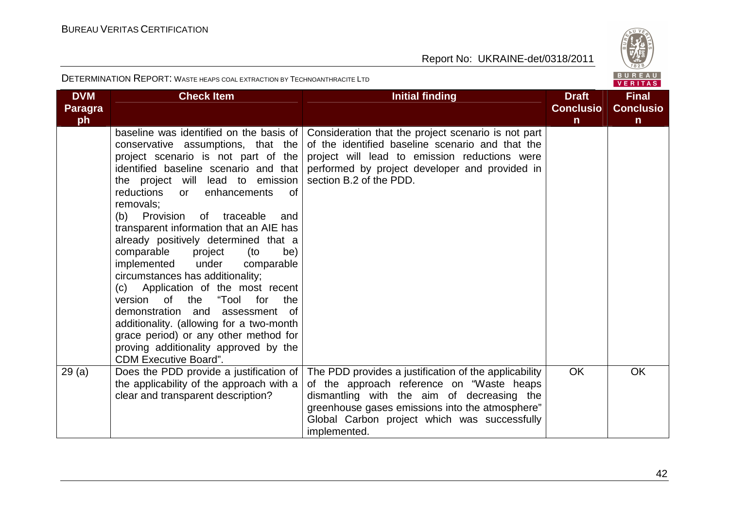| DVM Paragraph | Check Item | Initial finding | Draft Conclusion | Final Conclusion |
|---|---|---|---|---|
| | baseline was identified on the basis of conservative assumptions, that the project scenario is not part of the identified baseline scenario and that the project will lead to emission reductions or enhancements of removals;<br>(b) Provision of traceable and transparent information that an AIE has already positively determined that a comparable project (to be) implemented under comparable circumstances has additionality;<br>(c) Application of the most recent version of the "Tool for the demonstration and assessment of additionality. (allowing for a two-month grace period) or any other method for proving additionality approved by the CDM Executive Board". | Consideration that the project scenario is not part of the identified baseline scenario and that the project will lead to emission reductions were performed by project developer and provided in section B.2 of the PDD. | | |
| 29 (a) | Does the PDD provide a justification of the applicability of the approach with a clear and transparent description? | The PDD provides a justification of the applicability of the approach reference on "Waste heaps dismantling with the aim of decreasing the greenhouse gases emissions into the atmosphere" Global Carbon project which was successfully implemented. | OK | OK |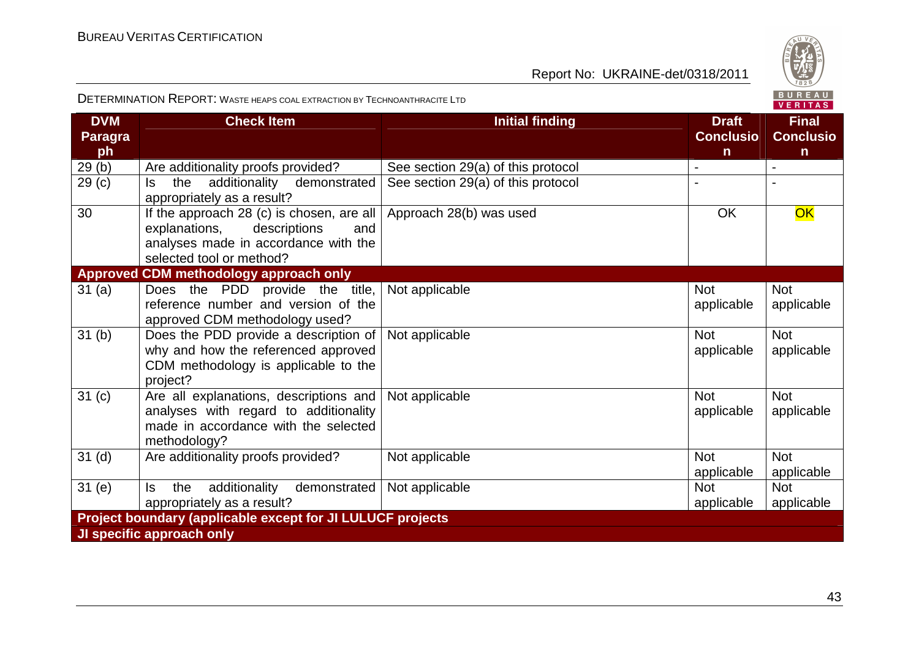| DVM Paragraph | Check Item | Initial finding | Draft Conclusion | Final Conclusion |
|---|---|---|---|---|
| 29 (b) | Are additionality proofs provided? | See section 29(a) of this protocol | - | - |
| 29 (c) | Is the additionality demonstrated appropriately as a result? | See section 29(a) of this protocol | - | - |
| 30 | If the approach 28 (c) is chosen, are all explanations, descriptions and analyses made in accordance with the selected tool or method? | Approach 28(b) was used | OK | OK |
| **Approved CDM methodology approach only** | | | | |
| 31 (a) | Does the PDD provide the title, reference number and version of the approved CDM methodology used? | Not applicable | Not applicable | Not applicable |
| 31 (b) | Does the PDD provide a description of why and how the referenced approved CDM methodology is applicable to the project? | Not applicable | Not applicable | Not applicable |
| 31 (c) | Are all explanations, descriptions and analyses with regard to additionality made in accordance with the selected methodology? | Not applicable | Not applicable | Not applicable |
| 31 (d) | Are additionality proofs provided? | Not applicable | Not applicable | Not applicable |
| 31 (e) | Is the additionality demonstrated appropriately as a result? | Not applicable | Not applicable | Not applicable |
| **Project boundary (applicable except for JI LULUCF projects** | | | | |
| **JI specific approach only** | | | | |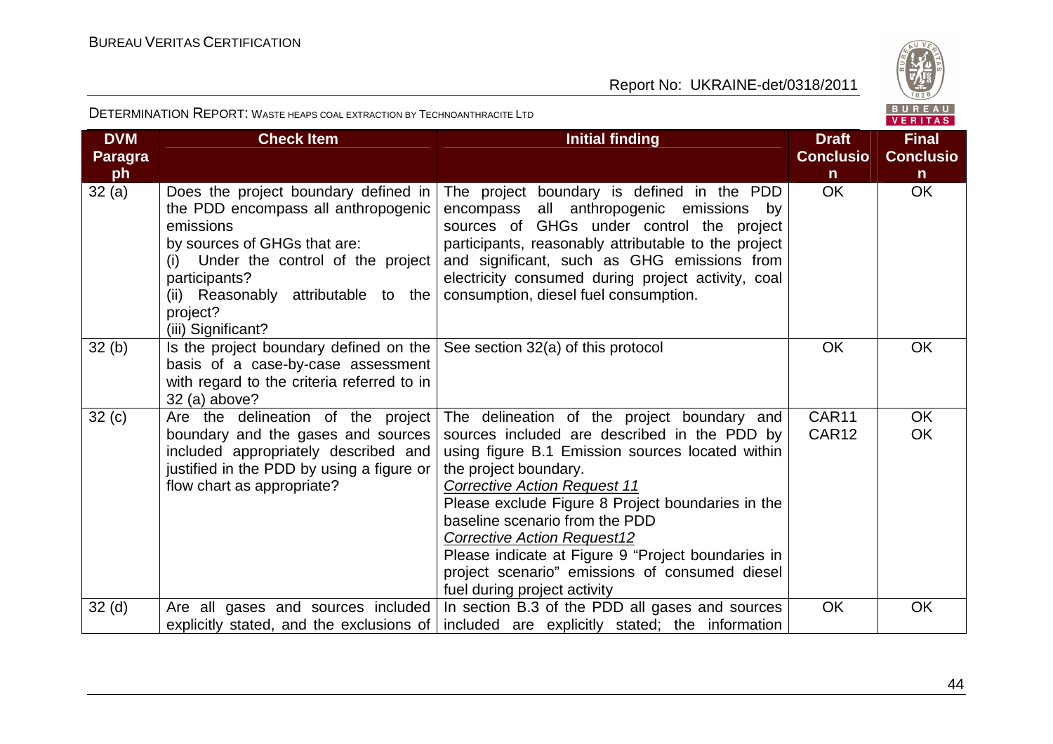| DVM Paragraph | Check Item | Initial finding | Draft Conclusion | Final Conclusion |
|---|---|---|---|---|
| 32 (a) | Does the project boundary defined in the PDD encompass all anthropogenic emissions by sources of GHGs that are: (i) Under the control of the project participants? (ii) Reasonably attributable to the project? (iii) Significant? | The project boundary is defined in the PDD encompass all anthropogenic emissions by sources of GHGs under control the project participants, reasonably attributable to the project and significant, such as GHG emissions from electricity consumed during project activity, coal consumption, diesel fuel consumption. | OK | OK |
| 32 (b) | Is the project boundary defined on the basis of a case-by-case assessment with regard to the criteria referred to in 32 (a) above? | See section 32(a) of this protocol | OK | OK |
| 32 (c) | Are the delineation of the project boundary and the gases and sources included appropriately described and justified in the PDD by using a figure or flow chart as appropriate? | The delineation of the project boundary and sources included are described in the PDD by using figure B.1 Emission sources located within the project boundary. <br> *Corrective Action Request 11* <br> Please exclude Figure 8 Project boundaries in the baseline scenario from the PDD <br> *Corrective Action Request12* <br> Please indicate at Figure 9 "Project boundaries in project scenario" emissions of consumed diesel fuel during project activity | CAR11 <br> CAR12 | OK <br> OK |
| 32 (d) | Are all gases and sources included explicitly stated, and the exclusions of | In section B.3 of the PDD all gases and sources included are explicitly stated; the information | OK | OK |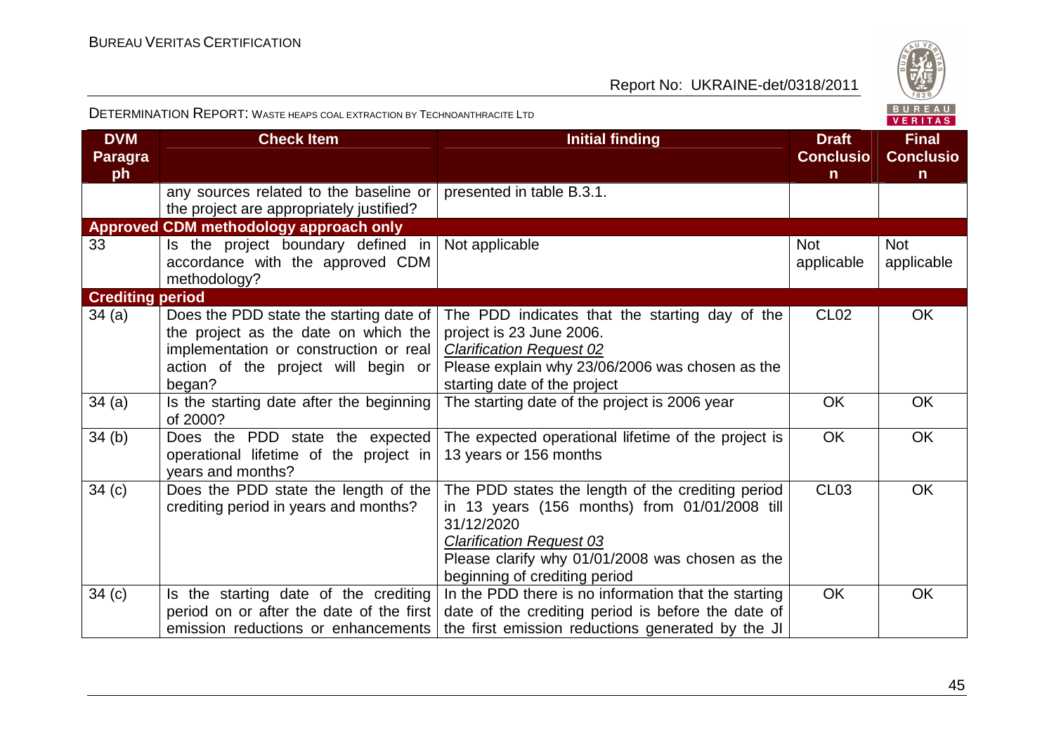| DVM Paragraph | Check Item | Initial finding | Draft Conclusion | Final Conclusion |
|---|---|---|---|---|
| | any sources related to the baseline or the project are appropriately justified? | presented in table B.3.1. | | |
| **Approved CDM methodology approach only** | | | | |
| 33 | Is the project boundary defined in accordance with the approved CDM methodology? | Not applicable | Not applicable | Not applicable |
| **Crediting period** | | | | |
| 34 (a) | Does the PDD state the starting date of the project as the date on which the implementation or construction or real action of the project will begin or began? | The PDD indicates that the starting day of the project is 23 June 2006. <br> *Clarification Request 02* <br> Please explain why 23/06/2006 was chosen as the starting date of the project | CL02 | OK |
| 34 (a) | Is the starting date after the beginning of 2000? | The starting date of the project is 2006 year | OK | OK |
| 34 (b) | Does the PDD state the expected operational lifetime of the project in years and months? | The expected operational lifetime of the project is 13 years or 156 months | OK | OK |
| 34 (c) | Does the PDD state the length of the crediting period in years and months? | The PDD states the length of the crediting period in 13 years (156 months) from 01/01/2008 till 31/12/2020 <br> *Clarification Request 03* <br> Please clarify why 01/01/2008 was chosen as the beginning of crediting period | CL03 | OK |
| 34 (c) | Is the starting date of the crediting period on or after the date of the first emission reductions or enhancements | In the PDD there is no information that the starting date of the crediting period is before the date of the first emission reductions generated by the JI | OK | OK |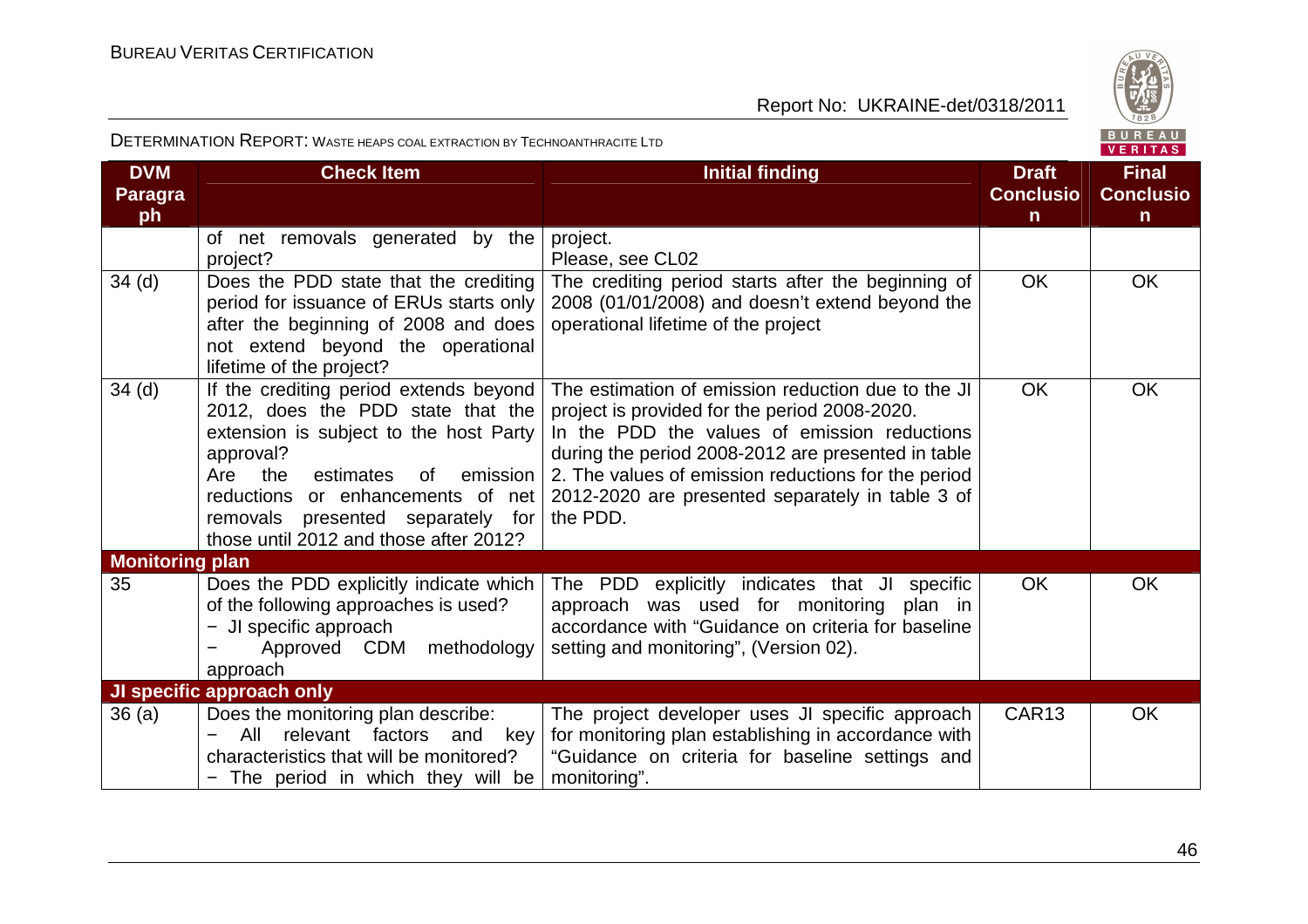| DVM Paragraph | Check Item | Initial finding | Draft Conclusion | Final Conclusion |
|---|---|---|---|---|
| | of net removals generated by the project? | project. Please, see CL02 | | |
| 34 (d) | Does the PDD state that the crediting period for issuance of ERUs starts only after the beginning of 2008 and does not extend beyond the operational lifetime of the project? | The crediting period starts after the beginning of 2008 (01/01/2008) and doesn't extend beyond the operational lifetime of the project | OK | OK |
| 34 (d) | If the crediting period extends beyond 2012, does the PDD state that the extension is subject to the host Party approval? Are the estimates of emission reductions or enhancements of net removals presented separately for those until 2012 and those after 2012? | The estimation of emission reduction due to the JI project is provided for the period 2008-2020. In the PDD the values of emission reductions during the period 2008-2012 are presented in table 2. The values of emission reductions for the period 2012-2020 are presented separately in table 3 of the PDD. | OK | OK |
| **Monitoring plan** | | | | |
| 35 | Does the PDD explicitly indicate which of the following approaches is used? − JI specific approach − Approved CDM methodology approach | The PDD explicitly indicates that JI specific approach was used for monitoring plan in accordance with "Guidance on criteria for baseline setting and monitoring", (Version 02). | OK | OK |
| **JI specific approach only** | | | | |
| 36 (a) | Does the monitoring plan describe: − All relevant factors and key characteristics that will be monitored? − The period in which they will be | The project developer uses JI specific approach for monitoring plan establishing in accordance with "Guidance on criteria for baseline settings and monitoring". | CAR13 | OK |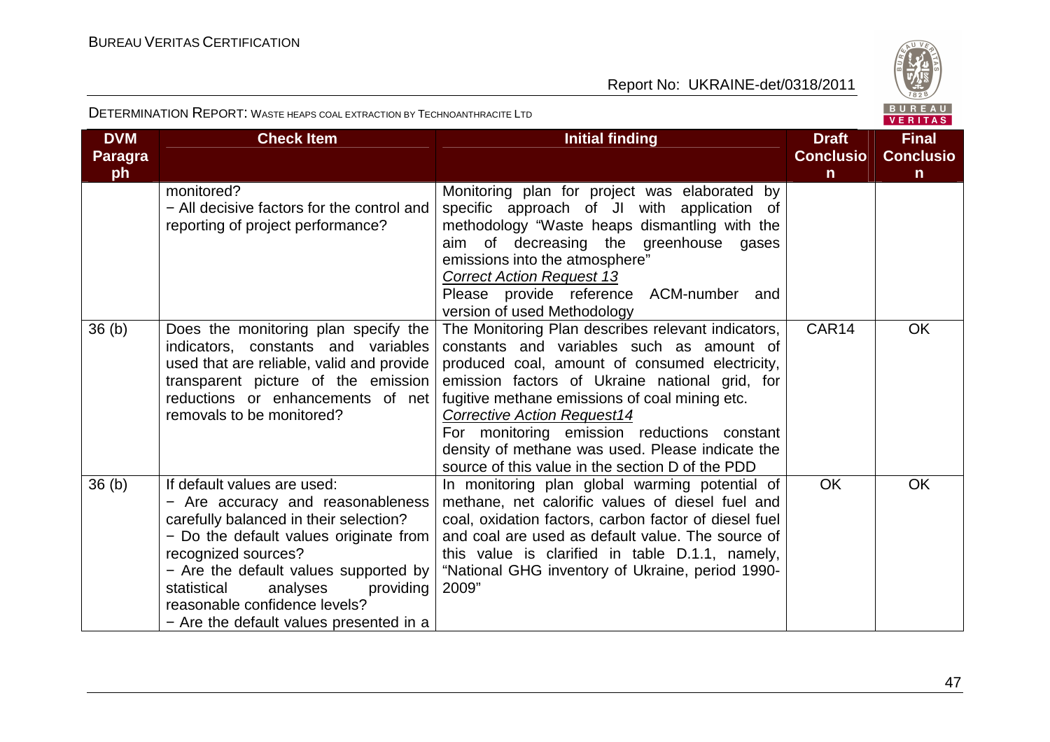| DVM Paragraph | Check Item | Initial finding | Draft Conclusion | Final Conclusion |
|---|---|---|---|---|
| | monitored?<br>− All decisive factors for the control and reporting of project performance? | Monitoring plan for project was elaborated by specific approach of JI with application of methodology "Waste heaps dismantling with the aim of decreasing the greenhouse gases emissions into the atmosphere"<br><u>Correct Action Request 13</u><br>Please provide reference ACM-number and version of used Methodology | | |
| 36 (b) | Does the monitoring plan specify the indicators, constants and variables used that are reliable, valid and provide transparent picture of the emission reductions or enhancements of net removals to be monitored? | The Monitoring Plan describes relevant indicators, constants and variables such as amount of produced coal, amount of consumed electricity, emission factors of Ukraine national grid, for fugitive methane emissions of coal mining etc.<br><u>Corrective Action Request14</u><br>For monitoring emission reductions constant density of methane was used. Please indicate the source of this value in the section D of the PDD | CAR14 | OK |
| 36 (b) | If default values are used:<br>− Are accuracy and reasonableness carefully balanced in their selection?<br>− Do the default values originate from recognized sources?<br>− Are the default values supported by statistical analyses providing reasonable confidence levels?<br>− Are the default values presented in a | In monitoring plan global warming potential of methane, net calorific values of diesel fuel and coal, oxidation factors, carbon factor of diesel fuel and coal are used as default value. The source of this value is clarified in table D.1.1, namely, "National GHG inventory of Ukraine, period 1990-2009" | OK | OK |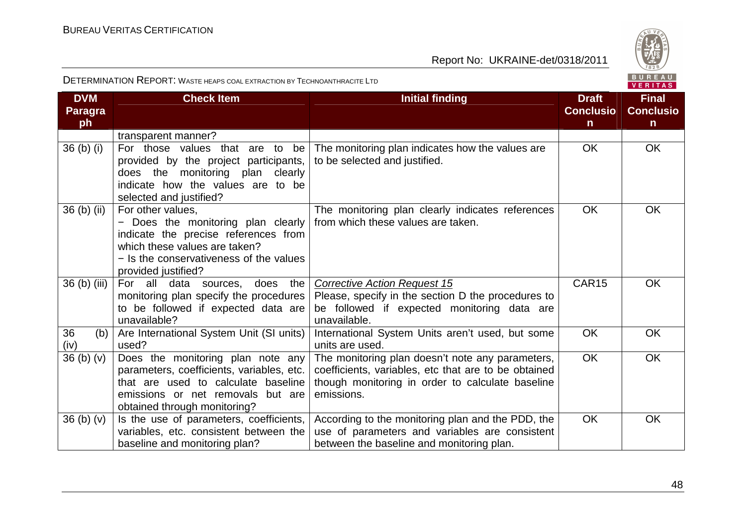| DVM Paragraph | Check Item | Initial finding | Draft Conclusion | Final Conclusion |
|---|---|---|---|---|
| | transparent manner? | | | |
| 36 (b) (i) | For those values that are to be provided by the project participants, does the monitoring plan clearly indicate how the values are to be selected and justified? | The monitoring plan indicates how the values are to be selected and justified. | OK | OK |
| 36 (b) (ii) | For other values,<br>− Does the monitoring plan clearly indicate the precise references from which these values are taken?<br>− Is the conservativeness of the values provided justified? | The monitoring plan clearly indicates references from which these values are taken. | OK | OK |
| 36 (b) (iii) | For all data sources, does the monitoring plan specify the procedures to be followed if expected data are unavailable? | *Corrective Action Request 15*<br>Please, specify in the section D the procedures to be followed if expected monitoring data are unavailable. | CAR15 | OK |
| 36 (b) (iv) | Are International System Unit (SI units) used? | International System Units aren't used, but some units are used. | OK | OK |
| 36 (b) (v) | Does the monitoring plan note any parameters, coefficients, variables, etc. that are used to calculate baseline emissions or net removals but are obtained through monitoring? | The monitoring plan doesn't note any parameters, coefficients, variables, etc that are to be obtained though monitoring in order to calculate baseline emissions. | OK | OK |
| 36 (b) (v) | Is the use of parameters, coefficients, variables, etc. consistent between the baseline and monitoring plan? | According to the monitoring plan and the PDD, the use of parameters and variables are consistent between the baseline and monitoring plan. | OK | OK |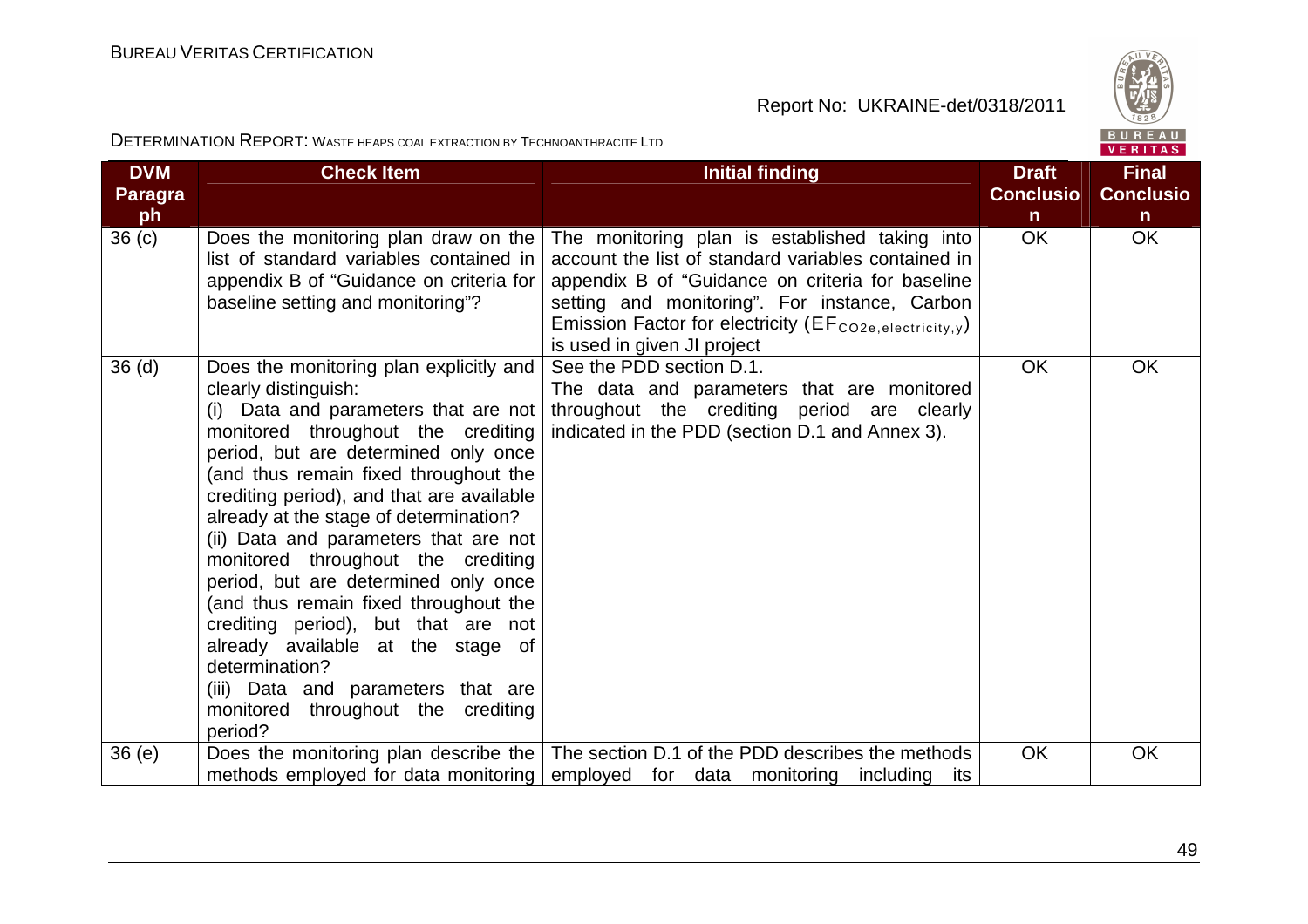DETERMINATION REPORT: WASTE HEAPS COAL EXTRACTION BY TECHNOANTHRACITE LTD

| DVM Paragraph | Check Item | Initial finding | Draft Conclusion | Final Conclusion |
|---|---|---|---|---|
| 36 (c) | Does the monitoring plan draw on the list of standard variables contained in appendix B of "Guidance on criteria for baseline setting and monitoring"? | The monitoring plan is established taking into account the list of standard variables contained in appendix B of "Guidance on criteria for baseline setting and monitoring". For instance, Carbon Emission Factor for electricity ($EF_{CO2e,electricity,y}$) is used in given JI project | OK | OK |
| 36 (d) | Does the monitoring plan explicitly and clearly distinguish:<br>(i) Data and parameters that are not monitored throughout the crediting period, but are determined only once (and thus remain fixed throughout the crediting period), and that are available already at the stage of determination?<br>(ii) Data and parameters that are not monitored throughout the crediting period, but are determined only once (and thus remain fixed throughout the crediting period), but that are not already available at the stage of determination?<br>(iii) Data and parameters that are monitored throughout the crediting period? | See the PDD section D.1.<br>The data and parameters that are monitored throughout the crediting period are clearly indicated in the PDD (section D.1 and Annex 3). | OK | OK |
| 36 (e) | Does the monitoring plan describe the methods employed for data monitoring | The section D.1 of the PDD describes the methods employed for data monitoring including its | OK | OK |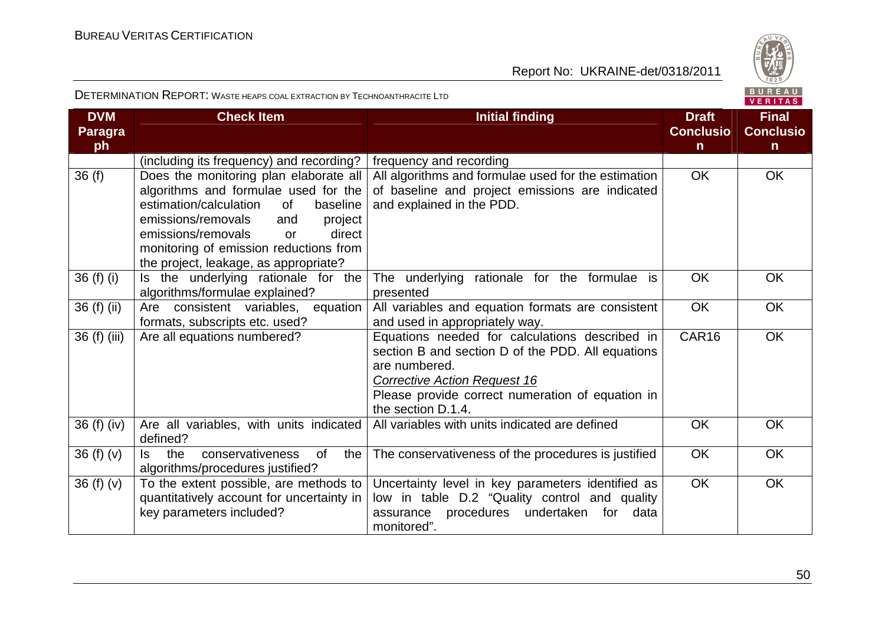| DVM Paragraph | Check Item | Initial finding | Draft Conclusion | Final Conclusion |
|---|---|---|---|---|
| | (including its frequency) and recording? | frequency and recording | | |
| 36 (f) | Does the monitoring plan elaborate all algorithms and formulae used for the estimation/calculation of baseline emissions/removals and project emissions/removals or direct monitoring of emission reductions from the project, leakage, as appropriate? | All algorithms and formulae used for the estimation of baseline and project emissions are indicated and explained in the PDD. | OK | OK |
| 36 (f) (i) | Is the underlying rationale for the algorithms/formulae explained? | The underlying rationale for the formulae is presented | OK | OK |
| 36 (f) (ii) | Are consistent variables, equation formats, subscripts etc. used? | All variables and equation formats are consistent and used in appropriately way. | OK | OK |
| 36 (f) (iii) | Are all equations numbered? | Equations needed for calculations described in section B and section D of the PDD. All equations are numbered.<br>_Corrective Action Request 16_<br>Please provide correct numeration of equation in the section D.1.4. | CAR16 | OK |
| 36 (f) (iv) | Are all variables, with units indicated defined? | All variables with units indicated are defined | OK | OK |
| 36 (f) (v) | Is the conservativeness of the algorithms/procedures justified? | The conservativeness of the procedures is justified | OK | OK |
| 36 (f) (v) | To the extent possible, are methods to quantitatively account for uncertainty in key parameters included? | Uncertainty level in key parameters identified as low in table D.2 "Quality control and quality assurance procedures undertaken for data monitored". | OK | OK |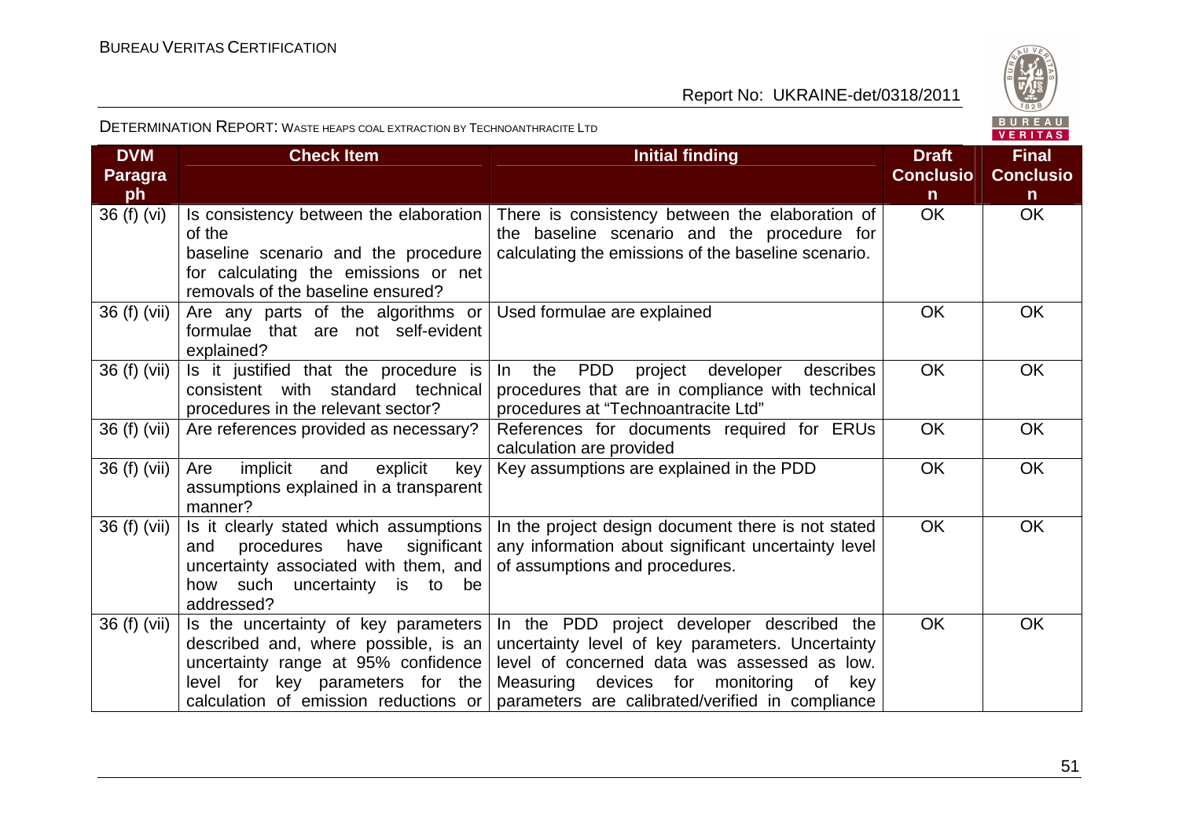| DVM Paragraph | Check Item | Initial finding | Draft Conclusion | Final Conclusion |
|---|---|---|---|---|
| 36 (f) (vi) | Is consistency between the elaboration of the baseline scenario and the procedure for calculating the emissions or net removals of the baseline ensured? | There is consistency between the elaboration of the baseline scenario and the procedure for calculating the emissions of the baseline scenario. | OK | OK |
| 36 (f) (vii) | Are any parts of the algorithms or formulae that are not self-evident explained? | Used formulae are explained | OK | OK |
| 36 (f) (vii) | Is it justified that the procedure is consistent with standard technical procedures in the relevant sector? | In the PDD project developer describes procedures that are in compliance with technical procedures at "Technoantracite Ltd" | OK | OK |
| 36 (f) (vii) | Are references provided as necessary? | References for documents required for ERUs calculation are provided | OK | OK |
| 36 (f) (vii) | Are implicit and explicit key assumptions explained in a transparent manner? | Key assumptions are explained in the PDD | OK | OK |
| 36 (f) (vii) | Is it clearly stated which assumptions and procedures have significant uncertainty associated with them, and how such uncertainty is to be addressed? | In the project design document there is not stated any information about significant uncertainty level of assumptions and procedures. | OK | OK |
| 36 (f) (vii) | Is the uncertainty of key parameters described and, where possible, is an uncertainty range at 95% confidence level for key parameters for the calculation of emission reductions or | In the PDD project developer described the uncertainty level of key parameters. Uncertainty level of concerned data was assessed as low. Measuring devices for monitoring of key parameters are calibrated/verified in compliance | OK | OK |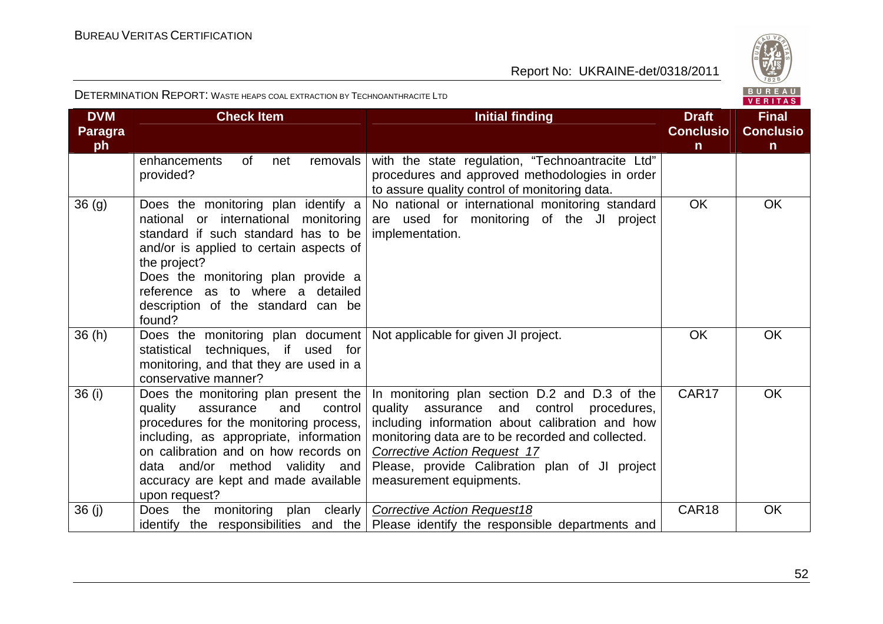| DVM Paragraph | Check Item | Initial finding | Draft Conclusion | Final Conclusion |
|---|---|---|---|---|
| | enhancements of net removals provided? | with the state regulation, "Technoantracite Ltd" procedures and approved methodologies in order to assure quality control of monitoring data. | | |
| 36 (g) | Does the monitoring plan identify a national or international monitoring standard if such standard has to be and/or is applied to certain aspects of the project? Does the monitoring plan provide a reference as to where a detailed description of the standard can be found? | No national or international monitoring standard are used for monitoring of the JI project implementation. | OK | OK |
| 36 (h) | Does the monitoring plan document statistical techniques, if used for monitoring, and that they are used in a conservative manner? | Not applicable for given JI project. | OK | OK |
| 36 (i) | Does the monitoring plan present the quality assurance and control procedures for the monitoring process, including, as appropriate, information on calibration and on how records on data and/or method validity and accuracy are kept and made available upon request? | In monitoring plan section D.2 and D.3 of the quality assurance and control procedures, including information about calibration and how monitoring data are to be recorded and collected. <br> *Corrective Action Request 17* <br> Please, provide Calibration plan of JI project measurement equipments. | CAR17 | OK |
| 36 (j) | Does the monitoring plan clearly identify the responsibilities and the | *Corrective Action Request18* <br> Please identify the responsible departments and | CAR18 | OK |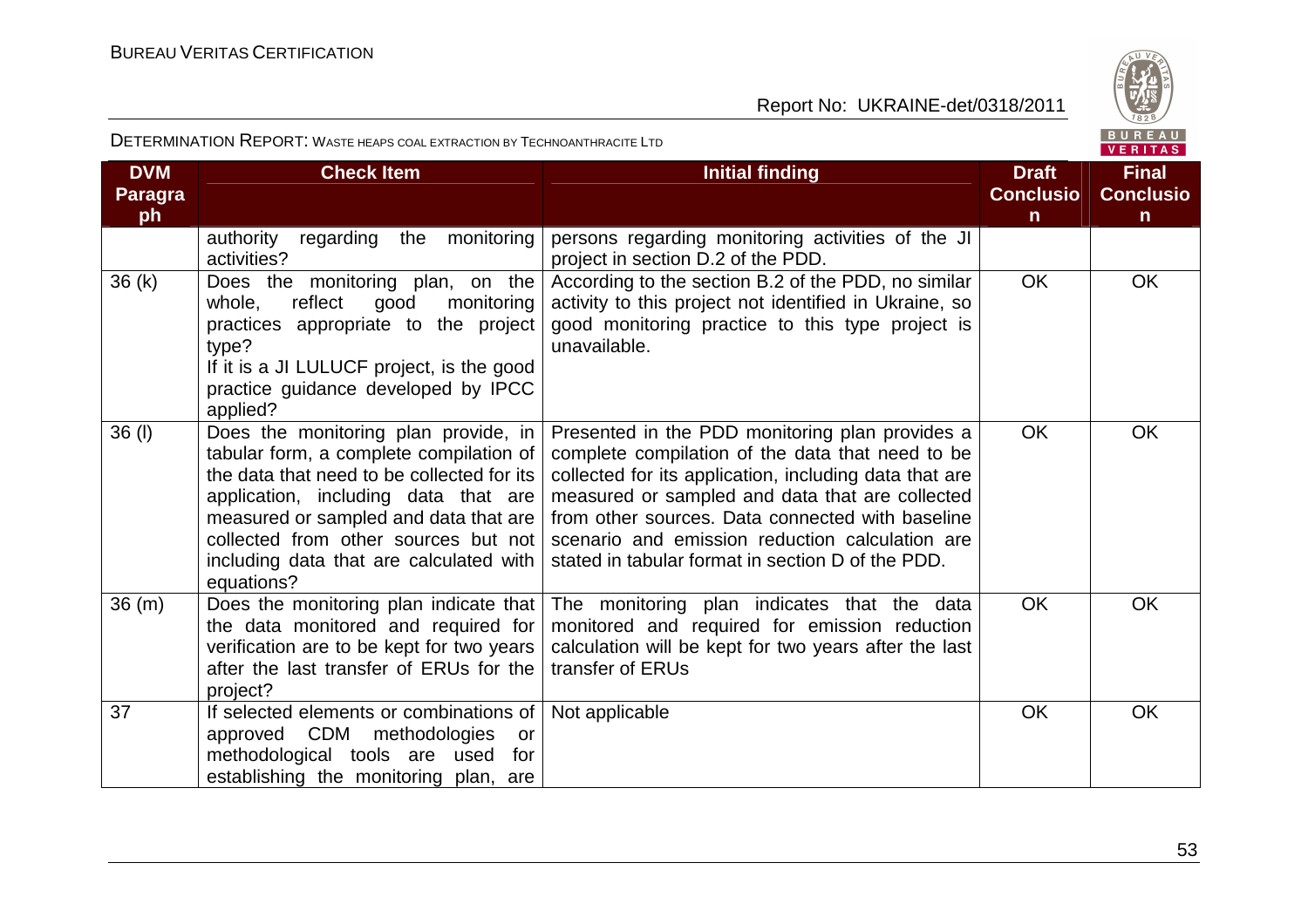| DVM Paragraph | Check Item | Initial finding | Draft Conclusion | Final Conclusion |
|---|---|---|---|---|
| | authority regarding the monitoring activities? | persons regarding monitoring activities of the JI project in section D.2 of the PDD. | | |
| 36 (k) | Does the monitoring plan, on the whole, reflect good monitoring practices appropriate to the project type? If it is a JI LULUCF project, is the good practice guidance developed by IPCC applied? | According to the section B.2 of the PDD, no similar activity to this project not identified in Ukraine, so good monitoring practice to this type project is unavailable. | OK | OK |
| 36 (l) | Does the monitoring plan provide, in tabular form, a complete compilation of the data that need to be collected for its application, including data that are measured or sampled and data that are collected from other sources but not including data that are calculated with equations? | Presented in the PDD monitoring plan provides a complete compilation of the data that need to be collected for its application, including data that are measured or sampled and data that are collected from other sources. Data connected with baseline scenario and emission reduction calculation are stated in tabular format in section D of the PDD. | OK | OK |
| 36 (m) | Does the monitoring plan indicate that the data monitored and required for verification are to be kept for two years after the last transfer of ERUs for the project? | The monitoring plan indicates that the data monitored and required for emission reduction calculation will be kept for two years after the last transfer of ERUs | OK | OK |
| 37 | If selected elements or combinations of approved CDM methodologies or methodological tools are used for establishing the monitoring plan, are | Not applicable | OK | OK |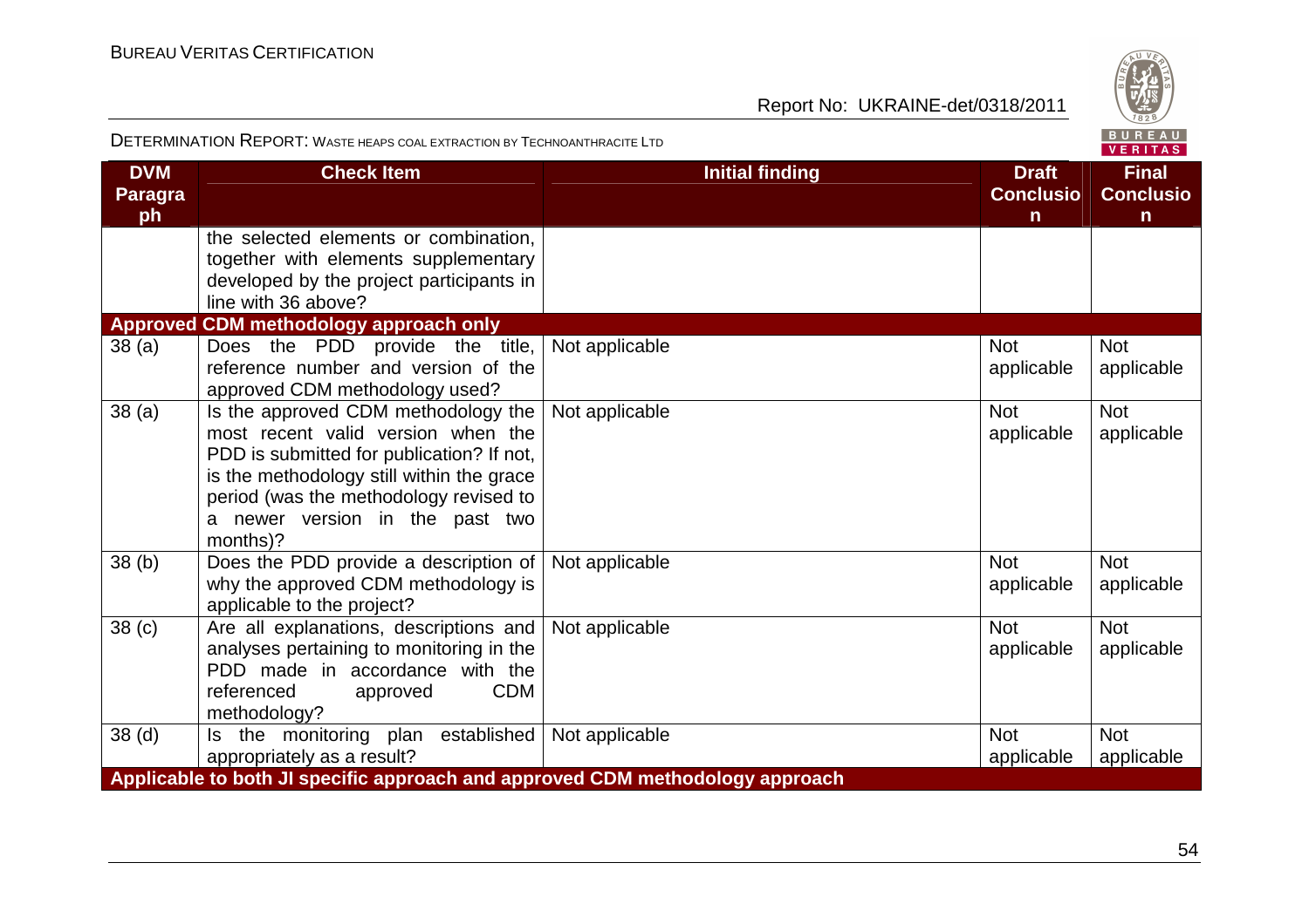| DVM Paragraph | Check Item | Initial finding | Draft Conclusion | Final Conclusion |
|---|---|---|---|---|
| | the selected elements or combination, together with elements supplementary developed by the project participants in line with 36 above? | | | |
| **Approved CDM methodology approach only** | | | | |
| 38 (a) | Does the PDD provide the title, reference number and version of the approved CDM methodology used? | Not applicable | Not applicable | Not applicable |
| 38 (a) | Is the approved CDM methodology the most recent valid version when the PDD is submitted for publication? If not, is the methodology still within the grace period (was the methodology revised to a newer version in the past two months)? | Not applicable | Not applicable | Not applicable |
| 38 (b) | Does the PDD provide a description of why the approved CDM methodology is applicable to the project? | Not applicable | Not applicable | Not applicable |
| 38 (c) | Are all explanations, descriptions and analyses pertaining to monitoring in the PDD made in accordance with the referenced approved CDM methodology? | Not applicable | Not applicable | Not applicable |
| 38 (d) | Is the monitoring plan established appropriately as a result? | Not applicable | Not applicable | Not applicable |
| **Applicable to both JI specific approach and approved CDM methodology approach** | | | | |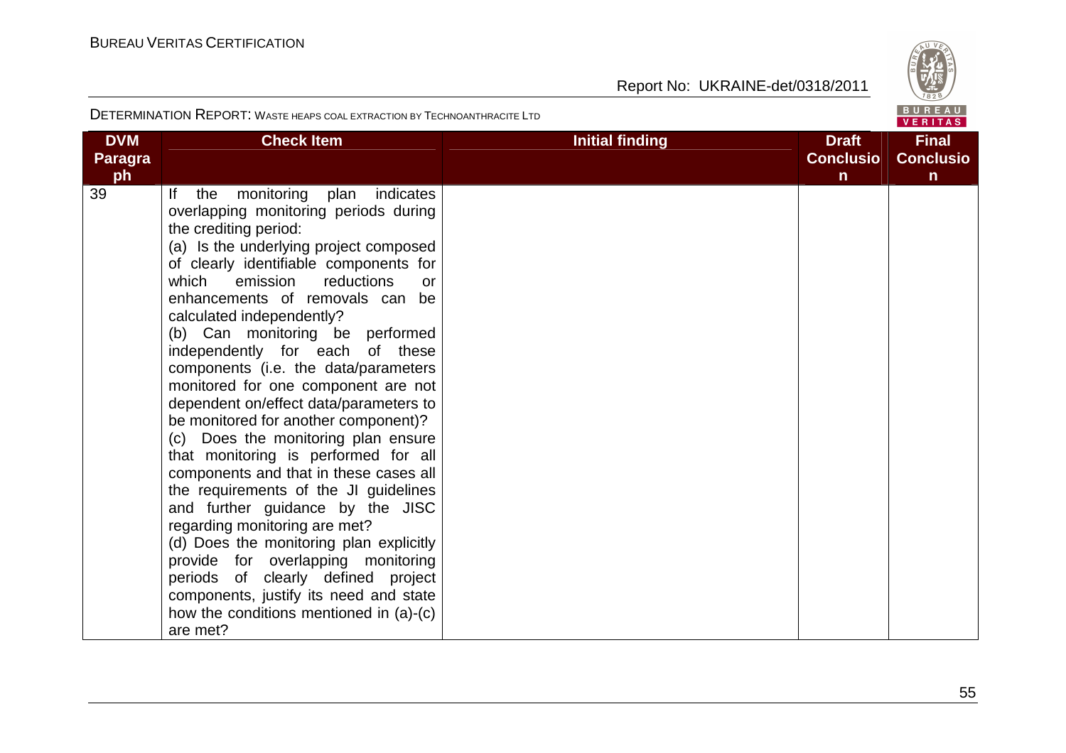| DVM Paragraph | Check Item | Initial finding | Draft Conclusion | Final Conclusion |
|---|---|---|---|---|
| 39 | If the monitoring plan indicates overlapping monitoring periods during the crediting period:<br>(a) Is the underlying project composed of clearly identifiable components for which emission reductions or enhancements of removals can be calculated independently?<br>(b) Can monitoring be performed independently for each of these components (i.e. the data/parameters monitored for one component are not dependent on/effect data/parameters to be monitored for another component)?<br>(c) Does the monitoring plan ensure that monitoring is performed for all components and that in these cases all the requirements of the JI guidelines and further guidance by the JISC regarding monitoring are met?<br>(d) Does the monitoring plan explicitly provide for overlapping monitoring periods of clearly defined project components, justify its need and state how the conditions mentioned in (a)-(c) are met? | | | |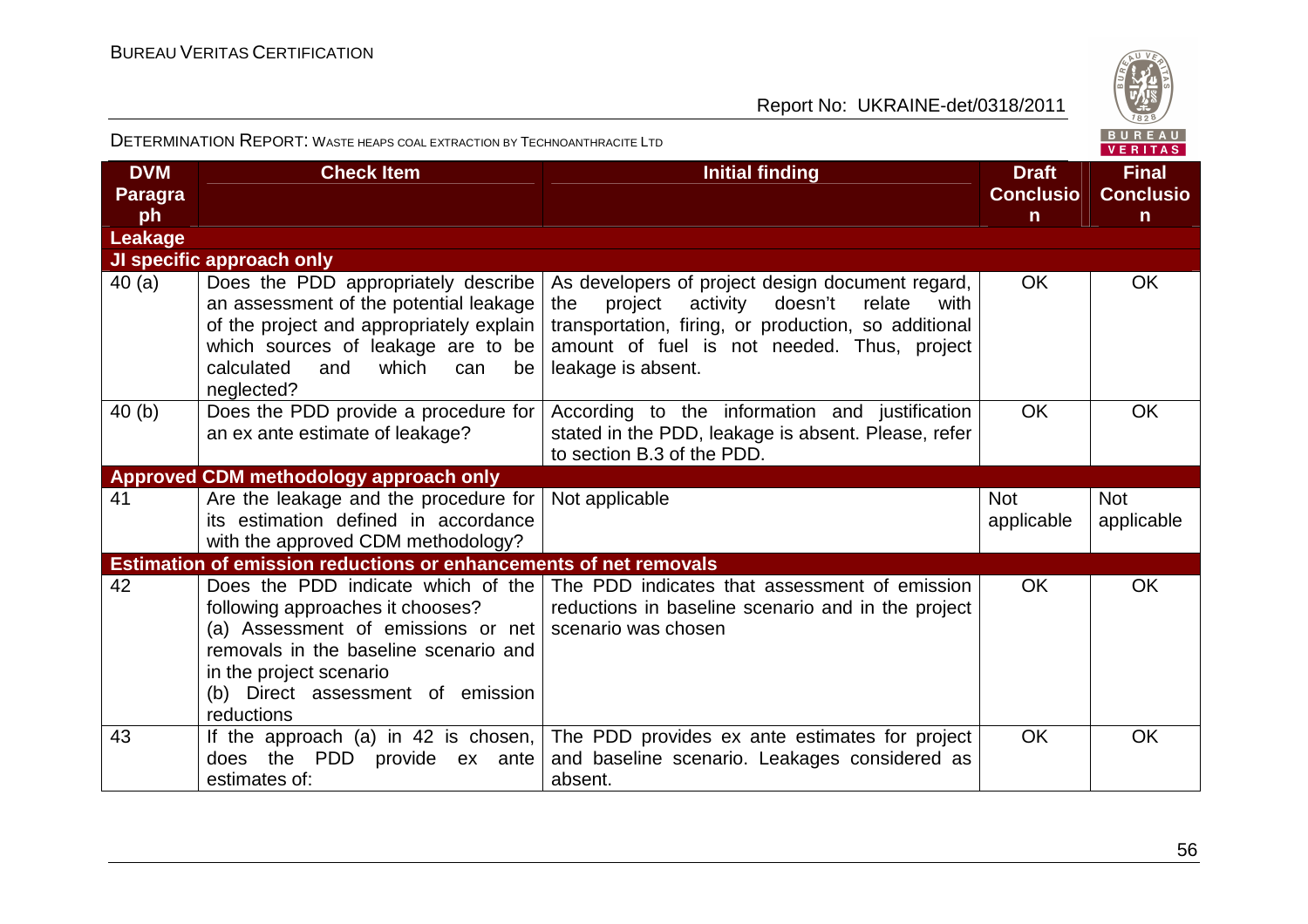| DVM Paragraph | Check Item | Initial finding | Draft Conclusion | Final Conclusion |
|---|---|---|---|---|
| **Leakage** | | | | |
| **JI specific approach only** | | | | |
| 40 (a) | Does the PDD appropriately describe an assessment of the potential leakage of the project and appropriately explain which sources of leakage are to be calculated and which can be neglected? | As developers of project design document regard, the project activity doesn't relate with transportation, firing, or production, so additional amount of fuel is not needed. Thus, project leakage is absent. | OK | OK |
| 40 (b) | Does the PDD provide a procedure for an ex ante estimate of leakage? | According to the information and justification stated in the PDD, leakage is absent. Please, refer to section B.3 of the PDD. | OK | OK |
| **Approved CDM methodology approach only** | | | | |
| 41 | Are the leakage and the procedure for its estimation defined in accordance with the approved CDM methodology? | Not applicable | Not applicable | Not applicable |
| **Estimation of emission reductions or enhancements of net removals** | | | | |
| 42 | Does the PDD indicate which of the following approaches it chooses?<br>(a) Assessment of emissions or net removals in the baseline scenario and in the project scenario<br>(b) Direct assessment of emission reductions | The PDD indicates that assessment of emission reductions in baseline scenario and in the project scenario was chosen | OK | OK |
| 43 | If the approach (a) in 42 is chosen, does the PDD provide ex ante estimates of: | The PDD provides ex ante estimates for project and baseline scenario. Leakages considered as absent. | OK | OK |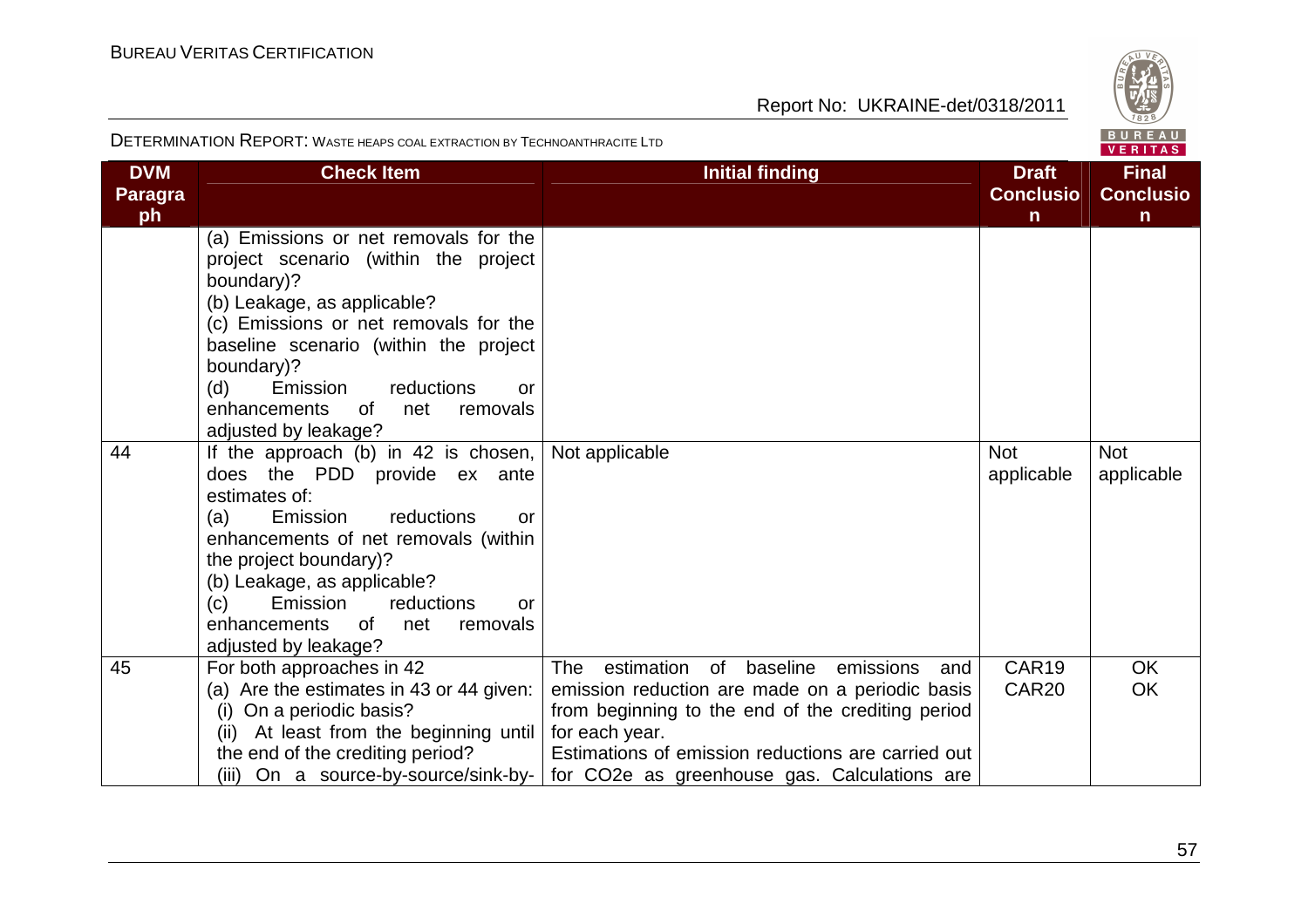DETERMINATION REPORT: WASTE HEAPS COAL EXTRACTION BY TECHNOANTHRACITE LTD

| DVM Paragraph | Check Item | Initial finding | Draft Conclusion | Final Conclusion |
|---|---|---|---|---|
| | (a) Emissions or net removals for the project scenario (within the project boundary)?<br>(b) Leakage, as applicable?<br>(c) Emissions or net removals for the baseline scenario (within the project boundary)?<br>(d) Emission reductions or enhancements of net removals adjusted by leakage? | | | |
| 44 | If the approach (b) in 42 is chosen, does the PDD provide ex ante estimates of:<br>(a) Emission reductions or enhancements of net removals (within the project boundary)?<br>(b) Leakage, as applicable?<br>(c) Emission reductions or enhancements of net removals adjusted by leakage? | Not applicable | Not applicable | Not applicable |
| 45 | For both approaches in 42<br>(a) Are the estimates in 43 or 44 given:<br>(i) On a periodic basis?<br>(ii) At least from the beginning until the end of the crediting period?<br>(iii) On a source-by-source/sink-by- | The estimation of baseline emissions and emission reduction are made on a periodic basis from beginning to the end of the crediting period for each year.<br>Estimations of emission reductions are carried out for CO2e as greenhouse gas. Calculations are | CAR19<br>CAR20 | OK<br>OK |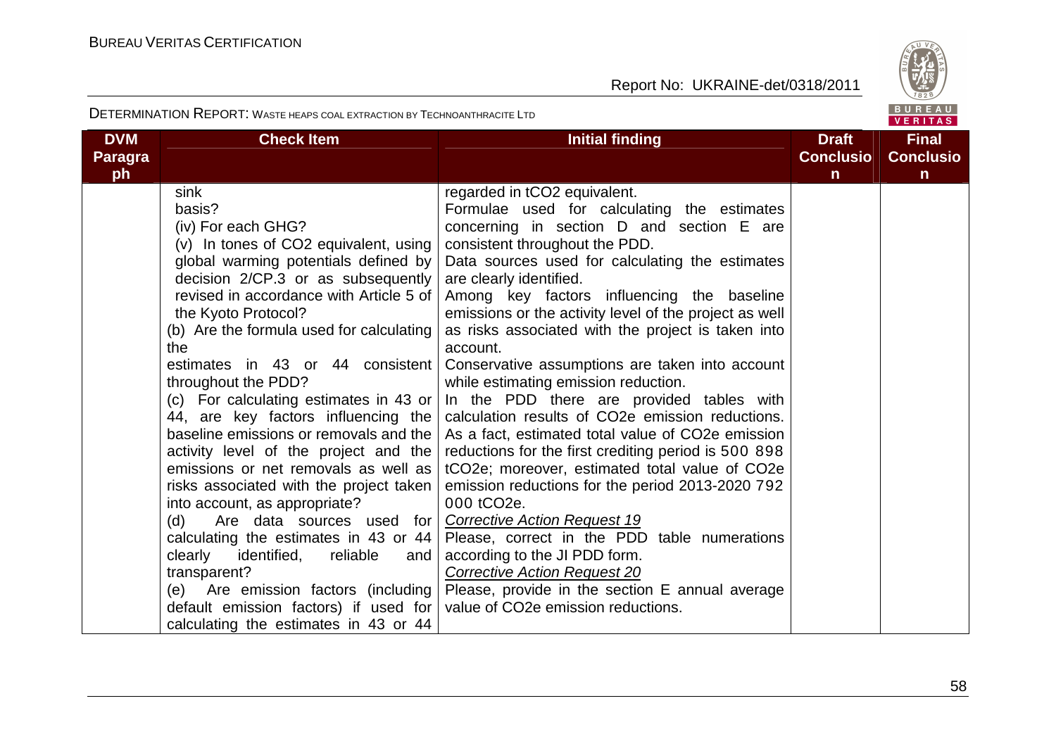| DVM Paragraph | Check Item | Initial finding | Draft Conclusion | Final Conclusion |
|---|---|---|---|---|
| | sink basis?<br>(iv) For each GHG?<br>(v) In tones of $CO_2$ equivalent, using global warming potentials defined by decision 2/CP.3 or as subsequently revised in accordance with Article 5 of the Kyoto Protocol?<br>(b) Are the formula used for calculating the estimates in 43 or 44 consistent throughout the PDD?<br>(c) For calculating estimates in 43 or 44, are key factors influencing the baseline emissions or removals and the activity level of the project and the emissions or net removals as well as risks associated with the project taken into account, as appropriate?<br>(d) Are data sources used for calculating the estimates in 43 or 44 clearly identified, reliable and transparent?<br>(e) Are emission factors (including default emission factors) if used for calculating the estimates in 43 or 44 | regarded in $tCO_2$ equivalent.<br>Formulae used for calculating the estimates concerning in section D and section E are consistent throughout the PDD.<br>Data sources used for calculating the estimates are clearly identified.<br>Among key factors influencing the baseline emissions or the activity level of the project as well as risks associated with the project is taken into account.<br>Conservative assumptions are taken into account while estimating emission reduction.<br>In the PDD there are provided tables with calculation results of $CO_2e$ emission reductions. As a fact, estimated total value of $CO_2e$ emission reductions for the first crediting period is 500 898 $tCO_2e$; moreover, estimated total value of $CO_2e$ emission reductions for the period 2013-2020 792 000 $tCO_2e$.<br>*Corrective Action Request 19*<br>Please, correct in the PDD table numerations according to the JI PDD form.<br>*Corrective Action Request 20*<br>Please, provide in the section E annual average value of $CO_2e$ emission reductions. | | |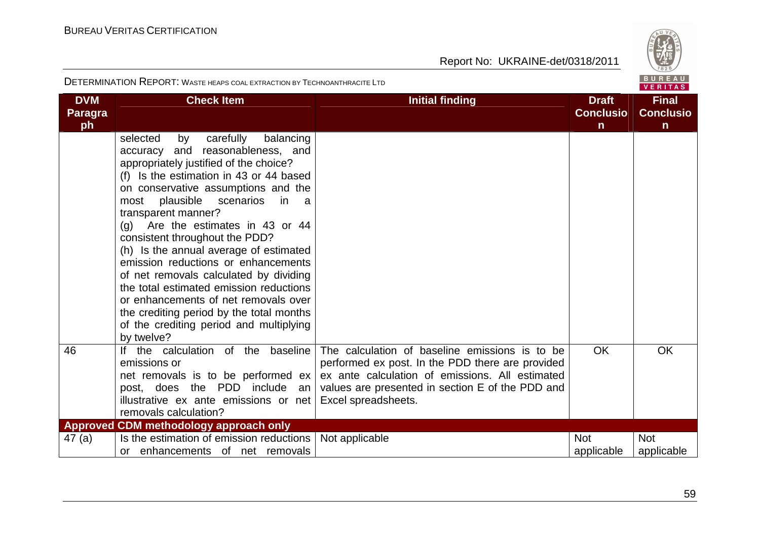| DVM Paragraph | Check Item | Initial finding | Draft Conclusion | Final Conclusion |
|---|---|---|---|---|
| | selected by carefully balancing accuracy and reasonableness, and appropriately justified of the choice?<br>(f) Is the estimation in 43 or 44 based on conservative assumptions and the most plausible scenarios in a transparent manner?<br>(g) Are the estimates in 43 or 44 consistent throughout the PDD?<br>(h) Is the annual average of estimated emission reductions or enhancements of net removals calculated by dividing the total estimated emission reductions or enhancements of net removals over the crediting period by the total months of the crediting period and multiplying by twelve? | | | |
| 46 | If the calculation of the baseline emissions or net removals is to be performed ex post, does the PDD include an illustrative ex ante emissions or net removals calculation? | The calculation of baseline emissions is to be performed ex post. In the PDD there are provided ex ante calculation of emissions. All estimated values are presented in section E of the PDD and Excel spreadsheets. | OK | OK |
| **Approved CDM methodology approach only** | | | | |
| 47 (a) | Is the estimation of emission reductions or enhancements of net removals | Not applicable | Not applicable | Not applicable |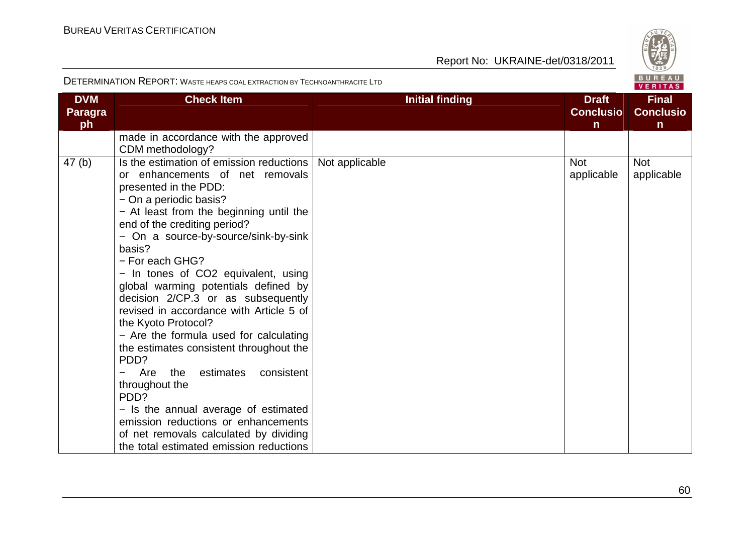| DVM Paragraph | Check Item | Initial finding | Draft Conclusion | Final Conclusion |
|---|---|---|---|---|
| | made in accordance with the approved CDM methodology? | | | |
| 47 (b) | Is the estimation of emission reductions or enhancements of net removals presented in the PDD:<br>− On a periodic basis?<br>− At least from the beginning until the end of the crediting period?<br>− On a source-by-source/sink-by-sink basis?<br>− For each GHG?<br>− In tones of $CO_2$ equivalent, using global warming potentials defined by decision 2/CP.3 or as subsequently revised in accordance with Article 5 of the Kyoto Protocol?<br>− Are the formula used for calculating the estimates consistent throughout the PDD?<br>− Are the estimates consistent throughout the PDD?<br>− Is the annual average of estimated emission reductions or enhancements of net removals calculated by dividing the total estimated emission reductions | Not applicable | Not applicable | Not applicable |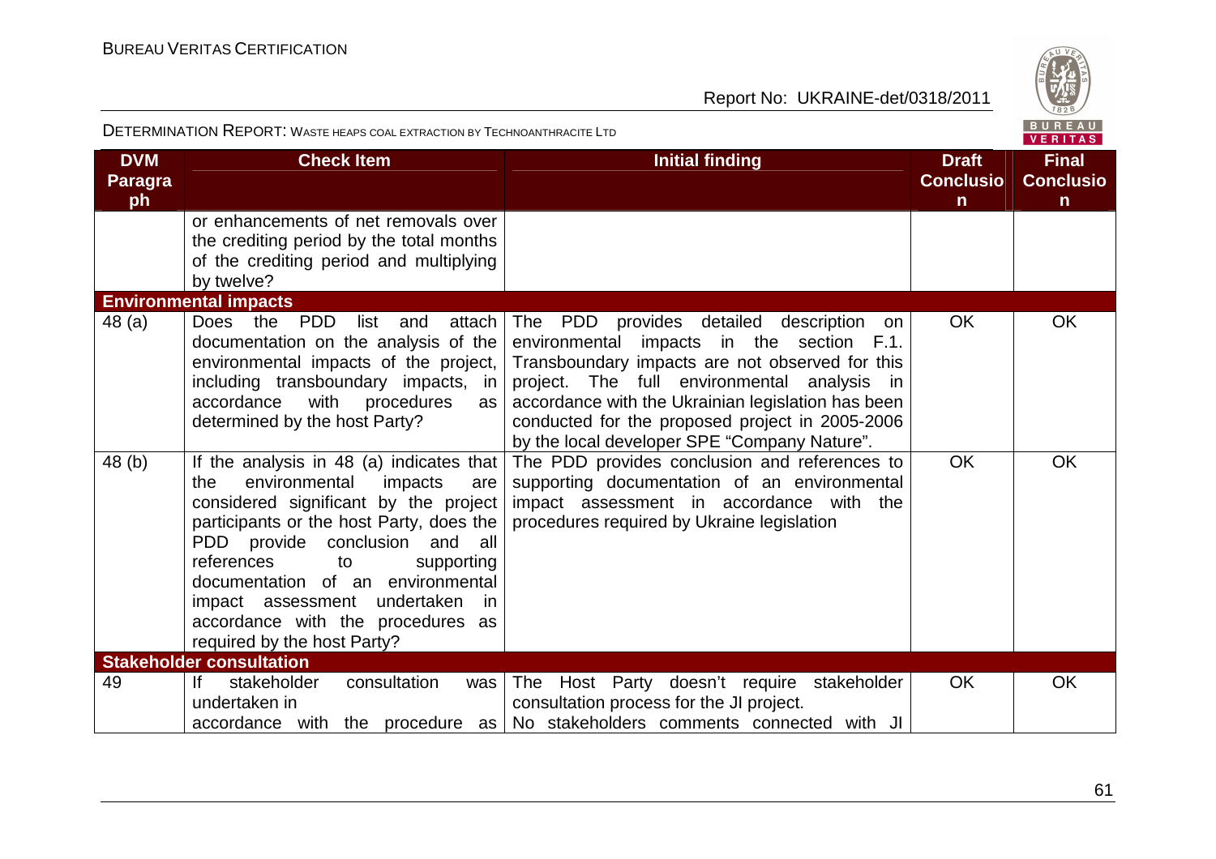| DVM Paragraph | Check Item | Initial finding | Draft Conclusion | Final Conclusion |
|---|---|---|---|---|
| | or enhancements of net removals over the crediting period by the total months of the crediting period and multiplying by twelve? | | | |
| **Environmental impacts** | | | | |
| 48 (a) | Does the PDD list and attach documentation on the analysis of the environmental impacts of the project, including transboundary impacts, in accordance with procedures as determined by the host Party? | The PDD provides detailed description on environmental impacts in the section F.1. Transboundary impacts are not observed for this project. The full environmental analysis in accordance with the Ukrainian legislation has been conducted for the proposed project in 2005-2006 by the local developer SPE "Company Nature". | OK | OK |
| 48 (b) | If the analysis in 48 (a) indicates that the environmental impacts are considered significant by the project participants or the host Party, does the PDD provide conclusion and all references to supporting documentation of an environmental impact assessment undertaken in accordance with the procedures as required by the host Party? | The PDD provides conclusion and references to supporting documentation of an environmental impact assessment in accordance with the procedures required by Ukraine legislation | OK | OK |
| **Stakeholder consultation** | | | | |
| 49 | If stakeholder consultation was undertaken in accordance with the procedure as | The Host Party doesn't require stakeholder consultation process for the JI project. No stakeholders comments connected with JI | OK | OK |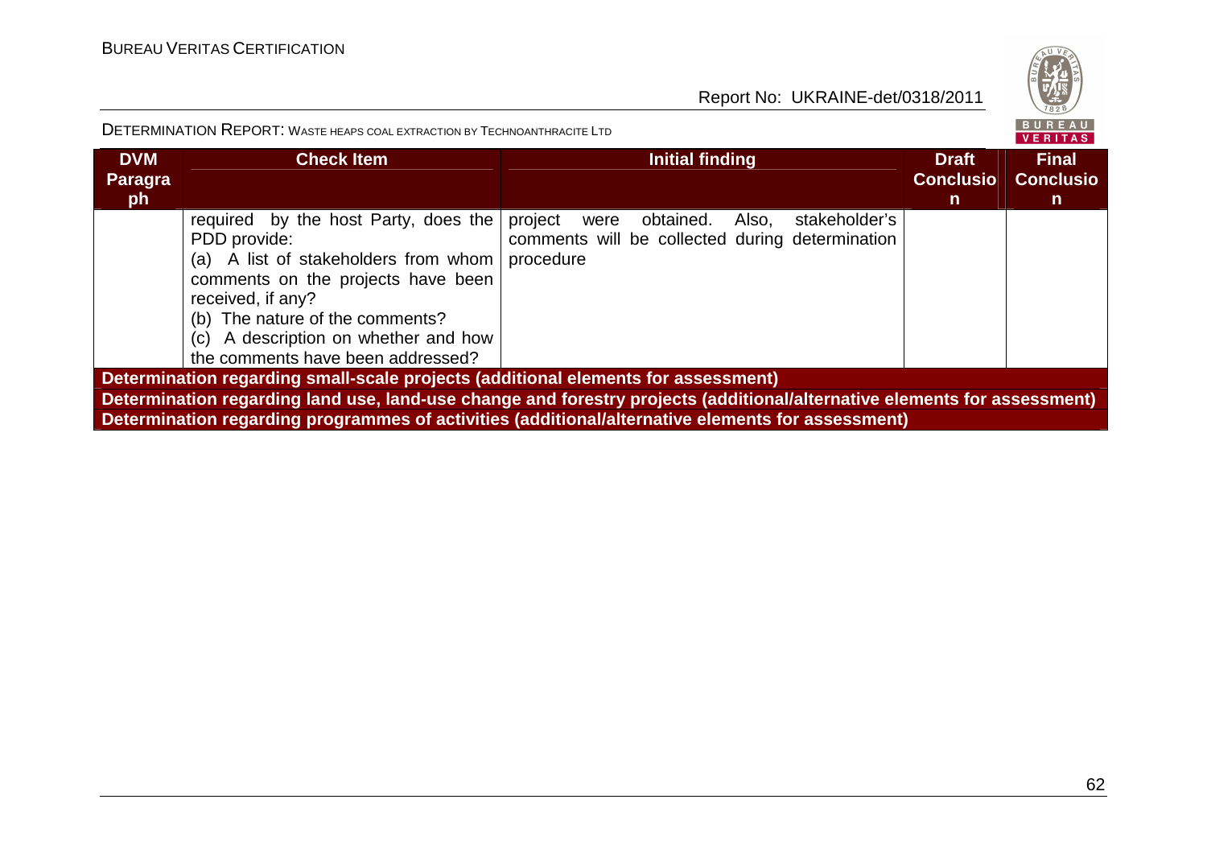| DVM Paragraph | Check Item | Initial finding | Draft Conclusion | Final Conclusion |
|---|---|---|---|---|
| | required by the host Party, does the PDD provide:<br>(a) A list of stakeholders from whom comments on the projects have been received, if any?<br>(b) The nature of the comments?<br>(c) A description on whether and how the comments have been addressed? | project were obtained. Also, stakeholder's comments will be collected during determination procedure | | |
| **Determination regarding small-scale projects (additional elements for assessment)** | | | | |
| **Determination regarding land use, land-use change and forestry projects (additional/alternative elements for assessment)** | | | | |
| **Determination regarding programmes of activities (additional/alternative elements for assessment)** | | | | |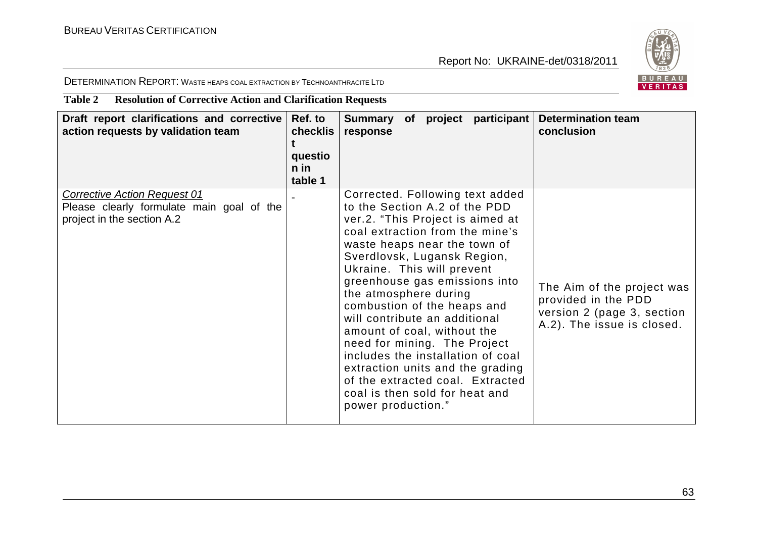**Table 2 Resolution of Corrective Action and Clarification Requests**

| Draft report clarifications and corrective action requests by validation team | Ref. to checklist question in table 1 | Summary of project participant response | Determination team conclusion |
|---|---|---|---|
| *Corrective Action Request 01*<br>Please clearly formulate main goal of the project in the section A.2 | - | Corrected. Following text added to the Section A.2 of the PDD ver.2. "This Project is aimed at coal extraction from the mine's waste heaps near the town of Sverdlovsk, Lugansk Region, Ukraine. This will prevent greenhouse gas emissions into the atmosphere during combustion of the heaps and will contribute an additional amount of coal, without the need for mining. The Project includes the installation of coal extraction units and the grading of the extracted coal. Extracted coal is then sold for heat and power production." | The Aim of the project was provided in the PDD version 2 (page 3, section A.2). The issue is closed. |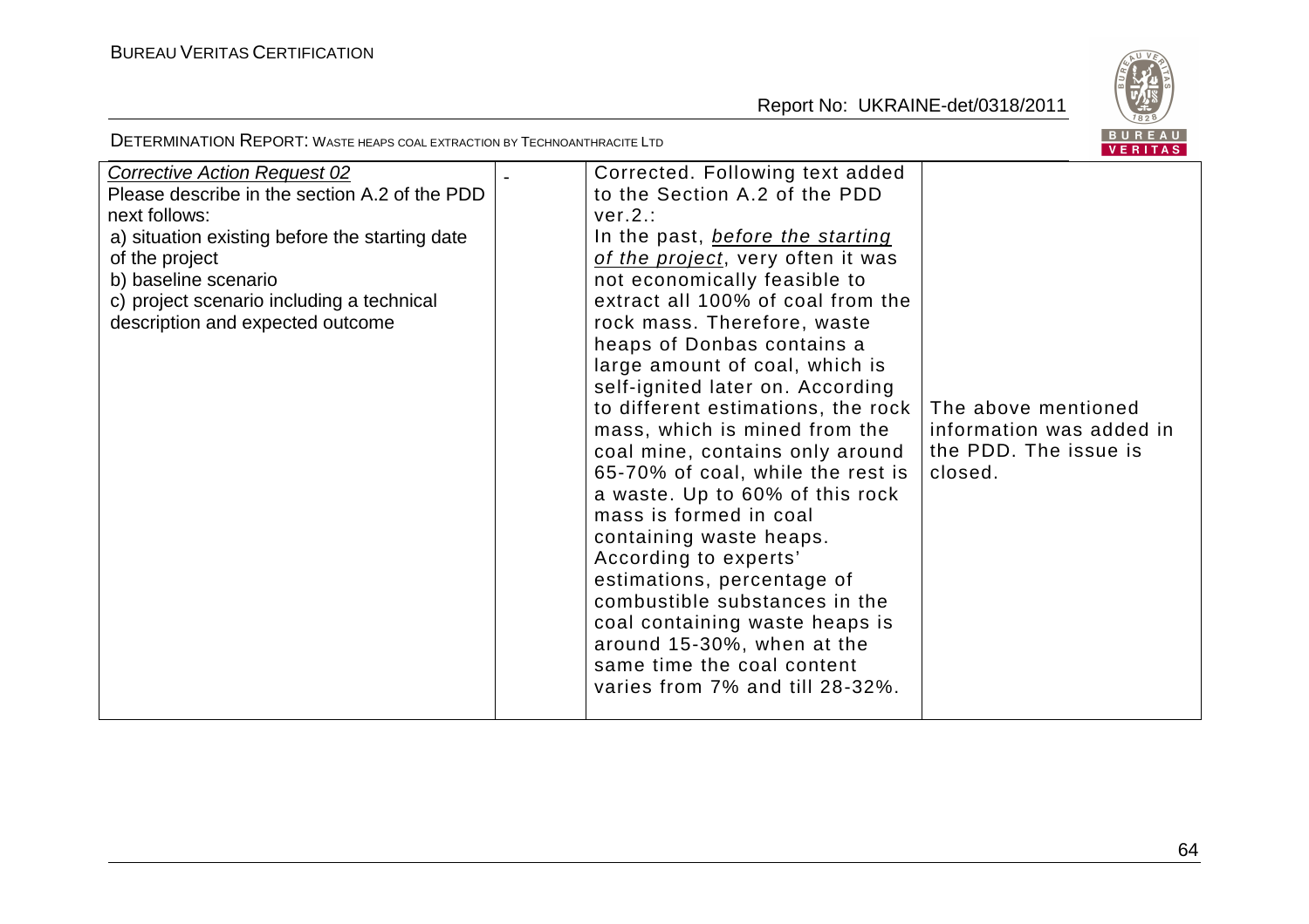| | | | |
|---|---|---|---|
| *Corrective Action Request 02*<br>Please describe in the section A.2 of the PDD next follows:<br>a) situation existing before the starting date of the project<br>b) baseline scenario<br>c) project scenario including a technical description and expected outcome | - | Corrected. Following text added to the Section A.2 of the PDD ver.2.:<br>In the past, *before the starting of the project*, very often it was not economically feasible to extract all 100% of coal from the rock mass. Therefore, waste heaps of Donbas contains a large amount of coal, which is self-ignited later on. According to different estimations, the rock mass, which is mined from the coal mine, contains only around 65-70% of coal, while the rest is a waste. Up to 60% of this rock mass is formed in coal containing waste heaps. According to experts' estimations, percentage of combustible substances in the coal containing waste heaps is around 15-30%, when at the same time the coal content varies from 7% and till 28-32%. | The above mentioned information was added in the PDD. The issue is closed. |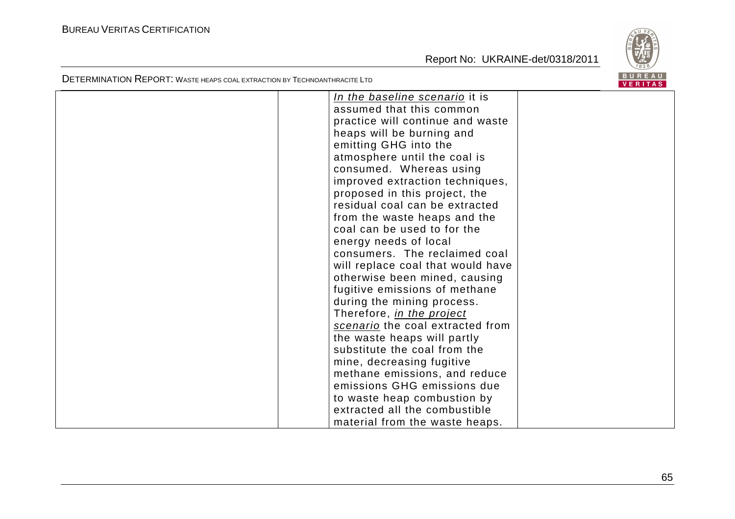|  |  | *In the baseline scenario* it is assumed that this common practice will continue and waste heaps will be burning and emitting GHG into the atmosphere until the coal is consumed. Whereas using improved extraction techniques, proposed in this project, the residual coal can be extracted from the waste heaps and the coal can be used to for the energy needs of local consumers. The reclaimed coal will replace coal that would have otherwise been mined, causing fugitive emissions of methane during the mining process. Therefore, *in the project scenario* the coal extracted from the waste heaps will partly substitute the coal from the mine, decreasing fugitive methane emissions, and reduce emissions GHG emissions due to waste heap combustion by extracted all the combustible material from the waste heaps. |  |
|---|---|---|---|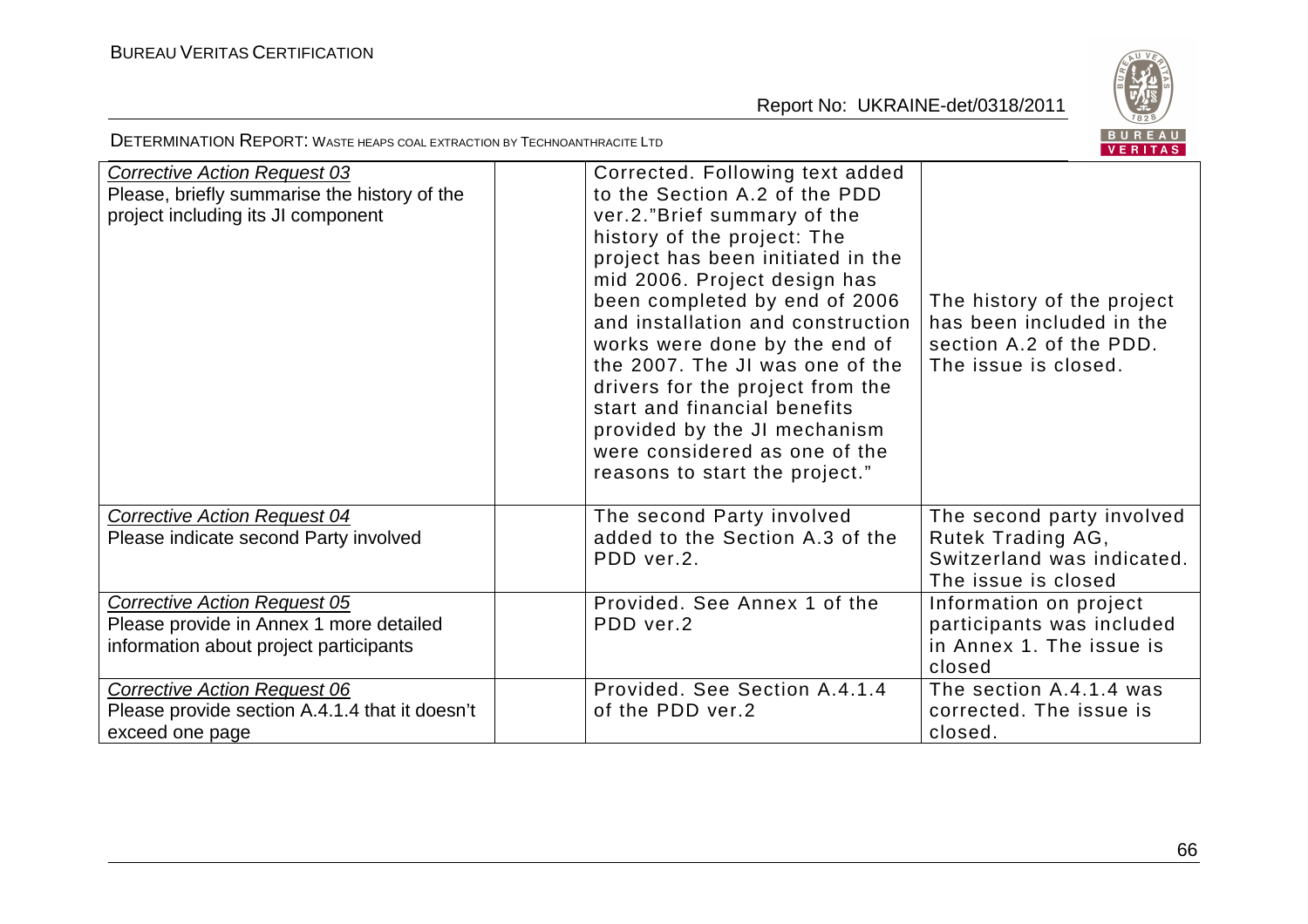| Corrective Action Request | | Response | Conclusion |
|---|---|---|---|
| *Corrective Action Request 03* Please, briefly summarise the history of the project including its JI component | | Corrected. Following text added to the Section A.2 of the PDD ver.2."Brief summary of the history of the project: The project has been initiated in the mid 2006. Project design has been completed by end of 2006 and installation and construction works were done by the end of the 2007. The JI was one of the drivers for the project from the start and financial benefits provided by the JI mechanism were considered as one of the reasons to start the project." | The history of the project has been included in the section A.2 of the PDD. The issue is closed. |
| *Corrective Action Request 04* Please indicate second Party involved | | The second Party involved added to the Section A.3 of the PDD ver.2. | The second party involved Rutek Trading AG, Switzerland was indicated. The issue is closed |
| *Corrective Action Request 05* Please provide in Annex 1 more detailed information about project participants | | Provided. See Annex 1 of the PDD ver.2 | Information on project participants was included in Annex 1. The issue is closed |
| *Corrective Action Request 06* Please provide section A.4.1.4 that it doesn't exceed one page | | Provided. See Section A.4.1.4 of the PDD ver.2 | The section A.4.1.4 was corrected. The issue is closed. |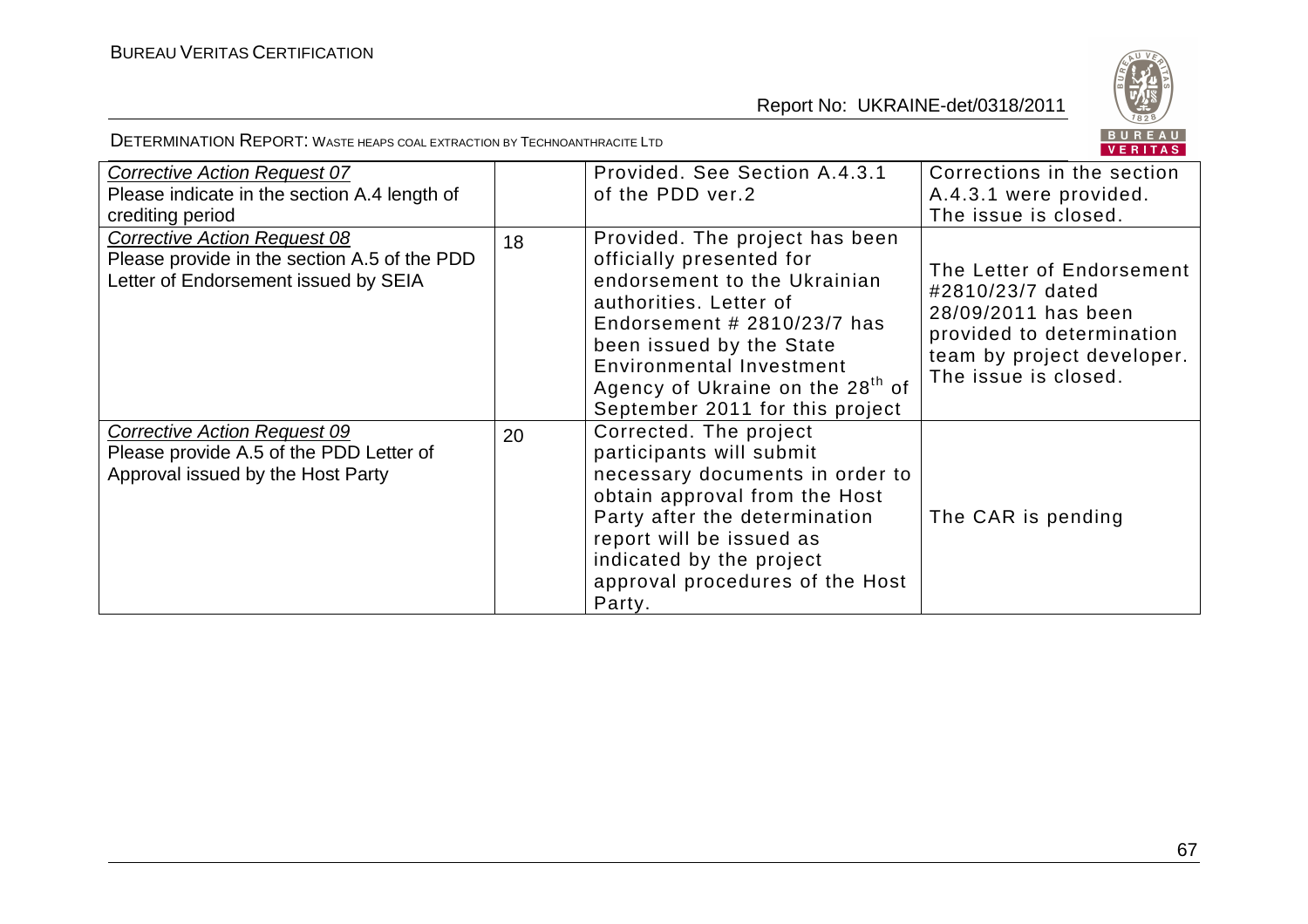| | | | |
|---|---|---|---|
| *Corrective Action Request 07* Please indicate in the section A.4 length of crediting period | | Provided. See Section A.4.3.1 of the PDD ver.2 | Corrections in the section A.4.3.1 were provided. The issue is closed. |
| *Corrective Action Request 08* Please provide in the section A.5 of the PDD Letter of Endorsement issued by SEIA | 18 | Provided. The project has been officially presented for endorsement to the Ukrainian authorities. Letter of Endorsement # 2810/23/7 has been issued by the State Environmental Investment Agency of Ukraine on the 28th of September 2011 for this project | The Letter of Endorsement #2810/23/7 dated 28/09/2011 has been provided to determination team by project developer. The issue is closed. |
| *Corrective Action Request 09* Please provide A.5 of the PDD Letter of Approval issued by the Host Party | 20 | Corrected. The project participants will submit necessary documents in order to obtain approval from the Host Party after the determination report will be issued as indicated by the project approval procedures of the Host Party. | The CAR is pending |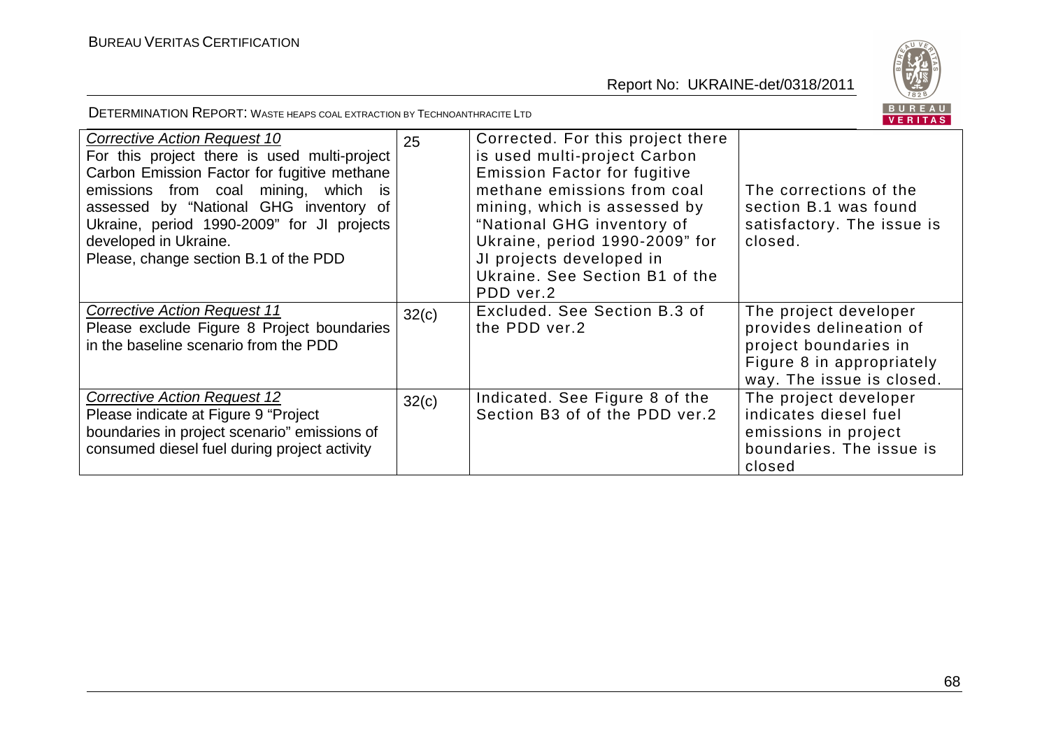| *Corrective Action Request 10* For this project there is used multi-project Carbon Emission Factor for fugitive methane emissions from coal mining, which is assessed by "National GHG inventory of Ukraine, period 1990-2009" for JI projects developed in Ukraine. Please, change section B.1 of the PDD | 25 | Corrected. For this project there is used multi-project Carbon Emission Factor for fugitive methane emissions from coal mining, which is assessed by "National GHG inventory of Ukraine, period 1990-2009" for JI projects developed in Ukraine. See Section B1 of the PDD ver.2 | The corrections of the section B.1 was found satisfactory. The issue is closed. |
|---|---|---|---|
| *Corrective Action Request 11* Please exclude Figure 8 Project boundaries in the baseline scenario from the PDD | 32(c) | Excluded. See Section B.3 of the PDD ver.2 | The project developer provides delineation of project boundaries in Figure 8 in appropriately way. The issue is closed. |
| *Corrective Action Request 12* Please indicate at Figure 9 "Project boundaries in project scenario" emissions of consumed diesel fuel during project activity | 32(c) | Indicated. See Figure 8 of the Section B3 of of the PDD ver.2 | The project developer indicates diesel fuel emissions in project boundaries. The issue is closed |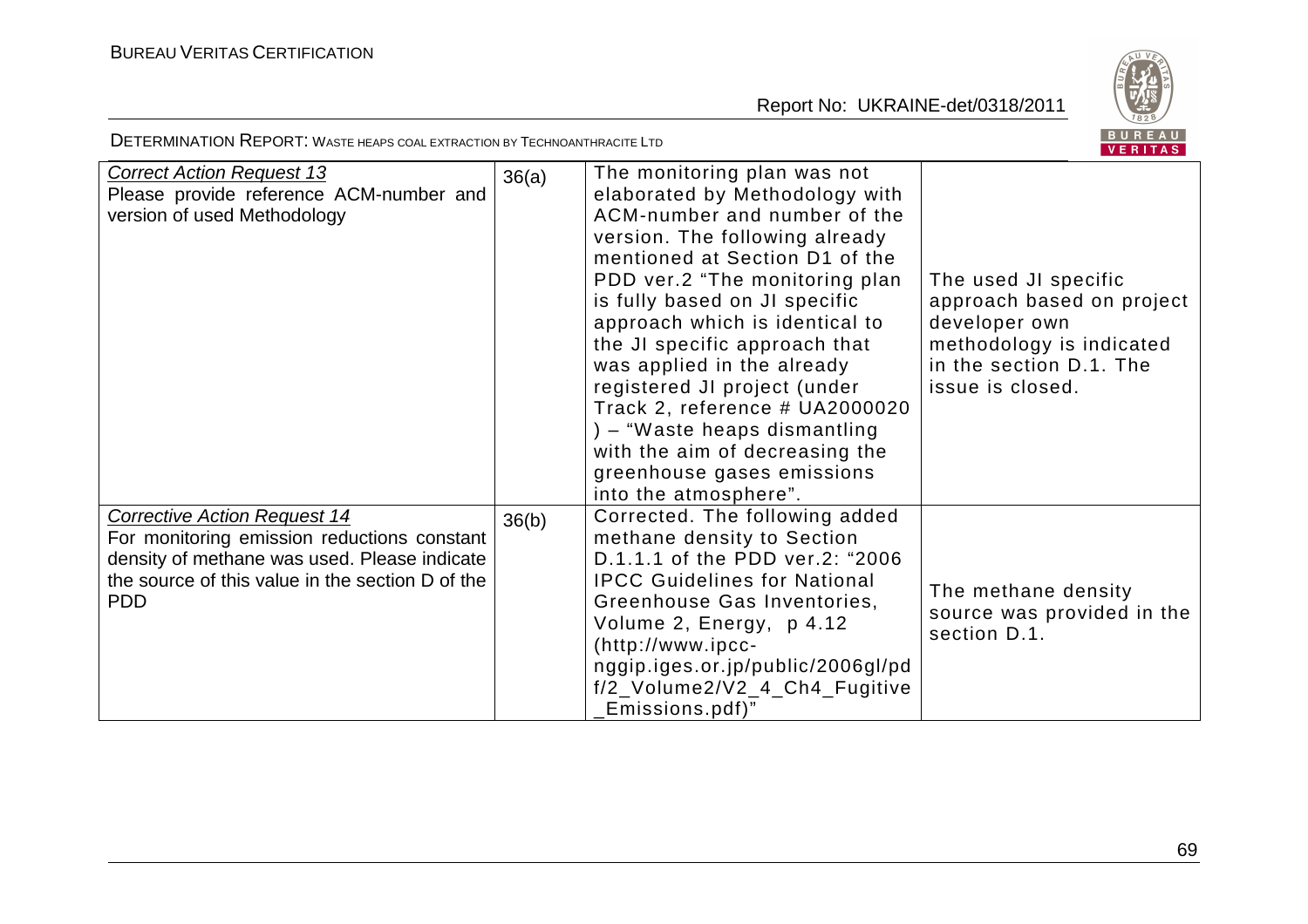| | | | |
|---|---|---|---|
| *Correct Action Request 13*<br>Please provide reference ACM-number and version of used Methodology | 36(a) | The monitoring plan was not elaborated by Methodology with ACM-number and number of the version. The following already mentioned at Section D1 of the PDD ver.2 "The monitoring plan is fully based on JI specific approach which is identical to the JI specific approach that was applied in the already registered JI project (under Track 2, reference # UA2000020 ) – "Waste heaps dismantling with the aim of decreasing the greenhouse gases emissions into the atmosphere". | The used JI specific approach based on project developer own methodology is indicated in the section D.1. The issue is closed. |
| *Corrective Action Request 14*<br>For monitoring emission reductions constant density of methane was used. Please indicate the source of this value in the section D of the PDD | 36(b) | Corrected. The following added methane density to Section D.1.1.1 of the PDD ver.2: "2006 IPCC Guidelines for National Greenhouse Gas Inventories, Volume 2, Energy, p 4.12 (http://www.ipcc-nggip.iges.or.jp/public/2006gl/pdf/2_Volume2/V2_4_Ch4_Fugitive_Emissions.pdf)" | The methane density source was provided in the section D.1. |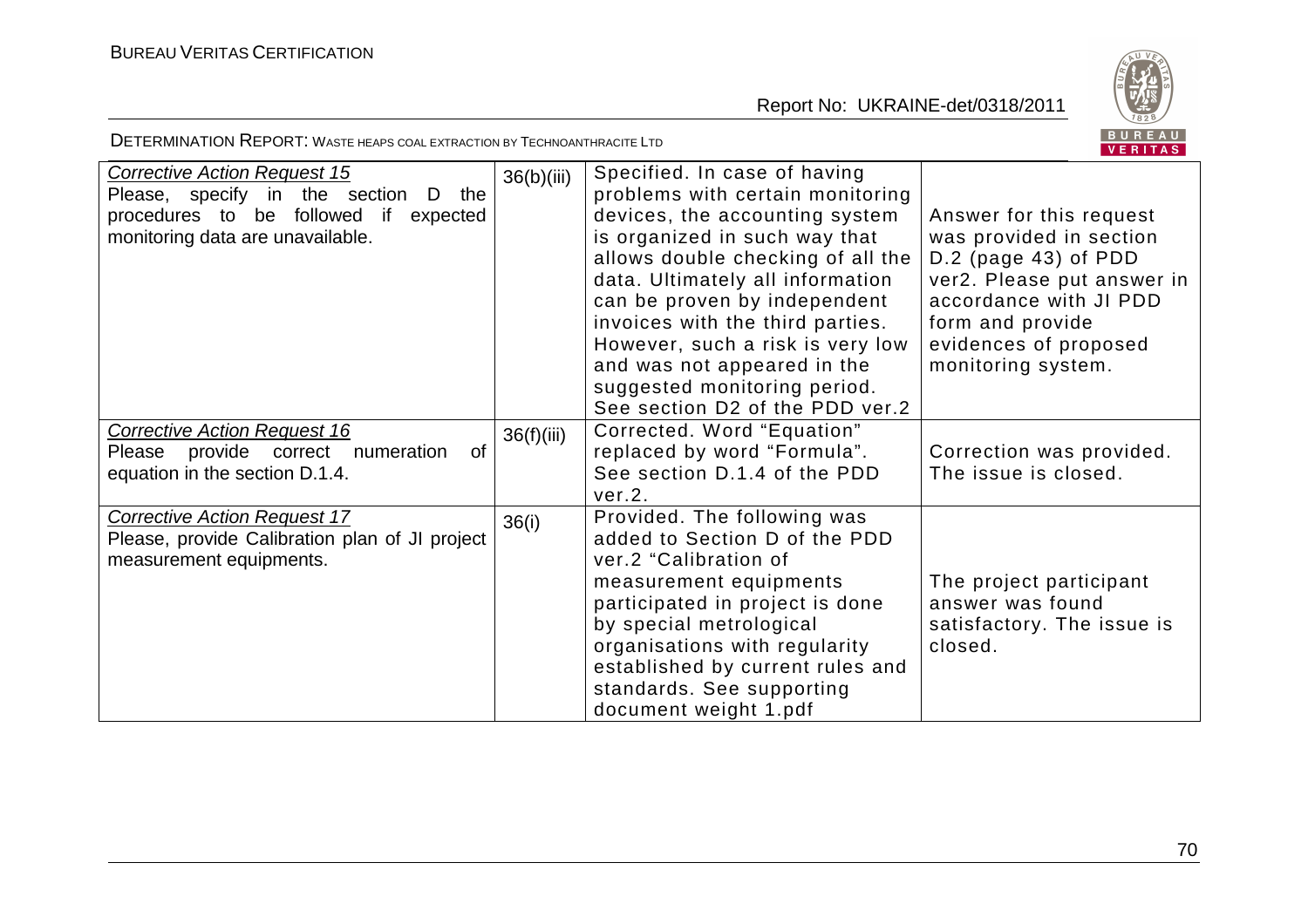| *Corrective Action Request 15* Please, specify in the section D the procedures to be followed if expected monitoring data are unavailable. | 36(b)(iii) | Specified. In case of having problems with certain monitoring devices, the accounting system is organized in such way that allows double checking of all the data. Ultimately all information can be proven by independent invoices with the third parties. However, such a risk is very low and was not appeared in the suggested monitoring period. See section D2 of the PDD ver.2 | Answer for this request was provided in section D.2 (page 43) of PDD ver2. Please put answer in accordance with JI PDD form and provide evidences of proposed monitoring system. |
|---|---|---|---|
| *Corrective Action Request 16* Please provide correct numeration of equation in the section D.1.4. | 36(f)(iii) | Corrected. Word "Equation" replaced by word "Formula". See section D.1.4 of the PDD ver.2. | Correction was provided. The issue is closed. |
| *Corrective Action Request 17* Please, provide Calibration plan of JI project measurement equipments. | 36(i) | Provided. The following was added to Section D of the PDD ver.2 "Calibration of measurement equipments participated in project is done by special metrological organisations with regularity established by current rules and standards. See supporting document weight 1.pdf | The project participant answer was found satisfactory. The issue is closed. |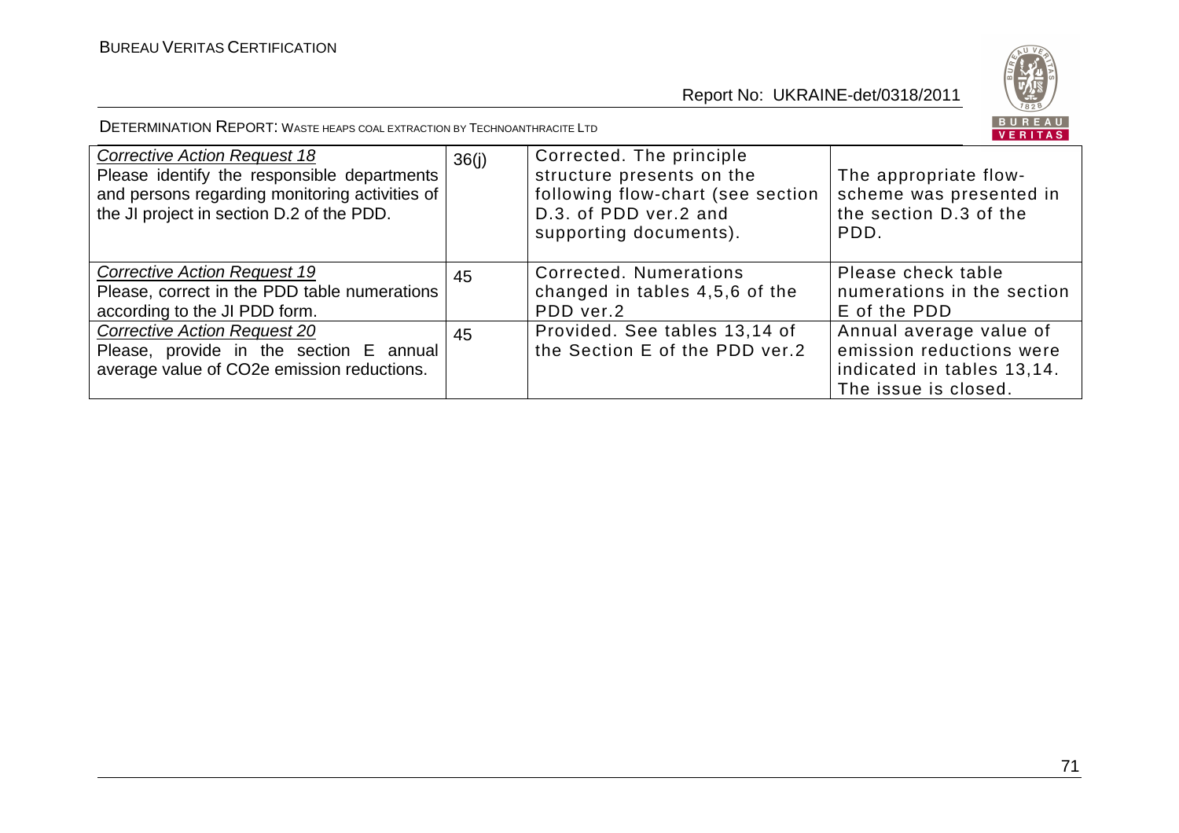| *Corrective Action Request 18* Please identify the responsible departments and persons regarding monitoring activities of the JI project in section D.2 of the PDD. | 36(j) | Corrected. The principle structure presents on the following flow-chart (see section D.3. of PDD ver.2 and supporting documents). | The appropriate flow-scheme was presented in the section D.3 of the PDD. |
|---|---|---|---|
| *Corrective Action Request 19* Please, correct in the PDD table numerations according to the JI PDD form. | 45 | Corrected. Numerations changed in tables 4,5,6 of the PDD ver.2 | Please check table numerations in the section E of the PDD |
| *Corrective Action Request 20* Please, provide in the section E annual average value of CO2e emission reductions. | 45 | Provided. See tables 13,14 of the Section E of the PDD ver.2 | Annual average value of emission reductions were indicated in tables 13,14. The issue is closed. |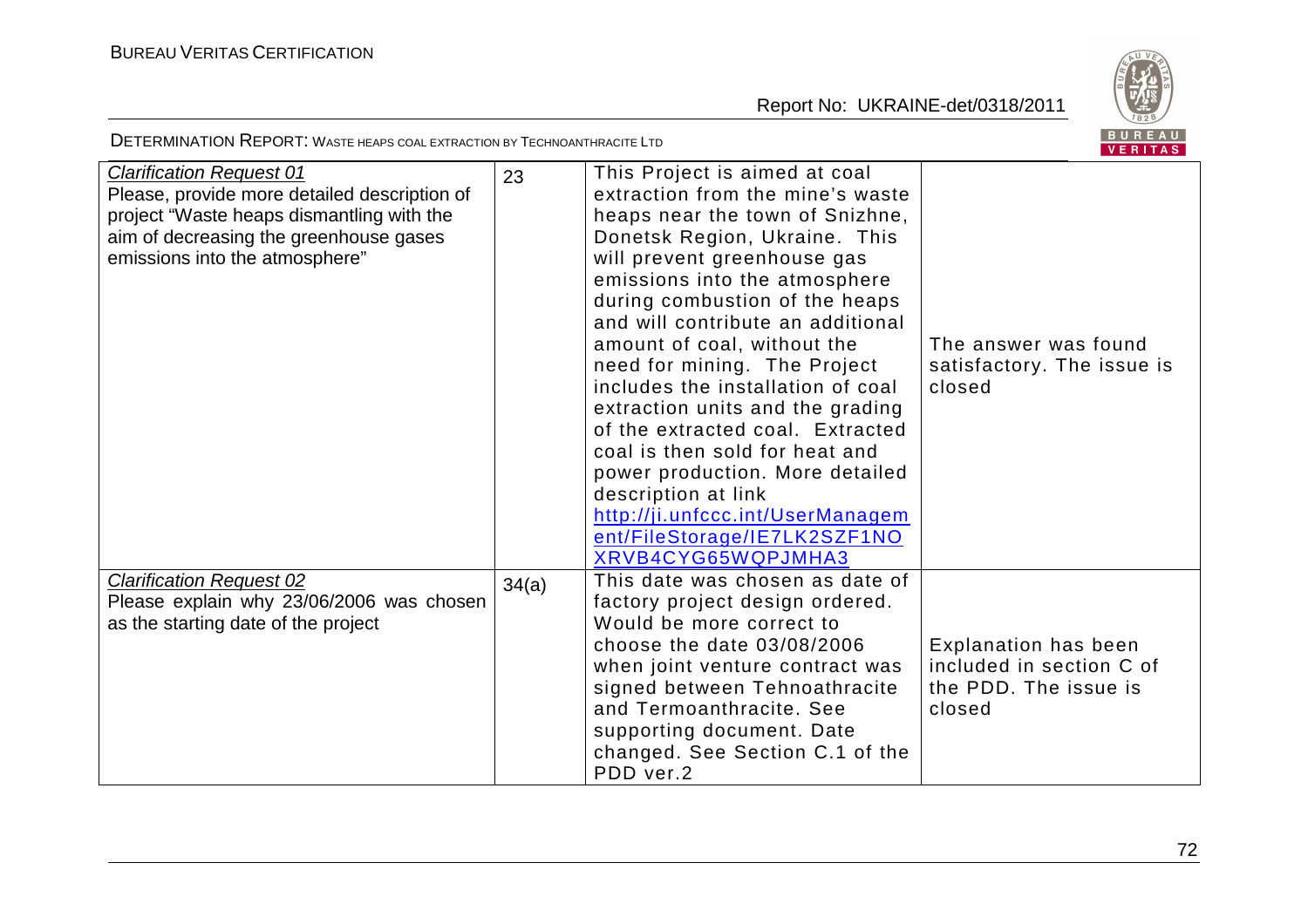| | | | |
|---|---|---|---|
| *Clarification Request 01*<br>Please, provide more detailed description of project "Waste heaps dismantling with the aim of decreasing the greenhouse gases emissions into the atmosphere" | 23 | This Project is aimed at coal extraction from the mine's waste heaps near the town of Snizhne, Donetsk Region, Ukraine. This will prevent greenhouse gas emissions into the atmosphere during combustion of the heaps and will contribute an additional amount of coal, without the need for mining. The Project includes the installation of coal extraction units and the grading of the extracted coal. Extracted coal is then sold for heat and power production. More detailed description at link http://ji.unfccc.int/UserManagement/FileStorage/IE7LK2SZF1NOXRVB4CYG65WQPJMHA3 | The answer was found satisfactory. The issue is closed |
| *Clarification Request 02*<br>Please explain why 23/06/2006 was chosen as the starting date of the project | 34(a) | This date was chosen as date of factory project design ordered. Would be more correct to choose the date 03/08/2006 when joint venture contract was signed between Tehnoathracite and Termoanthracite. See supporting document. Date changed. See Section C.1 of the PDD ver.2 | Explanation has been included in section C of the PDD. The issue is closed |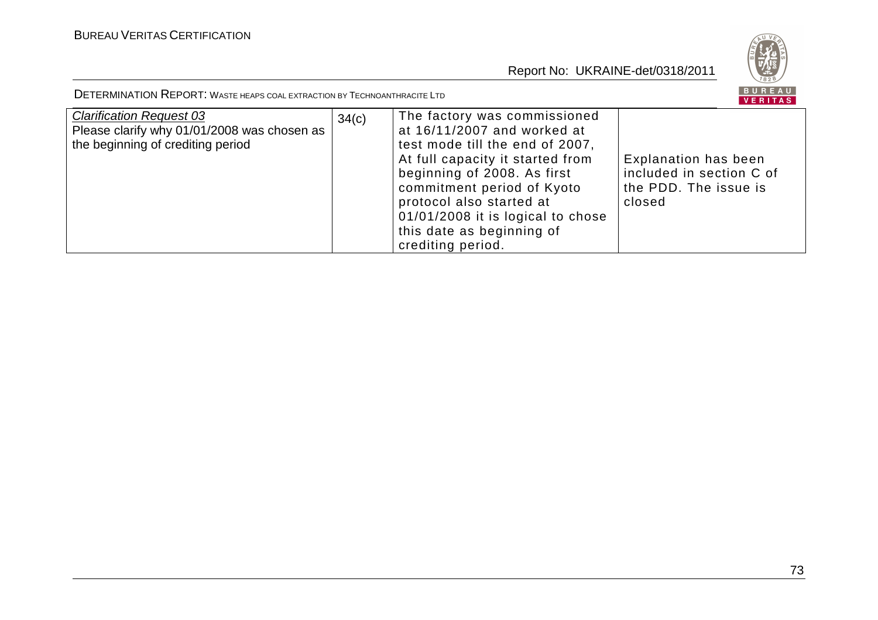| | | | |
|---|---|---|---|
| *Clarification Request 03*<br>Please clarify why 01/01/2008 was chosen as the beginning of crediting period | 34(c) | The factory was commissioned at 16/11/2007 and worked at test mode till the end of 2007, At full capacity it started from beginning of 2008. As first commitment period of Kyoto protocol also started at 01/01/2008 it is logical to chose this date as beginning of crediting period. | Explanation has been included in section C of the PDD. The issue is closed |